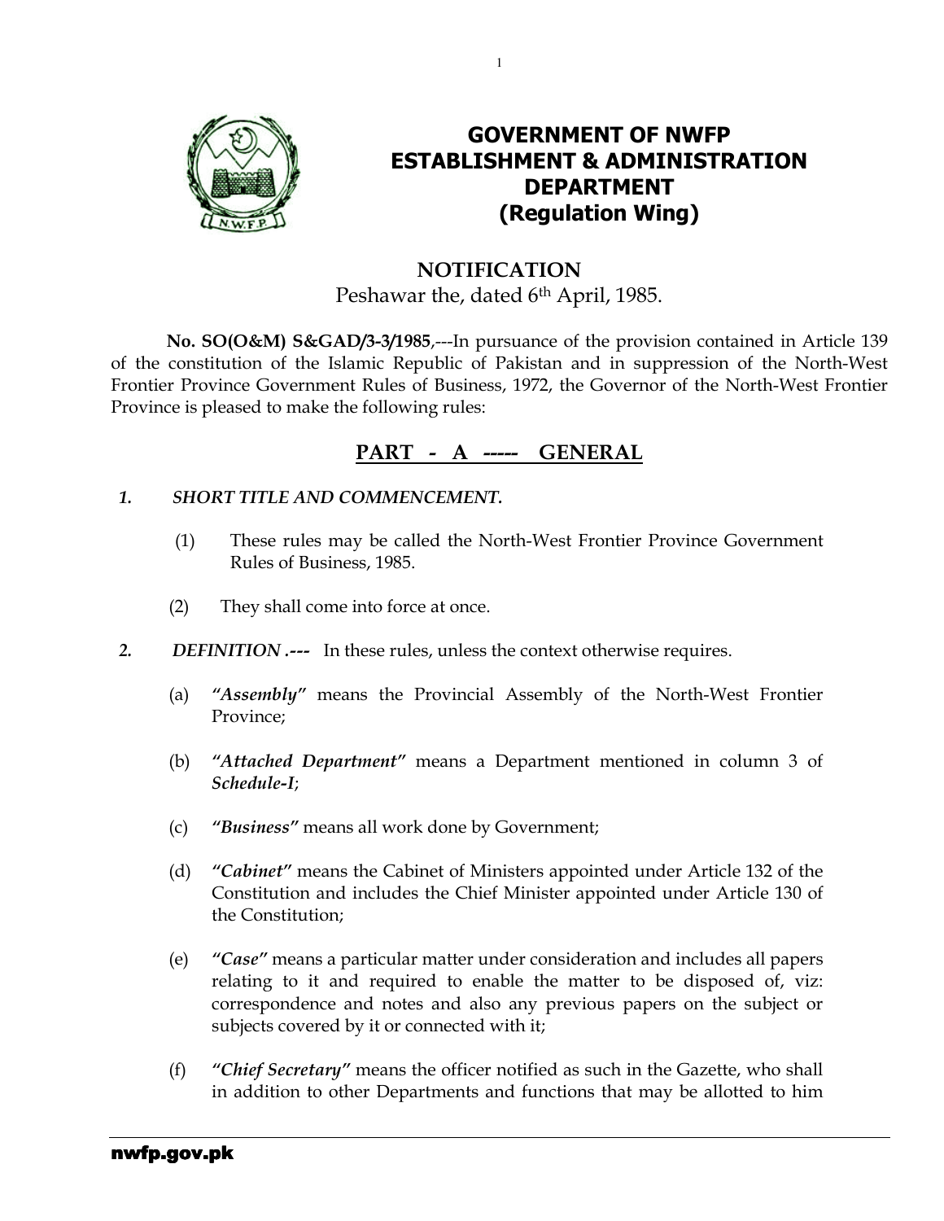# GOVERNMENT OF NWFP
# ESTABLISHMENT & ADMINISTRATION DEPARTMENT
## (Regulation Wing)

### NOTIFICATION

Peshawar the, dated 6th April, 1985.

**No. SO(O&M) S&GAD/3-3/1985**,---In pursuance of the provision contained in Article 139 of the constitution of the Islamic Republic of Pakistan and in suppression of the North-West Frontier Province Government Rules of Business, 1972, the Governor of the North-West Frontier Province is pleased to make the following rules:

## PART - A ----- GENERAL

***1. SHORT TITLE AND COMMENCEMENT.***

(1) These rules may be called the North-West Frontier Province Government Rules of Business, 1985.

(2) They shall come into force at once.

**2. *DEFINITION .---*** In these rules, unless the context otherwise requires.

(a) ***"Assembly"*** means the Provincial Assembly of the North-West Frontier Province;

(b) ***"Attached Department"*** means a Department mentioned in column 3 of ***Schedule-I***;

(c) ***"Business"*** means all work done by Government;

(d) ***"Cabinet"*** means the Cabinet of Ministers appointed under Article 132 of the Constitution and includes the Chief Minister appointed under Article 130 of the Constitution;

(e) ***"Case"*** means a particular matter under consideration and includes all papers relating to it and required to enable the matter to be disposed of, viz: correspondence and notes and also any previous papers on the subject or subjects covered by it or connected with it;

(f) ***"Chief Secretary"*** means the officer notified as such in the Gazette, who shall in addition to other Departments and functions that may be allotted to him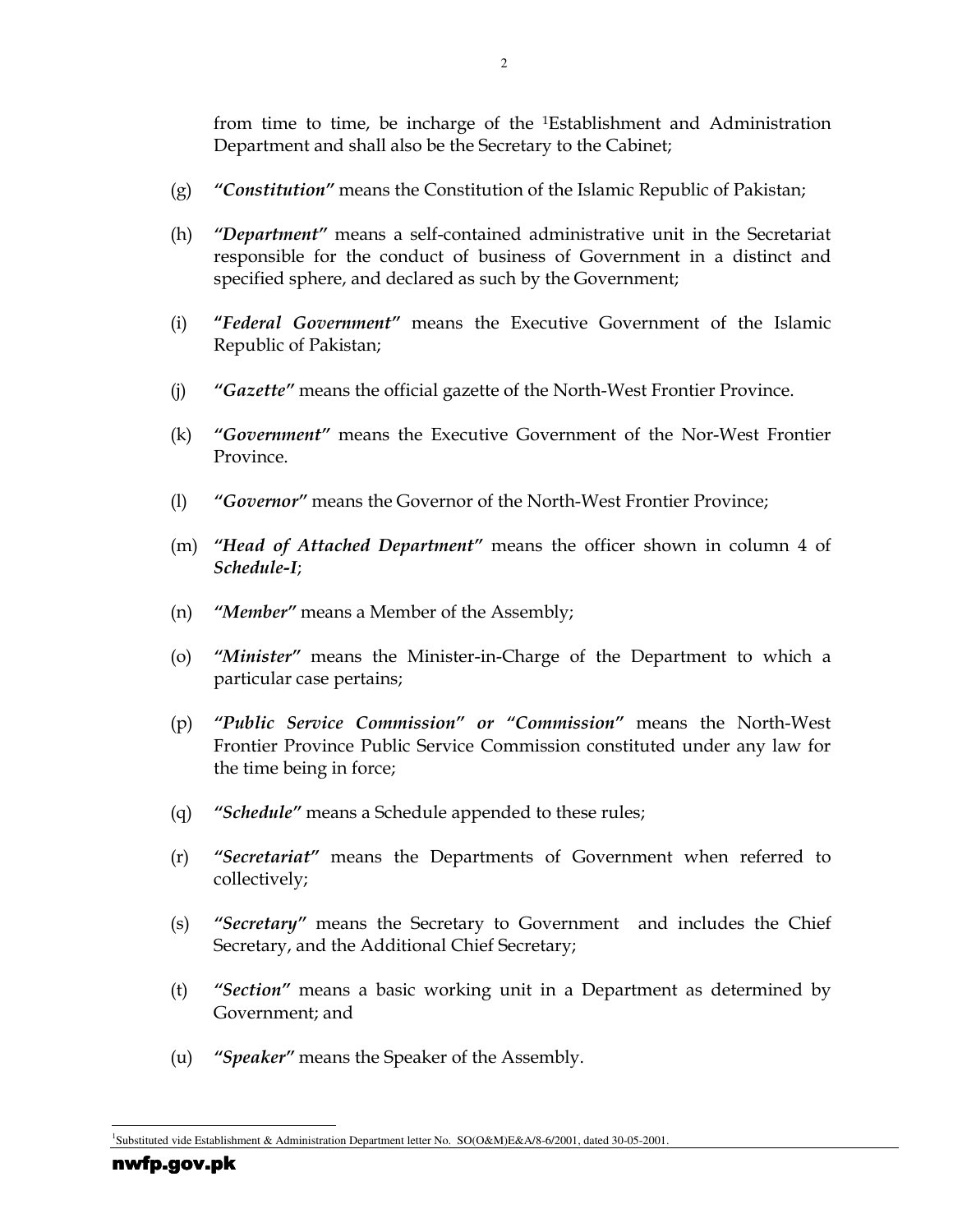from time to time, be incharge of the [1]Establishment and Administration Department and shall also be the Secretary to the Cabinet;

(g) ***"Constitution"*** means the Constitution of the Islamic Republic of Pakistan;

(h) ***"Department"*** means a self-contained administrative unit in the Secretariat responsible for the conduct of business of Government in a distinct and specified sphere, and declared as such by the Government;

(i) ***"Federal Government"*** means the Executive Government of the Islamic Republic of Pakistan;

(j) ***"Gazette"*** means the official gazette of the North-West Frontier Province.

(k) ***"Government"*** means the Executive Government of the Nor-West Frontier Province.

(l) ***"Governor"*** means the Governor of the North-West Frontier Province;

(m) ***"Head of Attached Department"*** means the officer shown in column 4 of ***Schedule-I***;

(n) ***"Member"*** means a Member of the Assembly;

(o) ***"Minister"*** means the Minister-in-Charge of the Department to which a particular case pertains;

(p) ***"Public Service Commission" or "Commission"*** means the North-West Frontier Province Public Service Commission constituted under any law for the time being in force;

(q) ***"Schedule"*** means a Schedule appended to these rules;

(r) ***"Secretariat"*** means the Departments of Government when referred to collectively;

(s) ***"Secretary"*** means the Secretary to Government and includes the Chief Secretary, and the Additional Chief Secretary;

(t) ***"Section"*** means a basic working unit in a Department as determined by Government; and

(u) ***"Speaker"*** means the Speaker of the Assembly.

---

[1]Substituted vide Establishment & Administration Department letter No. SO(O&M)E&A/8-6/2001, dated 30-05-2001.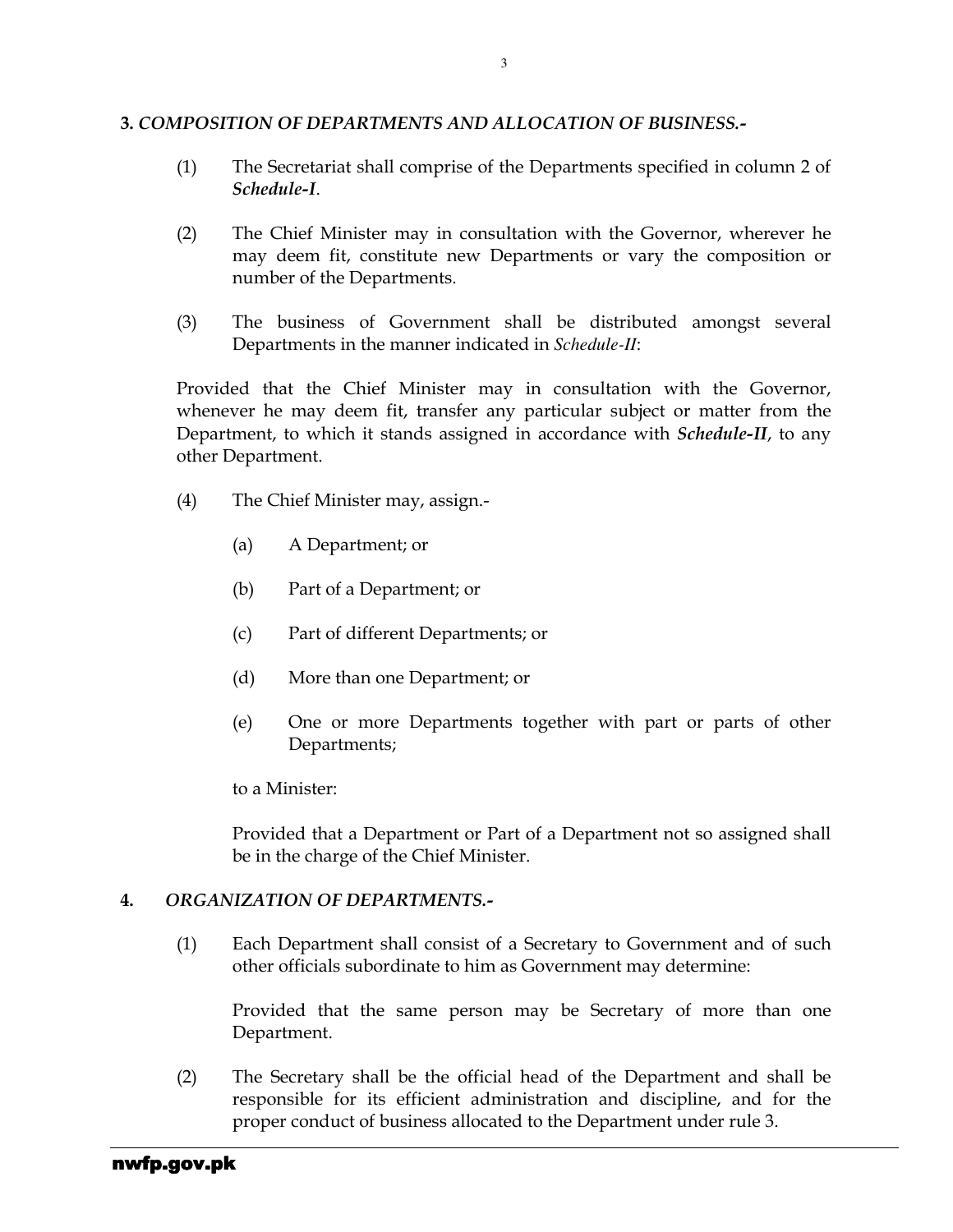**3. *COMPOSITION OF DEPARTMENTS AND ALLOCATION OF BUSINESS.-***

(1) The Secretariat shall comprise of the Departments specified in column 2 of ***Schedule-I***.

(2) The Chief Minister may in consultation with the Governor, wherever he may deem fit, constitute new Departments or vary the composition or number of the Departments.

(3) The business of Government shall be distributed amongst several Departments in the manner indicated in *Schedule-II*:

Provided that the Chief Minister may in consultation with the Governor, whenever he may deem fit, transfer any particular subject or matter from the Department, to which it stands assigned in accordance with ***Schedule-II***, to any other Department.

(4) The Chief Minister may, assign.-

(a) A Department; or

(b) Part of a Department; or

(c) Part of different Departments; or

(d) More than one Department; or

(e) One or more Departments together with part or parts of other Departments;

to a Minister:

Provided that a Department or Part of a Department not so assigned shall be in the charge of the Chief Minister.

**4. *ORGANIZATION OF DEPARTMENTS.-***

(1) Each Department shall consist of a Secretary to Government and of such other officials subordinate to him as Government may determine:

Provided that the same person may be Secretary of more than one Department.

(2) The Secretary shall be the official head of the Department and shall be responsible for its efficient administration and discipline, and for the proper conduct of business allocated to the Department under rule 3.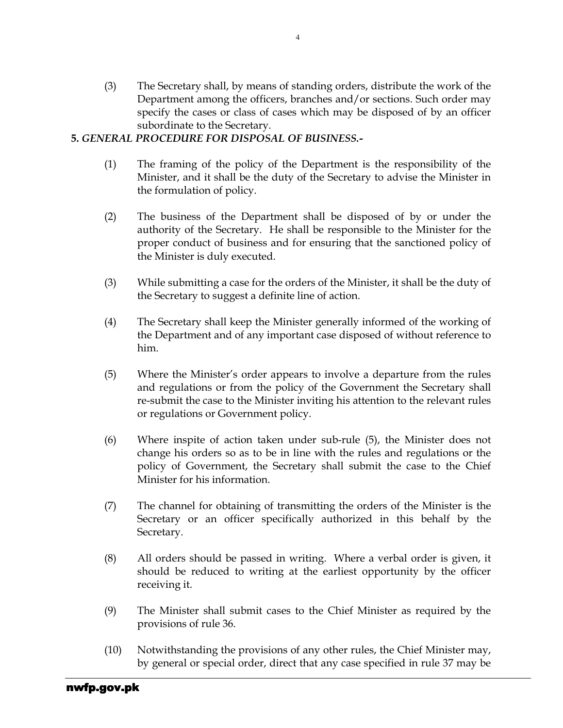(3) The Secretary shall, by means of standing orders, distribute the work of the Department among the officers, branches and/or sections. Such order may specify the cases or class of cases which may be disposed of by an officer subordinate to the Secretary.

**5.** ***GENERAL PROCEDURE FOR DISPOSAL OF BUSINESS.-***

(1) The framing of the policy of the Department is the responsibility of the Minister, and it shall be the duty of the Secretary to advise the Minister in the formulation of policy.

(2) The business of the Department shall be disposed of by or under the authority of the Secretary. He shall be responsible to the Minister for the proper conduct of business and for ensuring that the sanctioned policy of the Minister is duly executed.

(3) While submitting a case for the orders of the Minister, it shall be the duty of the Secretary to suggest a definite line of action.

(4) The Secretary shall keep the Minister generally informed of the working of the Department and of any important case disposed of without reference to him.

(5) Where the Minister's order appears to involve a departure from the rules and regulations or from the policy of the Government the Secretary shall re-submit the case to the Minister inviting his attention to the relevant rules or regulations or Government policy.

(6) Where inspite of action taken under sub-rule (5), the Minister does not change his orders so as to be in line with the rules and regulations or the policy of Government, the Secretary shall submit the case to the Chief Minister for his information.

(7) The channel for obtaining of transmitting the orders of the Minister is the Secretary or an officer specifically authorized in this behalf by the Secretary.

(8) All orders should be passed in writing. Where a verbal order is given, it should be reduced to writing at the earliest opportunity by the officer receiving it.

(9) The Minister shall submit cases to the Chief Minister as required by the provisions of rule 36.

(10) Notwithstanding the provisions of any other rules, the Chief Minister may, by general or special order, direct that any case specified in rule 37 may be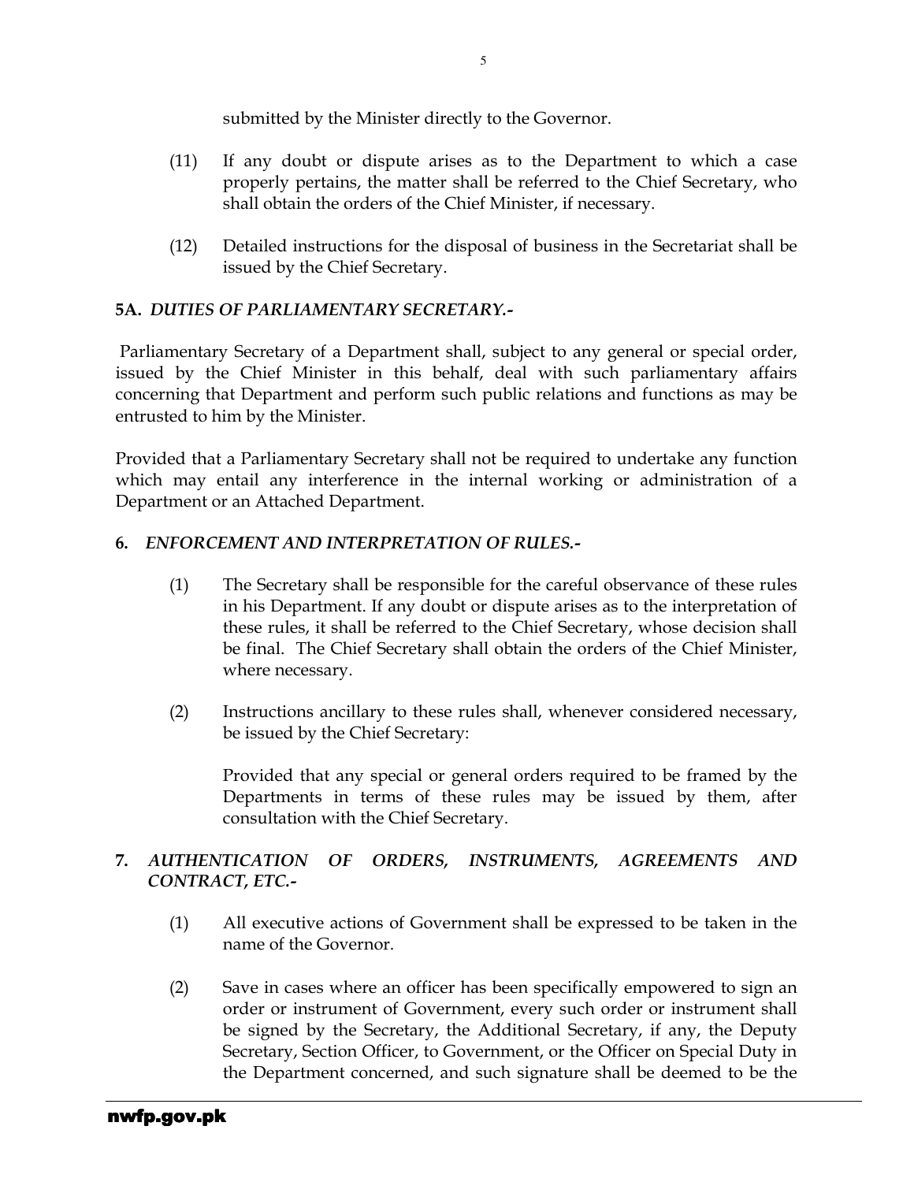submitted by the Minister directly to the Governor.

(11) If any doubt or dispute arises as to the Department to which a case properly pertains, the matter shall be referred to the Chief Secretary, who shall obtain the orders of the Chief Minister, if necessary.

(12) Detailed instructions for the disposal of business in the Secretariat shall be issued by the Chief Secretary.

### 5A. *DUTIES OF PARLIAMENTARY SECRETARY.-*

Parliamentary Secretary of a Department shall, subject to any general or special order, issued by the Chief Minister in this behalf, deal with such parliamentary affairs concerning that Department and perform such public relations and functions as may be entrusted to him by the Minister.

Provided that a Parliamentary Secretary shall not be required to undertake any function which may entail any interference in the internal working or administration of a Department or an Attached Department.

### 6. *ENFORCEMENT AND INTERPRETATION OF RULES.-*

(1) The Secretary shall be responsible for the careful observance of these rules in his Department. If any doubt or dispute arises as to the interpretation of these rules, it shall be referred to the Chief Secretary, whose decision shall be final. The Chief Secretary shall obtain the orders of the Chief Minister, where necessary.

(2) Instructions ancillary to these rules shall, whenever considered necessary, be issued by the Chief Secretary:

Provided that any special or general orders required to be framed by the Departments in terms of these rules may be issued by them, after consultation with the Chief Secretary.

### 7. *AUTHENTICATION OF ORDERS, INSTRUMENTS, AGREEMENTS AND CONTRACT, ETC.-*

(1) All executive actions of Government shall be expressed to be taken in the name of the Governor.

(2) Save in cases where an officer has been specifically empowered to sign an order or instrument of Government, every such order or instrument shall be signed by the Secretary, the Additional Secretary, if any, the Deputy Secretary, Section Officer, to Government, or the Officer on Special Duty in the Department concerned, and such signature shall be deemed to be the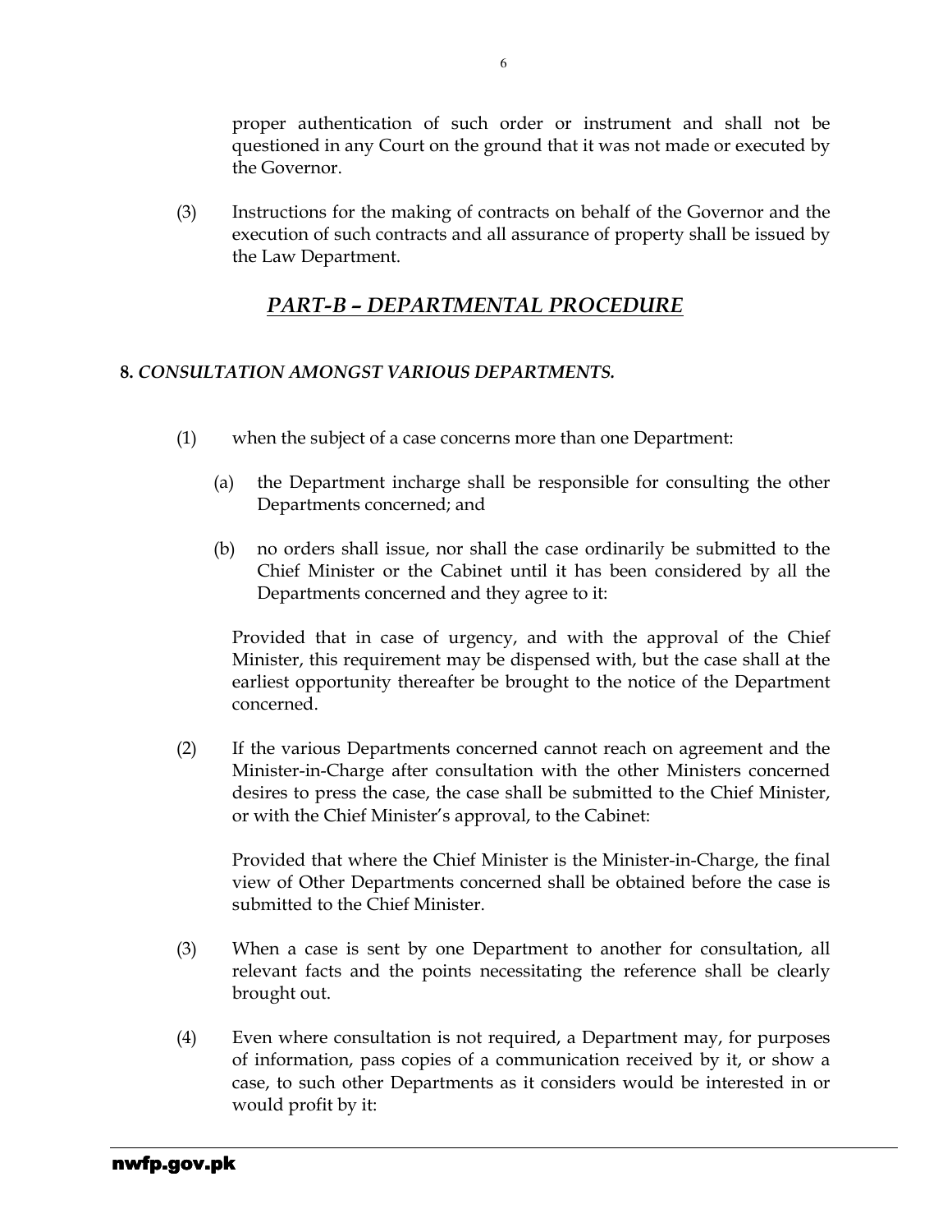proper authentication of such order or instrument and shall not be questioned in any Court on the ground that it was not made or executed by the Governor.

(3) Instructions for the making of contracts on behalf of the Governor and the execution of such contracts and all assurance of property shall be issued by the Law Department.

## *PART-B – DEPARTMENTAL PROCEDURE*

### 8. *CONSULTATION AMONGST VARIOUS DEPARTMENTS.*

(1) when the subject of a case concerns more than one Department:

(a) the Department incharge shall be responsible for consulting the other Departments concerned; and

(b) no orders shall issue, nor shall the case ordinarily be submitted to the Chief Minister or the Cabinet until it has been considered by all the Departments concerned and they agree to it:

Provided that in case of urgency, and with the approval of the Chief Minister, this requirement may be dispensed with, but the case shall at the earliest opportunity thereafter be brought to the notice of the Department concerned.

(2) If the various Departments concerned cannot reach on agreement and the Minister-in-Charge after consultation with the other Ministers concerned desires to press the case, the case shall be submitted to the Chief Minister, or with the Chief Minister's approval, to the Cabinet:

Provided that where the Chief Minister is the Minister-in-Charge, the final view of Other Departments concerned shall be obtained before the case is submitted to the Chief Minister.

(3) When a case is sent by one Department to another for consultation, all relevant facts and the points necessitating the reference shall be clearly brought out.

(4) Even where consultation is not required, a Department may, for purposes of information, pass copies of a communication received by it, or show a case, to such other Departments as it considers would be interested in or would profit by it: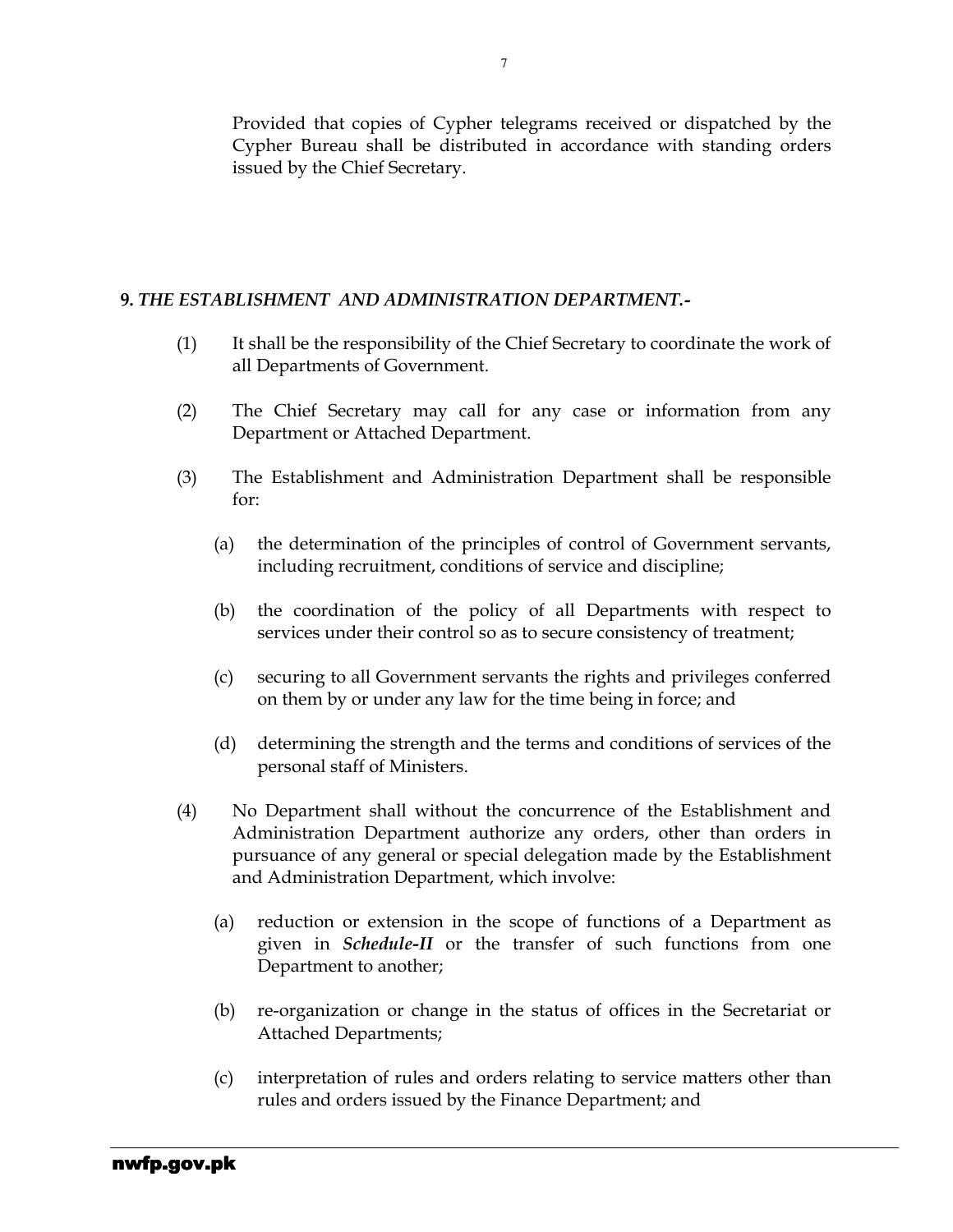Provided that copies of Cypher telegrams received or dispatched by the Cypher Bureau shall be distributed in accordance with standing orders issued by the Chief Secretary.

**9. *THE ESTABLISHMENT AND ADMINISTRATION DEPARTMENT.-***

(1) It shall be the responsibility of the Chief Secretary to coordinate the work of all Departments of Government.

(2) The Chief Secretary may call for any case or information from any Department or Attached Department.

(3) The Establishment and Administration Department shall be responsible for:

   (a) the determination of the principles of control of Government servants, including recruitment, conditions of service and discipline;

   (b) the coordination of the policy of all Departments with respect to services under their control so as to secure consistency of treatment;

   (c) securing to all Government servants the rights and privileges conferred on them by or under any law for the time being in force; and

   (d) determining the strength and the terms and conditions of services of the personal staff of Ministers.

(4) No Department shall without the concurrence of the Establishment and Administration Department authorize any orders, other than orders in pursuance of any general or special delegation made by the Establishment and Administration Department, which involve:

   (a) reduction or extension in the scope of functions of a Department as given in ***Schedule-II*** or the transfer of such functions from one Department to another;

   (b) re-organization or change in the status of offices in the Secretariat or Attached Departments;

   (c) interpretation of rules and orders relating to service matters other than rules and orders issued by the Finance Department; and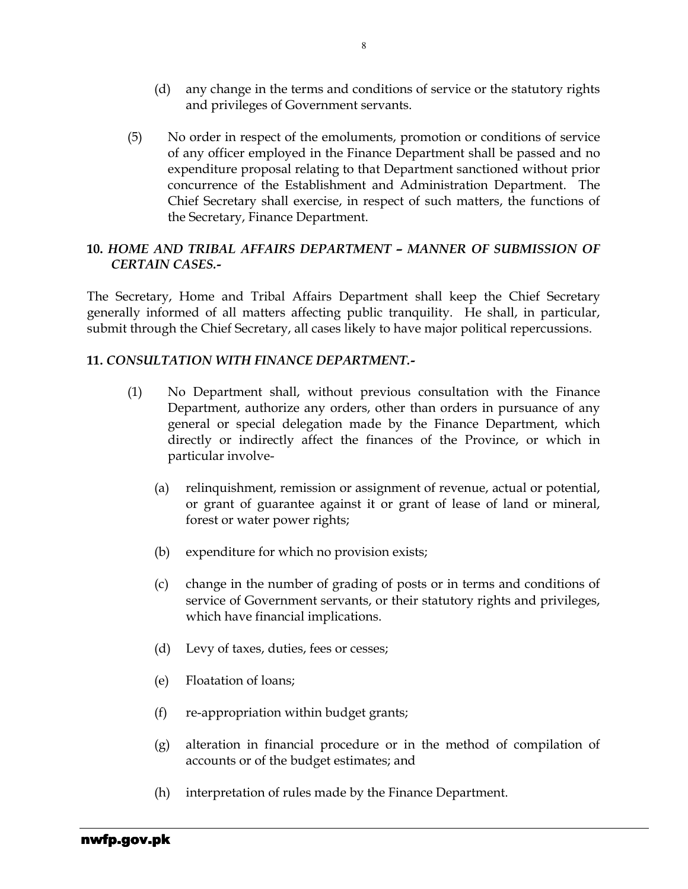(d) any change in the terms and conditions of service or the statutory rights and privileges of Government servants.

(5) No order in respect of the emoluments, promotion or conditions of service of any officer employed in the Finance Department shall be passed and no expenditure proposal relating to that Department sanctioned without prior concurrence of the Establishment and Administration Department. The Chief Secretary shall exercise, in respect of such matters, the functions of the Secretary, Finance Department.

**10.** ***HOME AND TRIBAL AFFAIRS DEPARTMENT – MANNER OF SUBMISSION OF CERTAIN CASES.-***

The Secretary, Home and Tribal Affairs Department shall keep the Chief Secretary generally informed of all matters affecting public tranquility. He shall, in particular, submit through the Chief Secretary, all cases likely to have major political repercussions.

**11.** ***CONSULTATION WITH FINANCE DEPARTMENT.-***

(1) No Department shall, without previous consultation with the Finance Department, authorize any orders, other than orders in pursuance of any general or special delegation made by the Finance Department, which directly or indirectly affect the finances of the Province, or which in particular involve-

(a) relinquishment, remission or assignment of revenue, actual or potential, or grant of guarantee against it or grant of lease of land or mineral, forest or water power rights;

(b) expenditure for which no provision exists;

(c) change in the number of grading of posts or in terms and conditions of service of Government servants, or their statutory rights and privileges, which have financial implications.

(d) Levy of taxes, duties, fees or cesses;

(e) Floatation of loans;

(f) re-appropriation within budget grants;

(g) alteration in financial procedure or in the method of compilation of accounts or of the budget estimates; and

(h) interpretation of rules made by the Finance Department.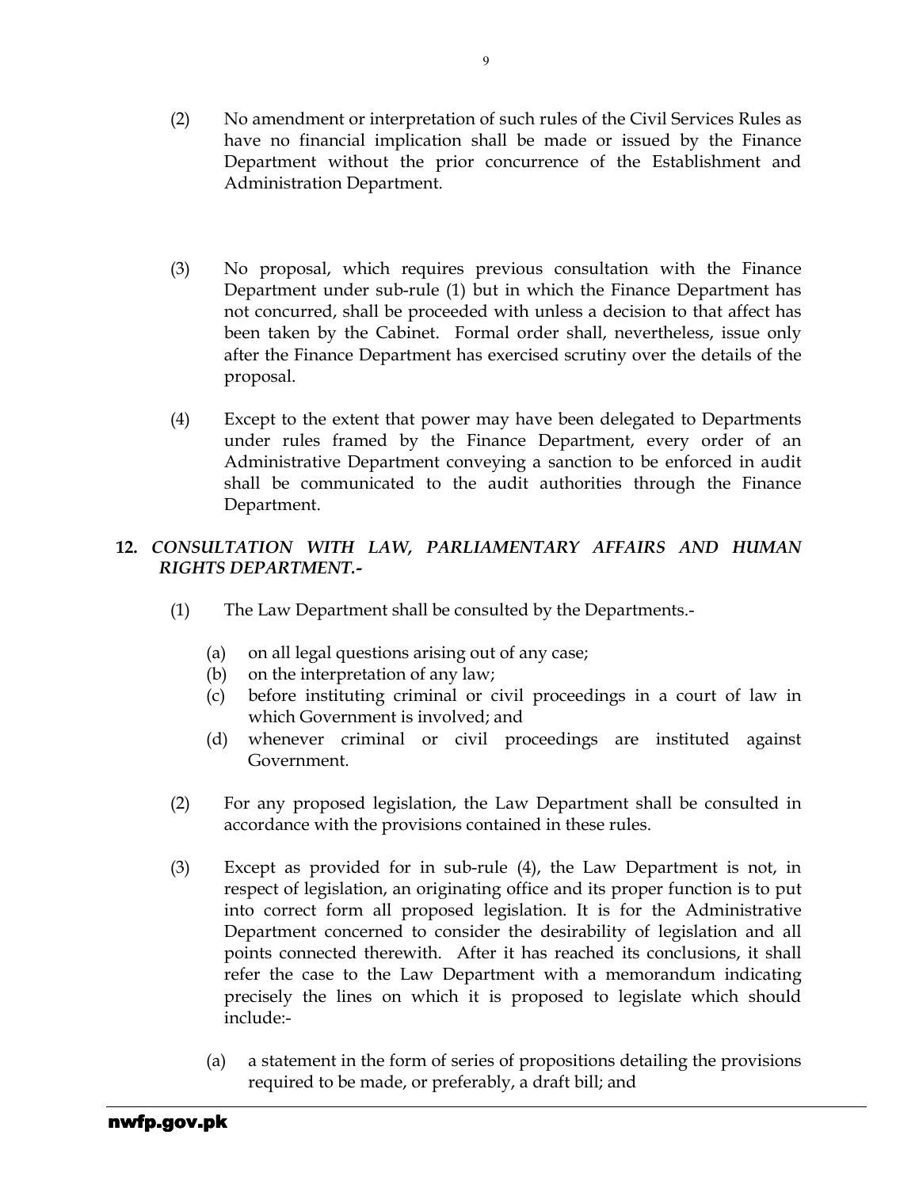(2) No amendment or interpretation of such rules of the Civil Services Rules as have no financial implication shall be made or issued by the Finance Department without the prior concurrence of the Establishment and Administration Department.

(3) No proposal, which requires previous consultation with the Finance Department under sub-rule (1) but in which the Finance Department has not concurred, shall be proceeded with unless a decision to that affect has been taken by the Cabinet. Formal order shall, nevertheless, issue only after the Finance Department has exercised scrutiny over the details of the proposal.

(4) Except to the extent that power may have been delegated to Departments under rules framed by the Finance Department, every order of an Administrative Department conveying a sanction to be enforced in audit shall be communicated to the audit authorities through the Finance Department.

**12.** ***CONSULTATION WITH LAW, PARLIAMENTARY AFFAIRS AND HUMAN RIGHTS DEPARTMENT.-***

(1) The Law Department shall be consulted by the Departments.-

- (a) on all legal questions arising out of any case;
- (b) on the interpretation of any law;
- (c) before instituting criminal or civil proceedings in a court of law in which Government is involved; and
- (d) whenever criminal or civil proceedings are instituted against Government.

(2) For any proposed legislation, the Law Department shall be consulted in accordance with the provisions contained in these rules.

(3) Except as provided for in sub-rule (4), the Law Department is not, in respect of legislation, an originating office and its proper function is to put into correct form all proposed legislation. It is for the Administrative Department concerned to consider the desirability of legislation and all points connected therewith. After it has reached its conclusions, it shall refer the case to the Law Department with a memorandum indicating precisely the lines on which it is proposed to legislate which should include:-

- (a) a statement in the form of series of propositions detailing the provisions required to be made, or preferably, a draft bill; and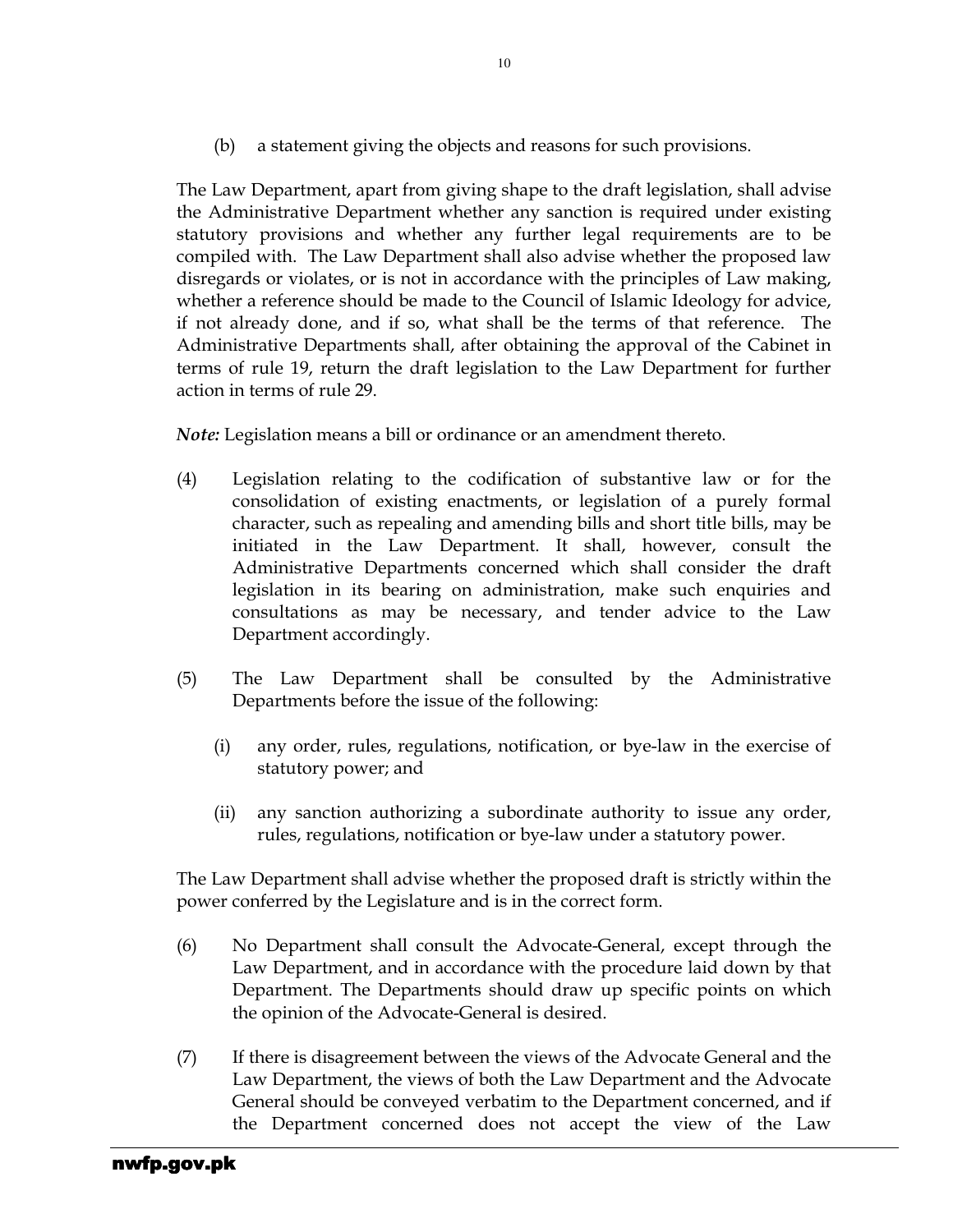(b) a statement giving the objects and reasons for such provisions.

The Law Department, apart from giving shape to the draft legislation, shall advise the Administrative Department whether any sanction is required under existing statutory provisions and whether any further legal requirements are to be compiled with. The Law Department shall also advise whether the proposed law disregards or violates, or is not in accordance with the principles of Law making, whether a reference should be made to the Council of Islamic Ideology for advice, if not already done, and if so, what shall be the terms of that reference. The Administrative Departments shall, after obtaining the approval of the Cabinet in terms of rule 19, return the draft legislation to the Law Department for further action in terms of rule 29.

***Note:*** Legislation means a bill or ordinance or an amendment thereto.

(4) Legislation relating to the codification of substantive law or for the consolidation of existing enactments, or legislation of a purely formal character, such as repealing and amending bills and short title bills, may be initiated in the Law Department. It shall, however, consult the Administrative Departments concerned which shall consider the draft legislation in its bearing on administration, make such enquiries and consultations as may be necessary, and tender advice to the Law Department accordingly.

(5) The Law Department shall be consulted by the Administrative Departments before the issue of the following:

(i) any order, rules, regulations, notification, or bye-law in the exercise of statutory power; and

(ii) any sanction authorizing a subordinate authority to issue any order, rules, regulations, notification or bye-law under a statutory power.

The Law Department shall advise whether the proposed draft is strictly within the power conferred by the Legislature and is in the correct form.

(6) No Department shall consult the Advocate-General, except through the Law Department, and in accordance with the procedure laid down by that Department. The Departments should draw up specific points on which the opinion of the Advocate-General is desired.

(7) If there is disagreement between the views of the Advocate General and the Law Department, the views of both the Law Department and the Advocate General should be conveyed verbatim to the Department concerned, and if the Department concerned does not accept the view of the Law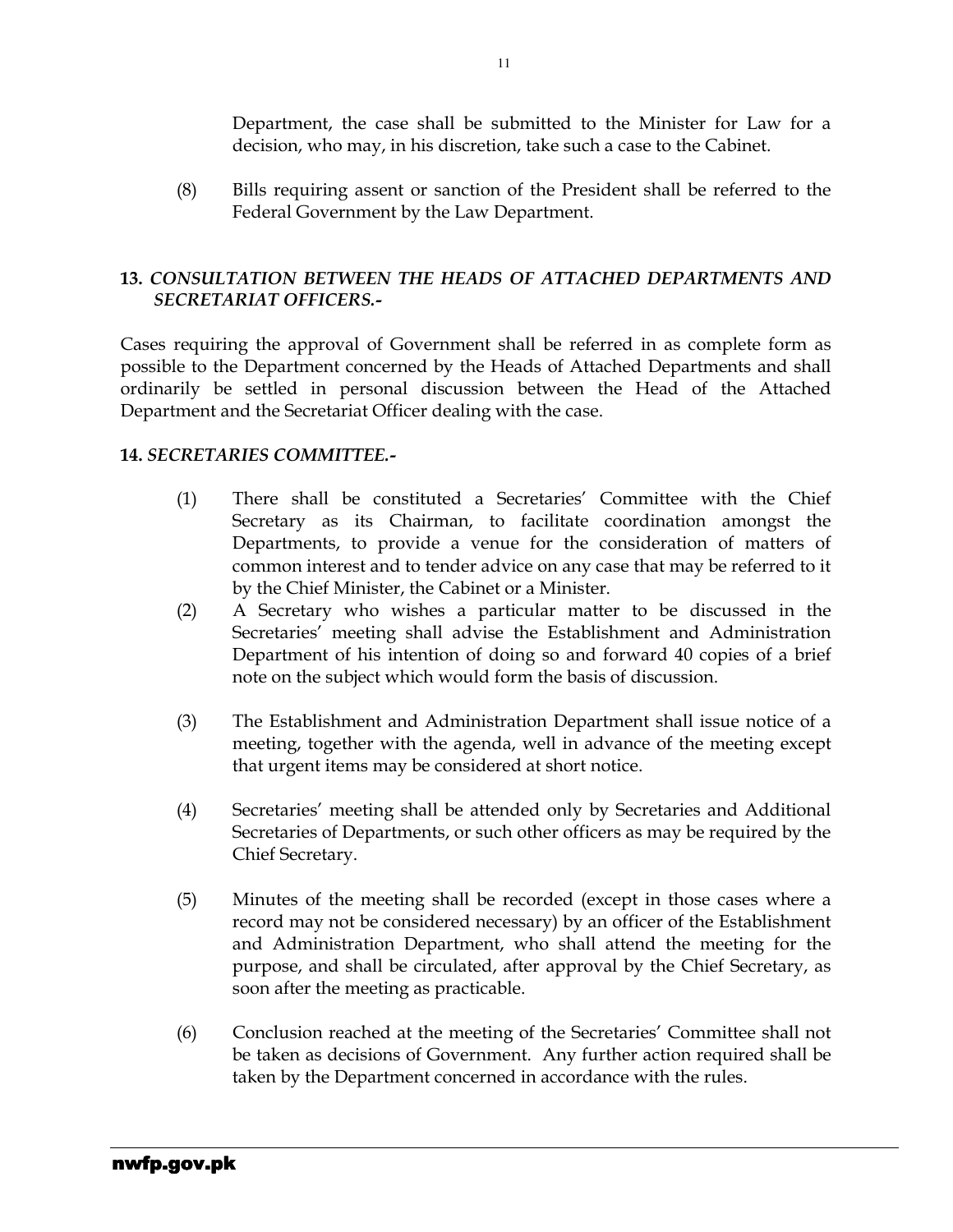Department, the case shall be submitted to the Minister for Law for a decision, who may, in his discretion, take such a case to the Cabinet.

(8) Bills requiring assent or sanction of the President shall be referred to the Federal Government by the Law Department.

**13.** ***CONSULTATION BETWEEN THE HEADS OF ATTACHED DEPARTMENTS AND SECRETARIAT OFFICERS.-***

Cases requiring the approval of Government shall be referred in as complete form as possible to the Department concerned by the Heads of Attached Departments and shall ordinarily be settled in personal discussion between the Head of the Attached Department and the Secretariat Officer dealing with the case.

**14.** ***SECRETARIES COMMITTEE.-***

(1) There shall be constituted a Secretaries' Committee with the Chief Secretary as its Chairman, to facilitate coordination amongst the Departments, to provide a venue for the consideration of matters of common interest and to tender advice on any case that may be referred to it by the Chief Minister, the Cabinet or a Minister.

(2) A Secretary who wishes a particular matter to be discussed in the Secretaries' meeting shall advise the Establishment and Administration Department of his intention of doing so and forward 40 copies of a brief note on the subject which would form the basis of discussion.

(3) The Establishment and Administration Department shall issue notice of a meeting, together with the agenda, well in advance of the meeting except that urgent items may be considered at short notice.

(4) Secretaries' meeting shall be attended only by Secretaries and Additional Secretaries of Departments, or such other officers as may be required by the Chief Secretary.

(5) Minutes of the meeting shall be recorded (except in those cases where a record may not be considered necessary) by an officer of the Establishment and Administration Department, who shall attend the meeting for the purpose, and shall be circulated, after approval by the Chief Secretary, as soon after the meeting as practicable.

(6) Conclusion reached at the meeting of the Secretaries' Committee shall not be taken as decisions of Government. Any further action required shall be taken by the Department concerned in accordance with the rules.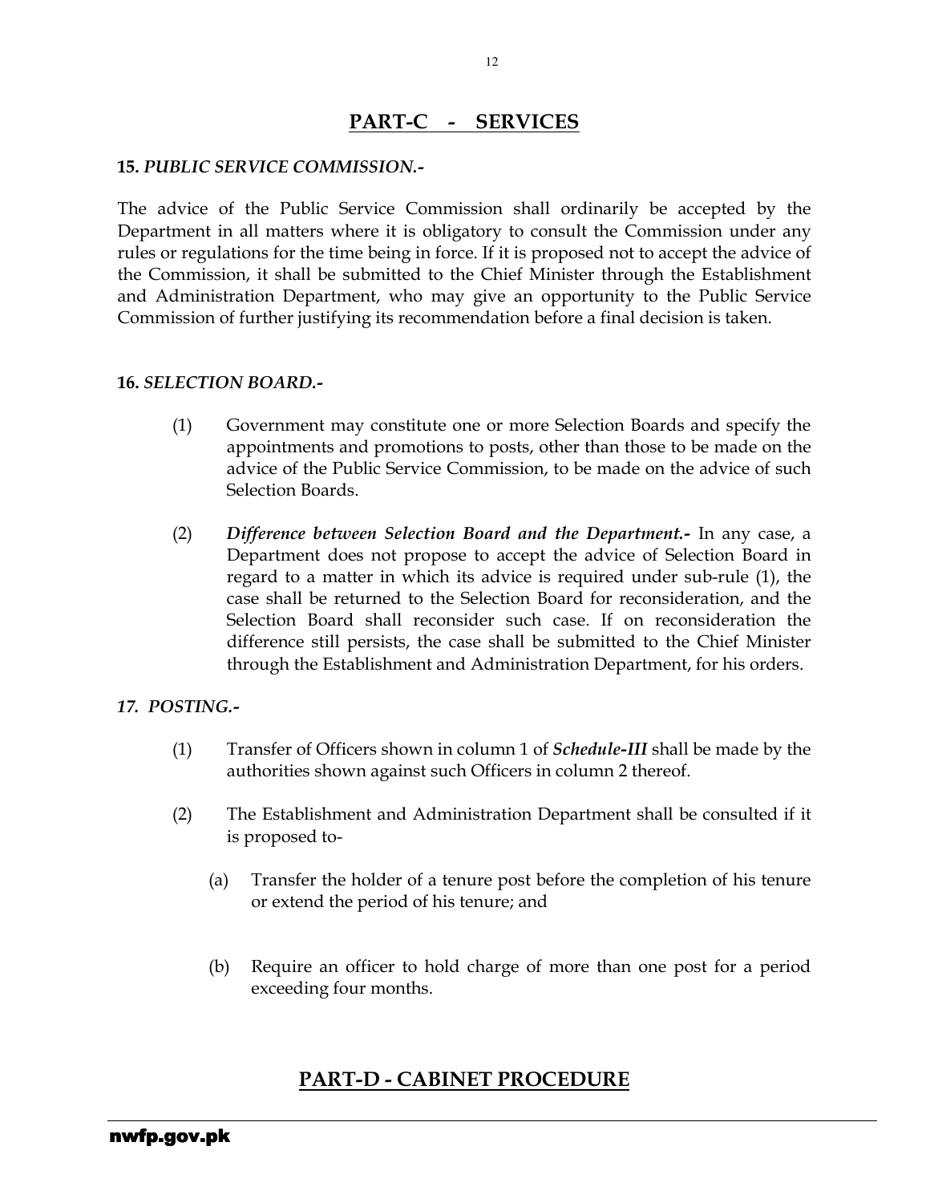## PART-C - SERVICES

**15.** ***PUBLIC SERVICE COMMISSION.-***

The advice of the Public Service Commission shall ordinarily be accepted by the Department in all matters where it is obligatory to consult the Commission under any rules or regulations for the time being in force. If it is proposed not to accept the advice of the Commission, it shall be submitted to the Chief Minister through the Establishment and Administration Department, who may give an opportunity to the Public Service Commission of further justifying its recommendation before a final decision is taken.

**16.** ***SELECTION BOARD.-***

(1) Government may constitute one or more Selection Boards and specify the appointments and promotions to posts, other than those to be made on the advice of the Public Service Commission, to be made on the advice of such Selection Boards.

(2) ***Difference between Selection Board and the Department.-*** In any case, a Department does not propose to accept the advice of Selection Board in regard to a matter in which its advice is required under sub-rule (1), the case shall be returned to the Selection Board for reconsideration, and the Selection Board shall reconsider such case. If on reconsideration the difference still persists, the case shall be submitted to the Chief Minister through the Establishment and Administration Department, for his orders.

***17. POSTING.-***

(1) Transfer of Officers shown in column 1 of ***Schedule-III*** shall be made by the authorities shown against such Officers in column 2 thereof.

(2) The Establishment and Administration Department shall be consulted if it is proposed to-

(a) Transfer the holder of a tenure post before the completion of his tenure or extend the period of his tenure; and

(b) Require an officer to hold charge of more than one post for a period exceeding four months.

## PART-D - CABINET PROCEDURE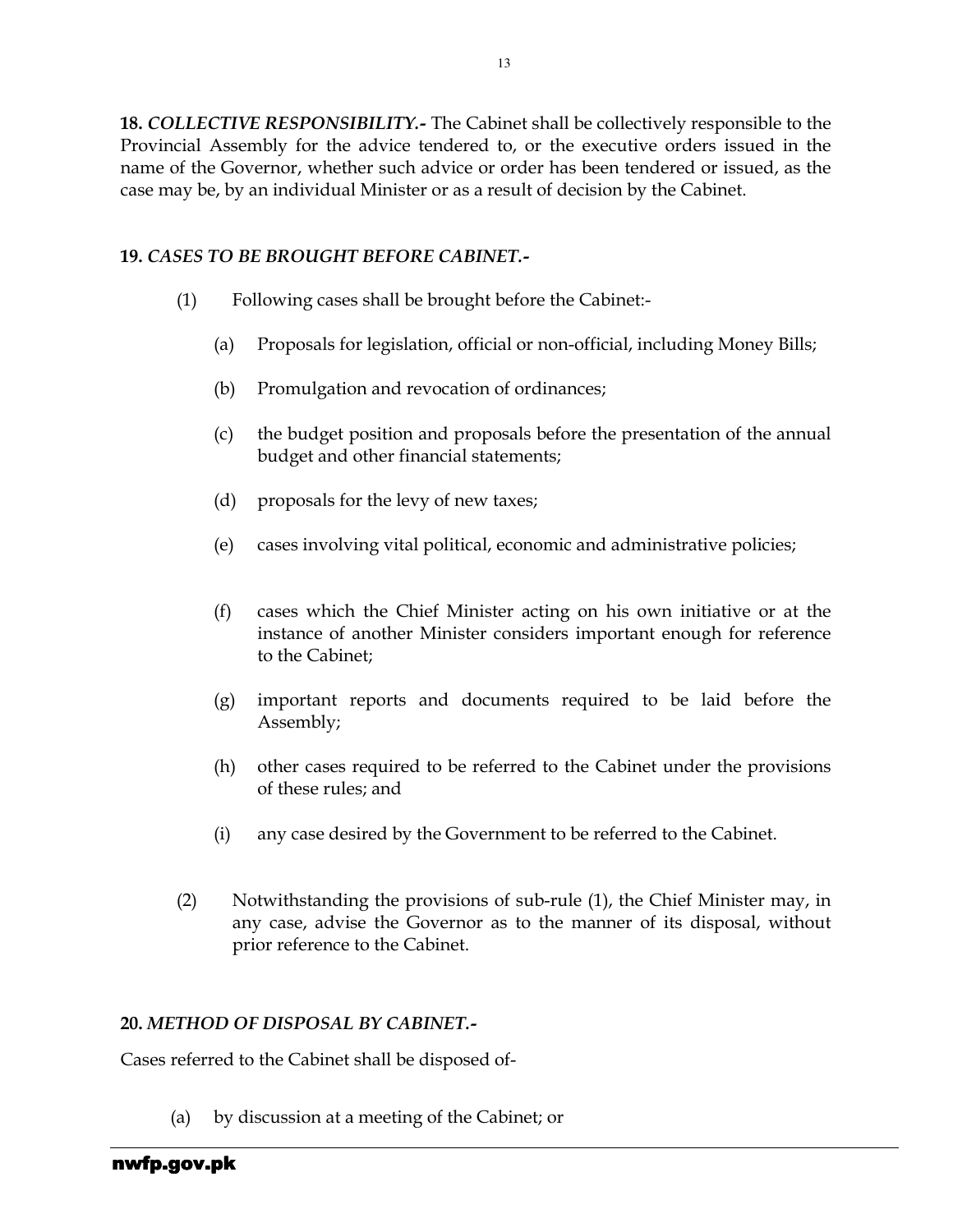**18.** ***COLLECTIVE RESPONSIBILITY.-*** The Cabinet shall be collectively responsible to the Provincial Assembly for the advice tendered to, or the executive orders issued in the name of the Governor, whether such advice or order has been tendered or issued, as the case may be, by an individual Minister or as a result of decision by the Cabinet.

**19.** ***CASES TO BE BROUGHT BEFORE CABINET.-***

(1) Following cases shall be brought before the Cabinet:-

- (a) Proposals for legislation, official or non-official, including Money Bills;
- (b) Promulgation and revocation of ordinances;
- (c) the budget position and proposals before the presentation of the annual budget and other financial statements;
- (d) proposals for the levy of new taxes;
- (e) cases involving vital political, economic and administrative policies;
- (f) cases which the Chief Minister acting on his own initiative or at the instance of another Minister considers important enough for reference to the Cabinet;
- (g) important reports and documents required to be laid before the Assembly;
- (h) other cases required to be referred to the Cabinet under the provisions of these rules; and
- (i) any case desired by the Government to be referred to the Cabinet.

(2) Notwithstanding the provisions of sub-rule (1), the Chief Minister may, in any case, advise the Governor as to the manner of its disposal, without prior reference to the Cabinet.

**20.** ***METHOD OF DISPOSAL BY CABINET.-***

Cases referred to the Cabinet shall be disposed of-

- (a) by discussion at a meeting of the Cabinet; or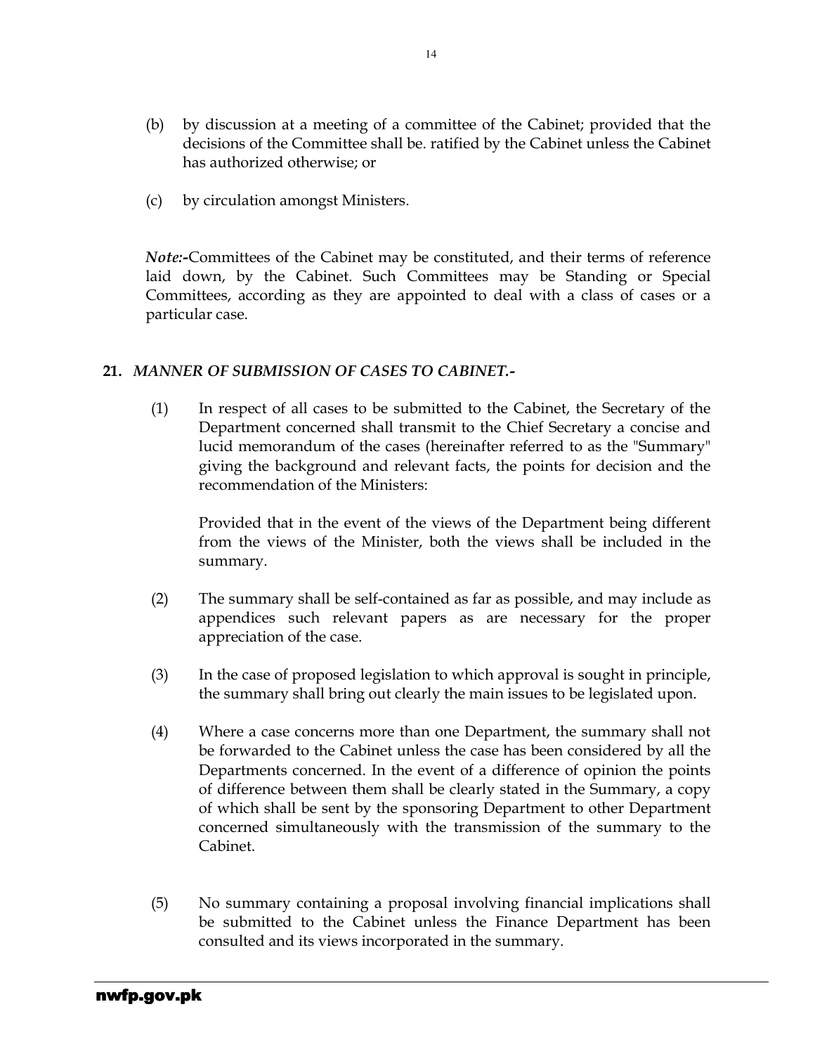(b) by discussion at a meeting of a committee of the Cabinet; provided that the decisions of the Committee shall be. ratified by the Cabinet unless the Cabinet has authorized otherwise; or

(c) by circulation amongst Ministers.

***Note:-***Committees of the Cabinet may be constituted, and their terms of reference laid down, by the Cabinet. Such Committees may be Standing or Special Committees, according as they are appointed to deal with a class of cases or a particular case.

**21.** ***MANNER OF SUBMISSION OF CASES TO CABINET.-***

(1) In respect of all cases to be submitted to the Cabinet, the Secretary of the Department concerned shall transmit to the Chief Secretary a concise and lucid memorandum of the cases (hereinafter referred to as the "Summary" giving the background and relevant facts, the points for decision and the recommendation of the Ministers:

Provided that in the event of the views of the Department being different from the views of the Minister, both the views shall be included in the summary.

(2) The summary shall be self-contained as far as possible, and may include as appendices such relevant papers as are necessary for the proper appreciation of the case.

(3) In the case of proposed legislation to which approval is sought in principle, the summary shall bring out clearly the main issues to be legislated upon.

(4) Where a case concerns more than one Department, the summary shall not be forwarded to the Cabinet unless the case has been considered by all the Departments concerned. In the event of a difference of opinion the points of difference between them shall be clearly stated in the Summary, a copy of which shall be sent by the sponsoring Department to other Department concerned simultaneously with the transmission of the summary to the Cabinet.

(5) No summary containing a proposal involving financial implications shall be submitted to the Cabinet unless the Finance Department has been consulted and its views incorporated in the summary.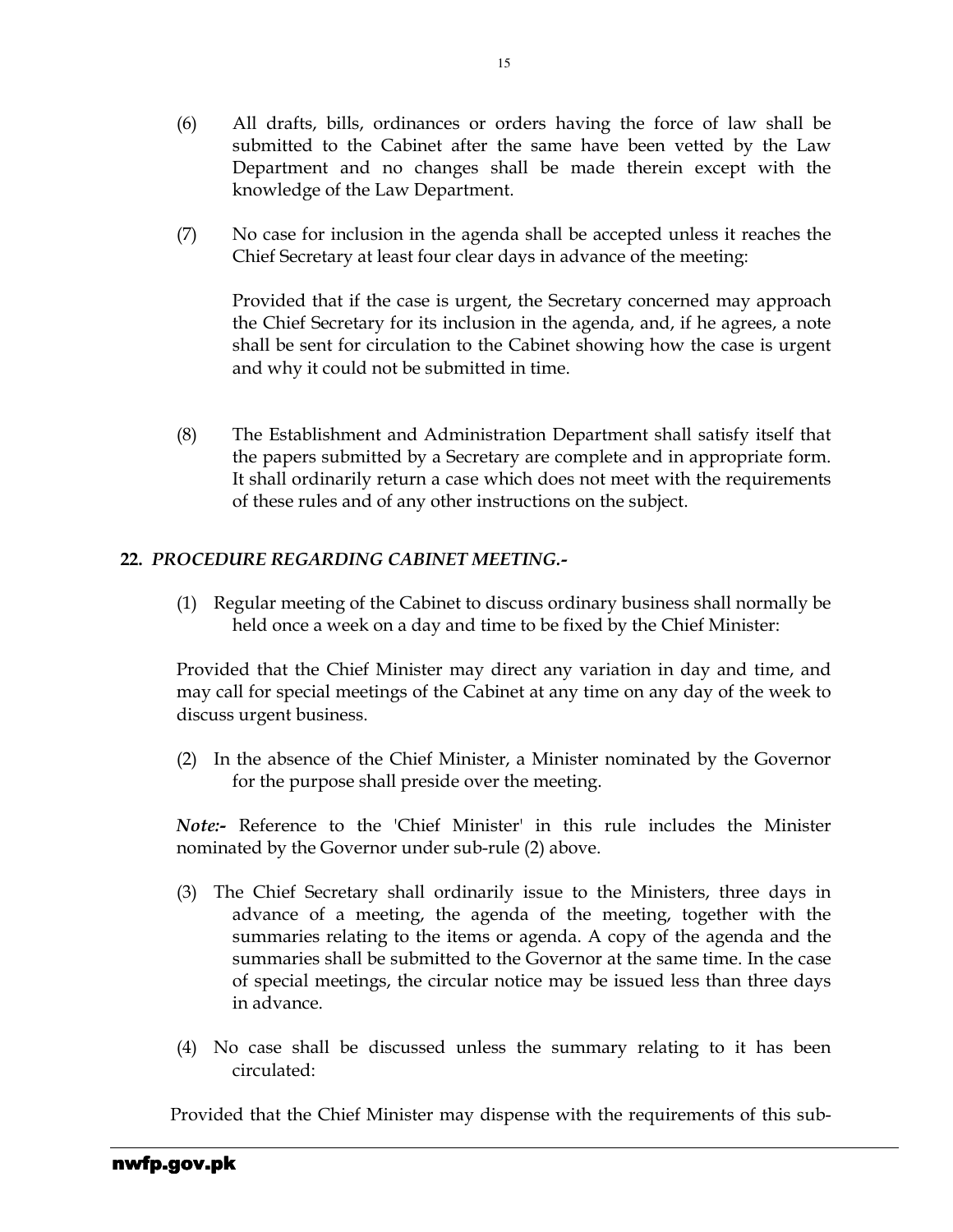(6) All drafts, bills, ordinances or orders having the force of law shall be submitted to the Cabinet after the same have been vetted by the Law Department and no changes shall be made therein except with the knowledge of the Law Department.

(7) No case for inclusion in the agenda shall be accepted unless it reaches the Chief Secretary at least four clear days in advance of the meeting:

Provided that if the case is urgent, the Secretary concerned may approach the Chief Secretary for its inclusion in the agenda, and, if he agrees, a note shall be sent for circulation to the Cabinet showing how the case is urgent and why it could not be submitted in time.

(8) The Establishment and Administration Department shall satisfy itself that the papers submitted by a Secretary are complete and in appropriate form. It shall ordinarily return a case which does not meet with the requirements of these rules and of any other instructions on the subject.

**22.** ***PROCEDURE REGARDING CABINET MEETING.-***

(1) Regular meeting of the Cabinet to discuss ordinary business shall normally be held once a week on a day and time to be fixed by the Chief Minister:

Provided that the Chief Minister may direct any variation in day and time, and may call for special meetings of the Cabinet at any time on any day of the week to discuss urgent business.

(2) In the absence of the Chief Minister, a Minister nominated by the Governor for the purpose shall preside over the meeting.

***Note:-*** Reference to the 'Chief Minister' in this rule includes the Minister nominated by the Governor under sub-rule (2) above.

(3) The Chief Secretary shall ordinarily issue to the Ministers, three days in advance of a meeting, the agenda of the meeting, together with the summaries relating to the items or agenda. A copy of the agenda and the summaries shall be submitted to the Governor at the same time. In the case of special meetings, the circular notice may be issued less than three days in advance.

(4) No case shall be discussed unless the summary relating to it has been circulated:

Provided that the Chief Minister may dispense with the requirements of this sub-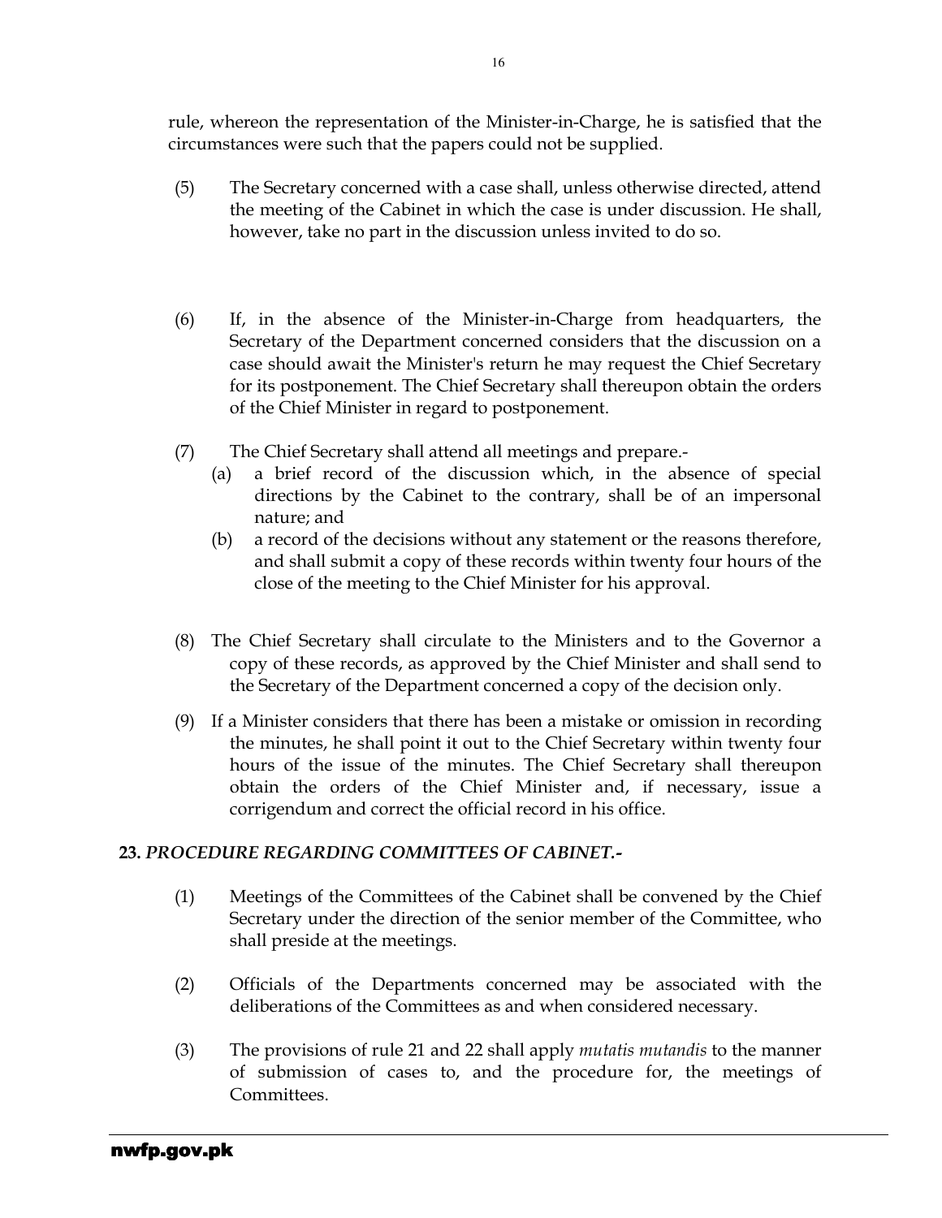rule, whereon the representation of the Minister-in-Charge, he is satisfied that the circumstances were such that the papers could not be supplied.

(5) The Secretary concerned with a case shall, unless otherwise directed, attend the meeting of the Cabinet in which the case is under discussion. He shall, however, take no part in the discussion unless invited to do so.

(6) If, in the absence of the Minister-in-Charge from headquarters, the Secretary of the Department concerned considers that the discussion on a case should await the Minister's return he may request the Chief Secretary for its postponement. The Chief Secretary shall thereupon obtain the orders of the Chief Minister in regard to postponement.

(7) The Chief Secretary shall attend all meetings and prepare.-

   (a) a brief record of the discussion which, in the absence of special directions by the Cabinet to the contrary, shall be of an impersonal nature; and

   (b) a record of the decisions without any statement or the reasons therefore, and shall submit a copy of these records within twenty four hours of the close of the meeting to the Chief Minister for his approval.

(8) The Chief Secretary shall circulate to the Ministers and to the Governor a copy of these records, as approved by the Chief Minister and shall send to the Secretary of the Department concerned a copy of the decision only.

(9) If a Minister considers that there has been a mistake or omission in recording the minutes, he shall point it out to the Chief Secretary within twenty four hours of the issue of the minutes. The Chief Secretary shall thereupon obtain the orders of the Chief Minister and, if necessary, issue a corrigendum and correct the official record in his office.

**23.** ***PROCEDURE REGARDING COMMITTEES OF CABINET.-***

(1) Meetings of the Committees of the Cabinet shall be convened by the Chief Secretary under the direction of the senior member of the Committee, who shall preside at the meetings.

(2) Officials of the Departments concerned may be associated with the deliberations of the Committees as and when considered necessary.

(3) The provisions of rule 21 and 22 shall apply *mutatis mutandis* to the manner of submission of cases to, and the procedure for, the meetings of Committees.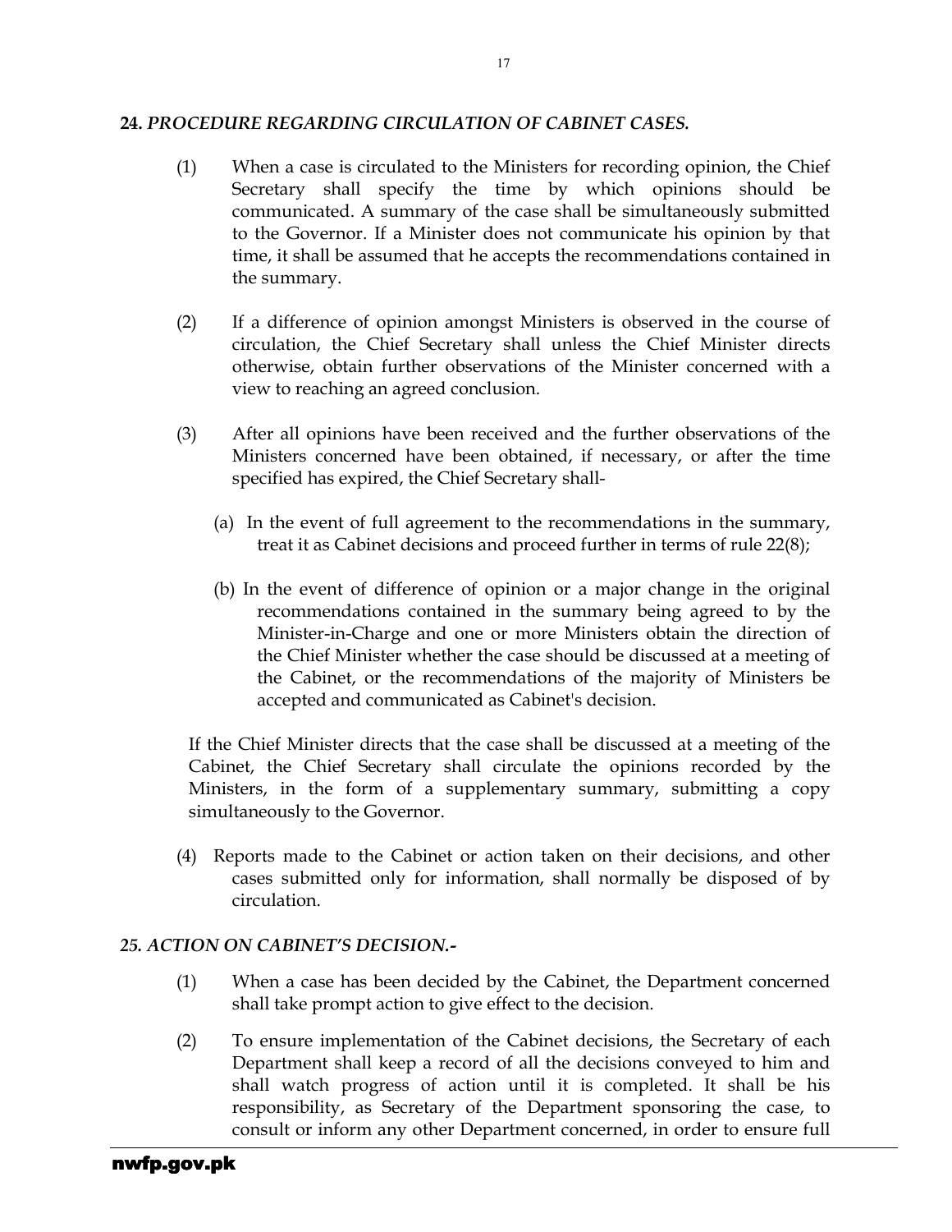**24. *PROCEDURE REGARDING CIRCULATION OF CABINET CASES.***

(1) When a case is circulated to the Ministers for recording opinion, the Chief Secretary shall specify the time by which opinions should be communicated. A summary of the case shall be simultaneously submitted to the Governor. If a Minister does not communicate his opinion by that time, it shall be assumed that he accepts the recommendations contained in the summary.

(2) If a difference of opinion amongst Ministers is observed in the course of circulation, the Chief Secretary shall unless the Chief Minister directs otherwise, obtain further observations of the Minister concerned with a view to reaching an agreed conclusion.

(3) After all opinions have been received and the further observations of the Ministers concerned have been obtained, if necessary, or after the time specified has expired, the Chief Secretary shall-

(a) In the event of full agreement to the recommendations in the summary, treat it as Cabinet decisions and proceed further in terms of rule 22(8);

(b) In the event of difference of opinion or a major change in the original recommendations contained in the summary being agreed to by the Minister-in-Charge and one or more Ministers obtain the direction of the Chief Minister whether the case should be discussed at a meeting of the Cabinet, or the recommendations of the majority of Ministers be accepted and communicated as Cabinet's decision.

If the Chief Minister directs that the case shall be discussed at a meeting of the Cabinet, the Chief Secretary shall circulate the opinions recorded by the Ministers, in the form of a supplementary summary, submitting a copy simultaneously to the Governor.

(4) Reports made to the Cabinet or action taken on their decisions, and other cases submitted only for information, shall normally be disposed of by circulation.

***25. ACTION ON CABINET'S DECISION.-***

(1) When a case has been decided by the Cabinet, the Department concerned shall take prompt action to give effect to the decision.

(2) To ensure implementation of the Cabinet decisions, the Secretary of each Department shall keep a record of all the decisions conveyed to him and shall watch progress of action until it is completed. It shall be his responsibility, as Secretary of the Department sponsoring the case, to consult or inform any other Department concerned, in order to ensure full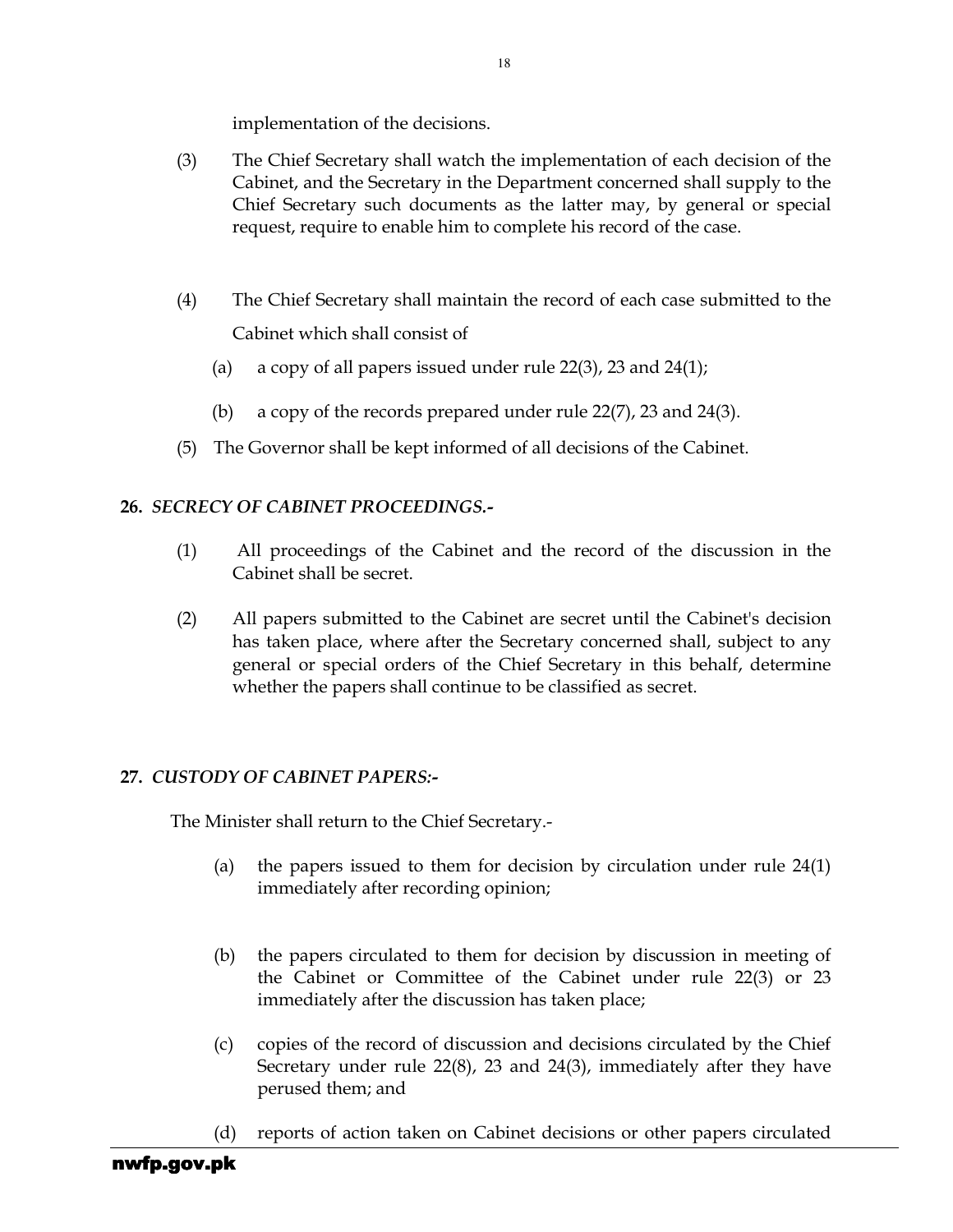implementation of the decisions.

(3) The Chief Secretary shall watch the implementation of each decision of the Cabinet, and the Secretary in the Department concerned shall supply to the Chief Secretary such documents as the latter may, by general or special request, require to enable him to complete his record of the case.

(4) The Chief Secretary shall maintain the record of each case submitted to the Cabinet which shall consist of

(a) a copy of all papers issued under rule 22(3), 23 and 24(1);

(b) a copy of the records prepared under rule 22(7), 23 and 24(3).

(5) The Governor shall be kept informed of all decisions of the Cabinet.

**26. *SECRECY OF CABINET PROCEEDINGS.-***

(1) All proceedings of the Cabinet and the record of the discussion in the Cabinet shall be secret.

(2) All papers submitted to the Cabinet are secret until the Cabinet's decision has taken place, where after the Secretary concerned shall, subject to any general or special orders of the Chief Secretary in this behalf, determine whether the papers shall continue to be classified as secret.

**27. *CUSTODY OF CABINET PAPERS:-***

The Minister shall return to the Chief Secretary.-

(a) the papers issued to them for decision by circulation under rule 24(1) immediately after recording opinion;

(b) the papers circulated to them for decision by discussion in meeting of the Cabinet or Committee of the Cabinet under rule 22(3) or 23 immediately after the discussion has taken place;

(c) copies of the record of discussion and decisions circulated by the Chief Secretary under rule 22(8), 23 and 24(3), immediately after they have perused them; and

(d) reports of action taken on Cabinet decisions or other papers circulated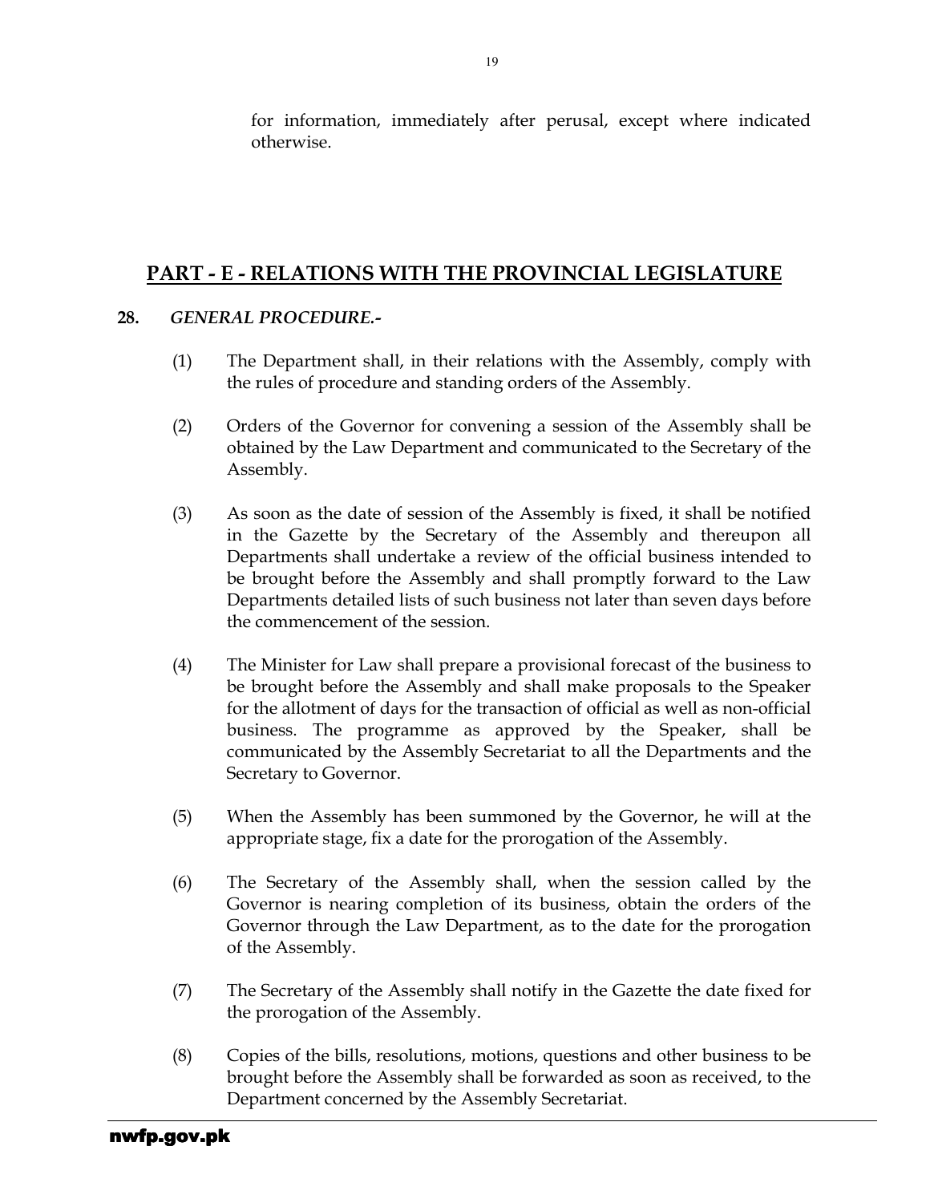for information, immediately after perusal, except where indicated otherwise.

## PART - E - RELATIONS WITH THE PROVINCIAL LEGISLATURE

**28.** ***GENERAL PROCEDURE.-***

(1) The Department shall, in their relations with the Assembly, comply with the rules of procedure and standing orders of the Assembly.

(2) Orders of the Governor for convening a session of the Assembly shall be obtained by the Law Department and communicated to the Secretary of the Assembly.

(3) As soon as the date of session of the Assembly is fixed, it shall be notified in the Gazette by the Secretary of the Assembly and thereupon all Departments shall undertake a review of the official business intended to be brought before the Assembly and shall promptly forward to the Law Departments detailed lists of such business not later than seven days before the commencement of the session.

(4) The Minister for Law shall prepare a provisional forecast of the business to be brought before the Assembly and shall make proposals to the Speaker for the allotment of days for the transaction of official as well as non-official business. The programme as approved by the Speaker, shall be communicated by the Assembly Secretariat to all the Departments and the Secretary to Governor.

(5) When the Assembly has been summoned by the Governor, he will at the appropriate stage, fix a date for the prorogation of the Assembly.

(6) The Secretary of the Assembly shall, when the session called by the Governor is nearing completion of its business, obtain the orders of the Governor through the Law Department, as to the date for the prorogation of the Assembly.

(7) The Secretary of the Assembly shall notify in the Gazette the date fixed for the prorogation of the Assembly.

(8) Copies of the bills, resolutions, motions, questions and other business to be brought before the Assembly shall be forwarded as soon as received, to the Department concerned by the Assembly Secretariat.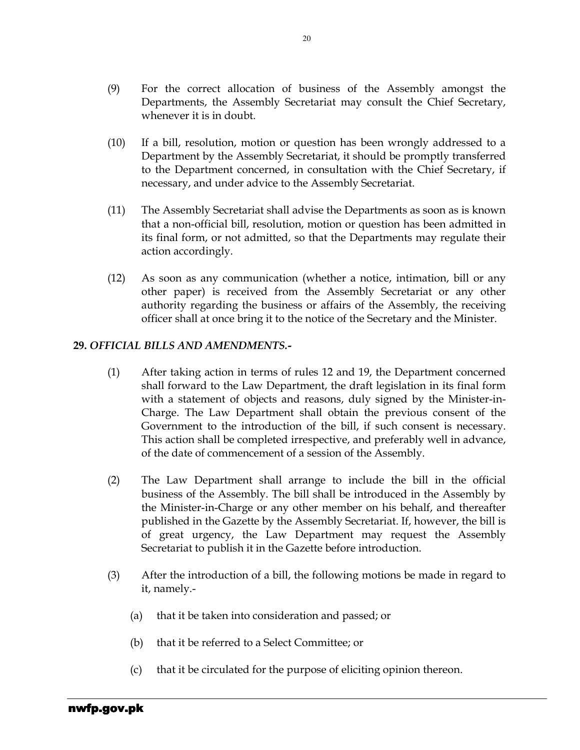(9) For the correct allocation of business of the Assembly amongst the Departments, the Assembly Secretariat may consult the Chief Secretary, whenever it is in doubt.

(10) If a bill, resolution, motion or question has been wrongly addressed to a Department by the Assembly Secretariat, it should be promptly transferred to the Department concerned, in consultation with the Chief Secretary, if necessary, and under advice to the Assembly Secretariat.

(11) The Assembly Secretariat shall advise the Departments as soon as is known that a non-official bill, resolution, motion or question has been admitted in its final form, or not admitted, so that the Departments may regulate their action accordingly.

(12) As soon as any communication (whether a notice, intimation, bill or any other paper) is received from the Assembly Secretariat or any other authority regarding the business or affairs of the Assembly, the receiving officer shall at once bring it to the notice of the Secretary and the Minister.

**29.** ***OFFICIAL BILLS AND AMENDMENTS.-***

(1) After taking action in terms of rules 12 and 19, the Department concerned shall forward to the Law Department, the draft legislation in its final form with a statement of objects and reasons, duly signed by the Minister-in-Charge. The Law Department shall obtain the previous consent of the Government to the introduction of the bill, if such consent is necessary. This action shall be completed irrespective, and preferably well in advance, of the date of commencement of a session of the Assembly.

(2) The Law Department shall arrange to include the bill in the official business of the Assembly. The bill shall be introduced in the Assembly by the Minister-in-Charge or any other member on his behalf, and thereafter published in the Gazette by the Assembly Secretariat. If, however, the bill is of great urgency, the Law Department may request the Assembly Secretariat to publish it in the Gazette before introduction.

(3) After the introduction of a bill, the following motions be made in regard to it, namely.-

(a) that it be taken into consideration and passed; or

(b) that it be referred to a Select Committee; or

(c) that it be circulated for the purpose of eliciting opinion thereon.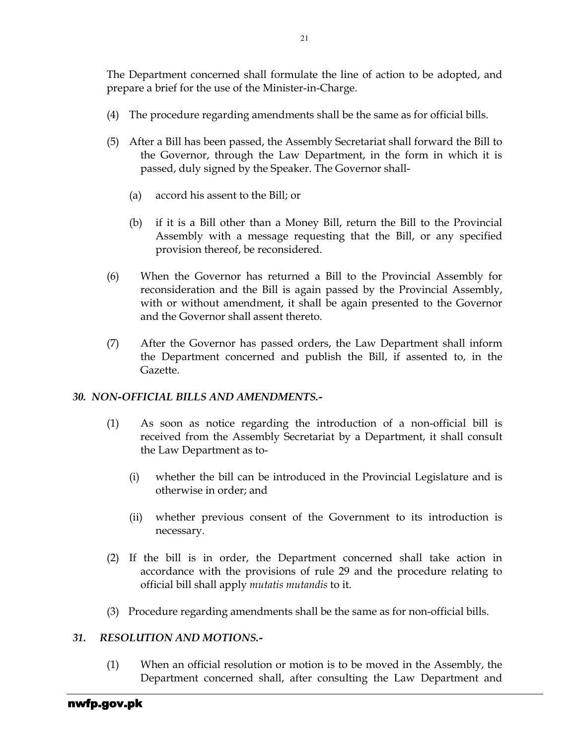The Department concerned shall formulate the line of action to be adopted, and prepare a brief for the use of the Minister-in-Charge.

(4) The procedure regarding amendments shall be the same as for official bills.

(5) After a Bill has been passed, the Assembly Secretariat shall forward the Bill to the Governor, through the Law Department, in the form in which it is passed, duly signed by the Speaker. The Governor shall-

(a) accord his assent to the Bill; or

(b) if it is a Bill other than a Money Bill, return the Bill to the Provincial Assembly with a message requesting that the Bill, or any specified provision thereof, be reconsidered.

(6) When the Governor has returned a Bill to the Provincial Assembly for reconsideration and the Bill is again passed by the Provincial Assembly, with or without amendment, it shall be again presented to the Governor and the Governor shall assent thereto.

(7) After the Governor has passed orders, the Law Department shall inform the Department concerned and publish the Bill, if assented to, in the Gazette.

### *30. NON-OFFICIAL BILLS AND AMENDMENTS.-*

(1) As soon as notice regarding the introduction of a non-official bill is received from the Assembly Secretariat by a Department, it shall consult the Law Department as to-

(i) whether the bill can be introduced in the Provincial Legislature and is otherwise in order; and

(ii) whether previous consent of the Government to its introduction is necessary.

(2) If the bill is in order, the Department concerned shall take action in accordance with the provisions of rule 29 and the procedure relating to official bill shall apply *mutatis mutandis* to it.

(3) Procedure regarding amendments shall be the same as for non-official bills.

### *31. RESOLUTION AND MOTIONS.-*

(1) When an official resolution or motion is to be moved in the Assembly, the Department concerned shall, after consulting the Law Department and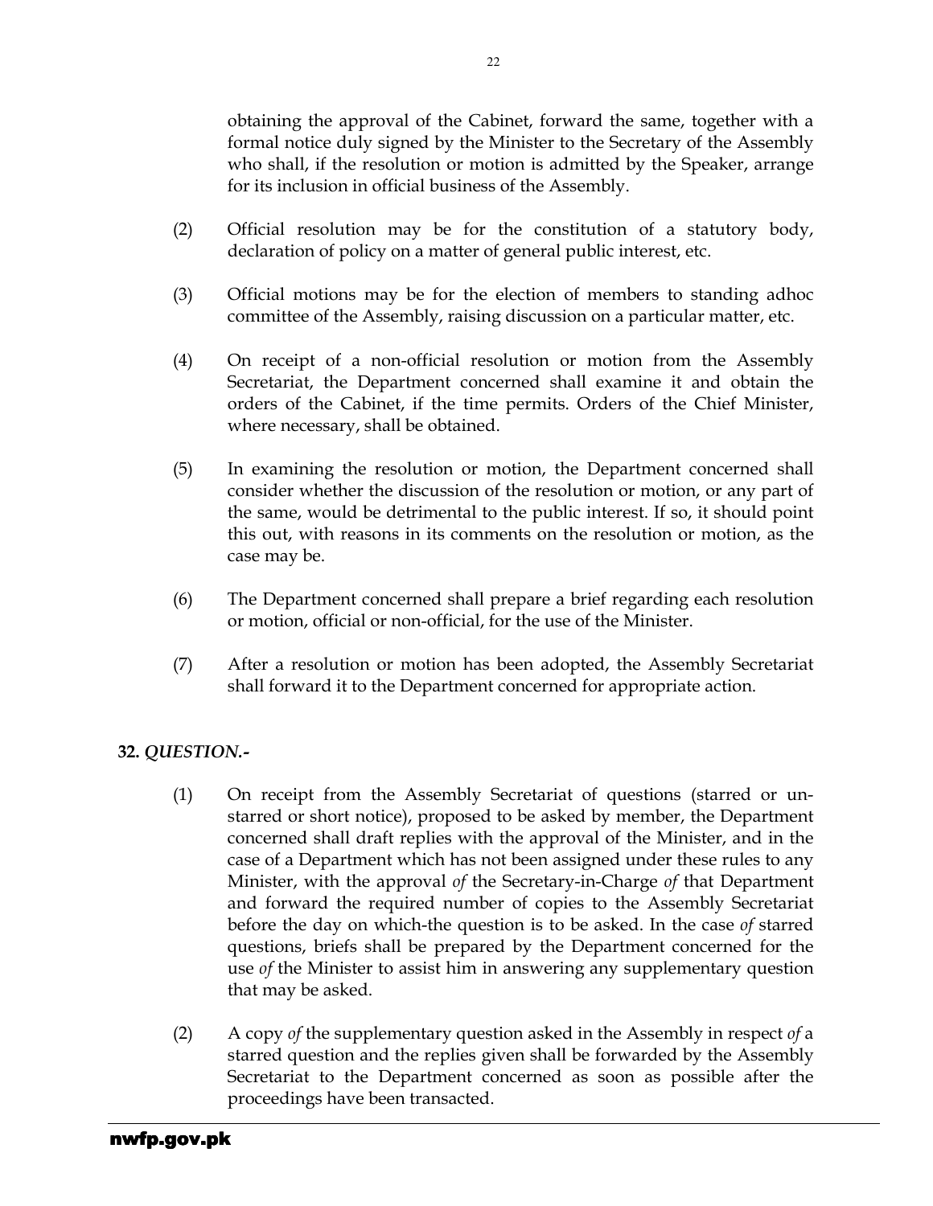obtaining the approval of the Cabinet, forward the same, together with a formal notice duly signed by the Minister to the Secretary of the Assembly who shall, if the resolution or motion is admitted by the Speaker, arrange for its inclusion in official business of the Assembly.

(2) Official resolution may be for the constitution of a statutory body, declaration of policy on a matter of general public interest, etc.

(3) Official motions may be for the election of members to standing adhoc committee of the Assembly, raising discussion on a particular matter, etc.

(4) On receipt of a non-official resolution or motion from the Assembly Secretariat, the Department concerned shall examine it and obtain the orders of the Cabinet, if the time permits. Orders of the Chief Minister, where necessary, shall be obtained.

(5) In examining the resolution or motion, the Department concerned shall consider whether the discussion of the resolution or motion, or any part of the same, would be detrimental to the public interest. If so, it should point this out, with reasons in its comments on the resolution or motion, as the case may be.

(6) The Department concerned shall prepare a brief regarding each resolution or motion, official or non-official, for the use of the Minister.

(7) After a resolution or motion has been adopted, the Assembly Secretariat shall forward it to the Department concerned for appropriate action.

**32.** ***QUESTION.-***

(1) On receipt from the Assembly Secretariat of questions (starred or un-starred or short notice), proposed to be asked by member, the Department concerned shall draft replies with the approval of the Minister, and in the case of a Department which has not been assigned under these rules to any Minister, with the approval *of* the Secretary-in-Charge *of* that Department and forward the required number of copies to the Assembly Secretariat before the day on which-the question is to be asked. In the case *of* starred questions, briefs shall be prepared by the Department concerned for the use *of* the Minister to assist him in answering any supplementary question that may be asked.

(2) A copy *of* the supplementary question asked in the Assembly in respect *of* a starred question and the replies given shall be forwarded by the Assembly Secretariat to the Department concerned as soon as possible after the proceedings have been transacted.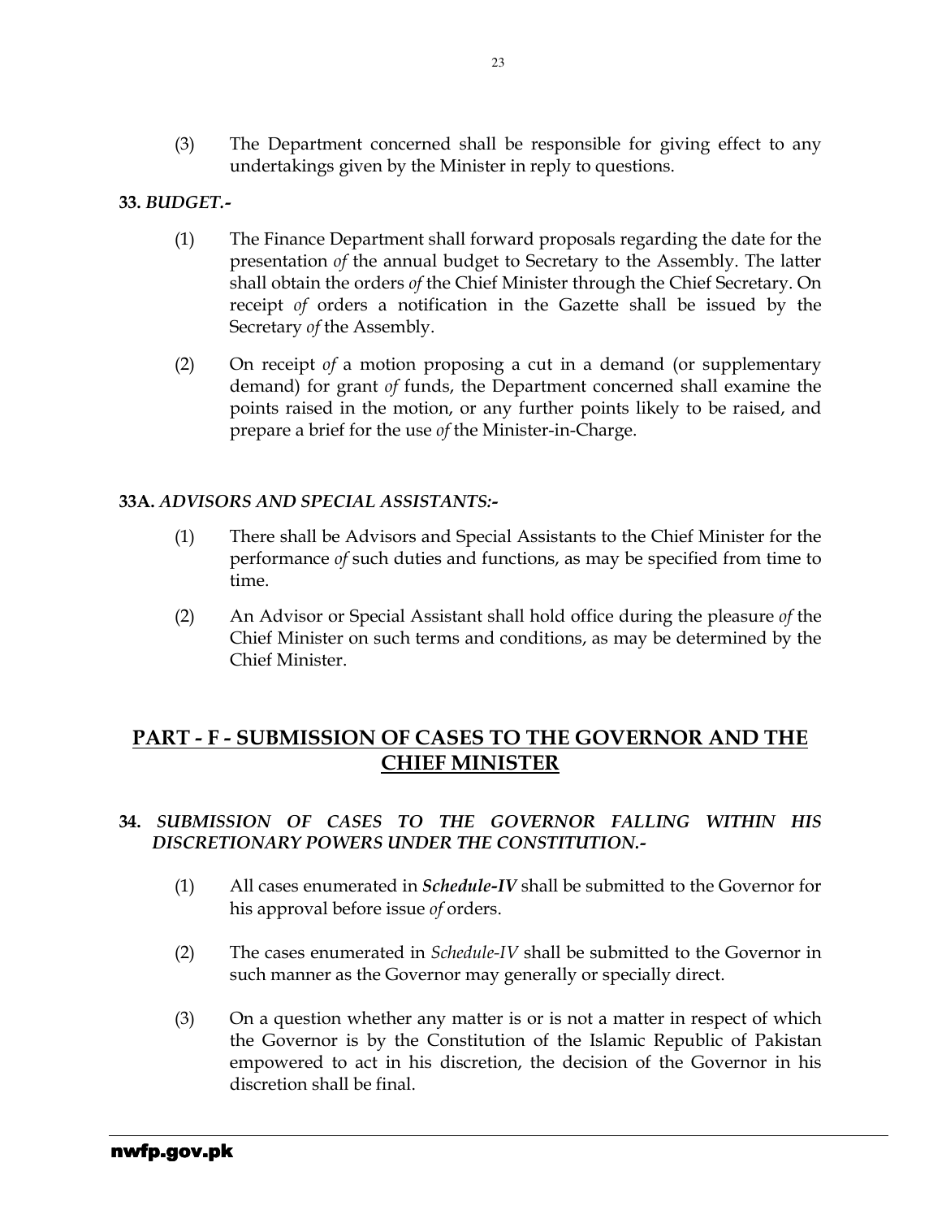(3) The Department concerned shall be responsible for giving effect to any undertakings given by the Minister in reply to questions.

**33.** ***BUDGET.-***

(1) The Finance Department shall forward proposals regarding the date for the presentation *of* the annual budget to Secretary to the Assembly. The latter shall obtain the orders *of* the Chief Minister through the Chief Secretary. On receipt *of* orders a notification in the Gazette shall be issued by the Secretary *of* the Assembly.

(2) On receipt *of* a motion proposing a cut in a demand (or supplementary demand) for grant *of* funds, the Department concerned shall examine the points raised in the motion, or any further points likely to be raised, and prepare a brief for the use *of* the Minister-in-Charge.

**33A.** ***ADVISORS AND SPECIAL ASSISTANTS:-***

(1) There shall be Advisors and Special Assistants to the Chief Minister for the performance *of* such duties and functions, as may be specified from time to time.

(2) An Advisor or Special Assistant shall hold office during the pleasure *of* the Chief Minister on such terms and conditions, as may be determined by the Chief Minister.

## PART - F - SUBMISSION OF CASES TO THE GOVERNOR AND THE CHIEF MINISTER

**34.** ***SUBMISSION OF CASES TO THE GOVERNOR FALLING WITHIN HIS DISCRETIONARY POWERS UNDER THE CONSTITUTION.-***

(1) All cases enumerated in ***Schedule-IV*** shall be submitted to the Governor for his approval before issue *of* orders.

(2) The cases enumerated in *Schedule-IV* shall be submitted to the Governor in such manner as the Governor may generally or specially direct.

(3) On a question whether any matter is or is not a matter in respect of which the Governor is by the Constitution of the Islamic Republic of Pakistan empowered to act in his discretion, the decision of the Governor in his discretion shall be final.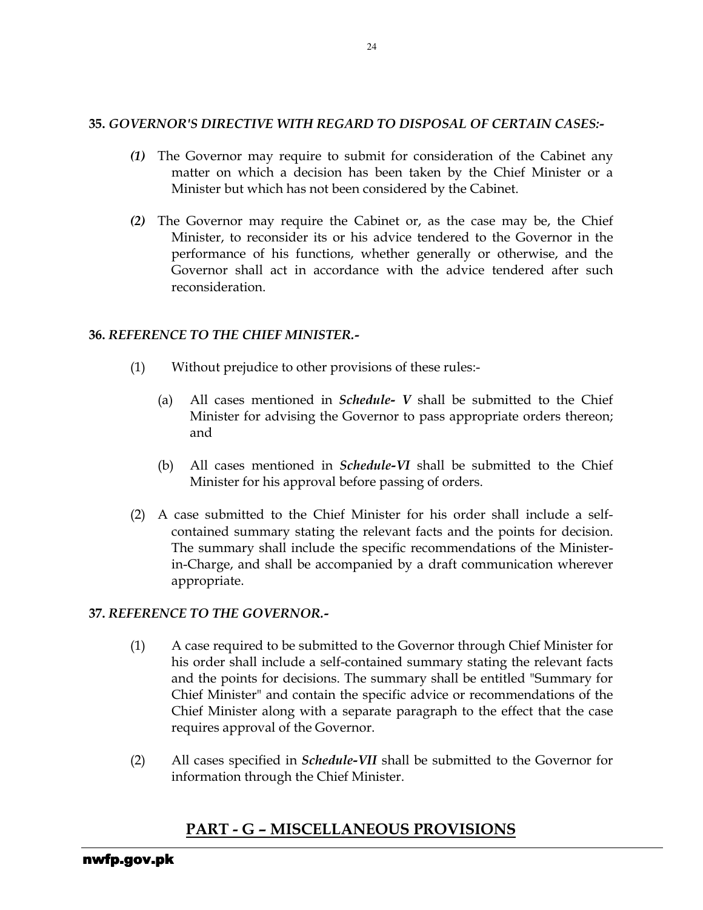**35.** ***GOVERNOR'S DIRECTIVE WITH REGARD TO DISPOSAL OF CERTAIN CASES:-***

*(1)* The Governor may require to submit for consideration of the Cabinet any matter on which a decision has been taken by the Chief Minister or a Minister but which has not been considered by the Cabinet.

*(2)* The Governor may require the Cabinet or, as the case may be, the Chief Minister, to reconsider its or his advice tendered to the Governor in the performance of his functions, whether generally or otherwise, and the Governor shall act in accordance with the advice tendered after such reconsideration.

**36.** ***REFERENCE TO THE CHIEF MINISTER.-***

(1) Without prejudice to other provisions of these rules:-

(a) All cases mentioned in ***Schedule- V*** shall be submitted to the Chief Minister for advising the Governor to pass appropriate orders thereon; and

(b) All cases mentioned in ***Schedule-VI*** shall be submitted to the Chief Minister for his approval before passing of orders.

(2) A case submitted to the Chief Minister for his order shall include a self-contained summary stating the relevant facts and the points for decision. The summary shall include the specific recommendations of the Minister-in-Charge, and shall be accompanied by a draft communication wherever appropriate.

**37.** ***REFERENCE TO THE GOVERNOR.-***

(1) A case required to be submitted to the Governor through Chief Minister for his order shall include a self-contained summary stating the relevant facts and the points for decisions. The summary shall be entitled "Summary for Chief Minister" and contain the specific advice or recommendations of the Chief Minister along with a separate paragraph to the effect that the case requires approval of the Governor.

(2) All cases specified in ***Schedule-VII*** shall be submitted to the Governor for information through the Chief Minister.

## PART - G – MISCELLANEOUS PROVISIONS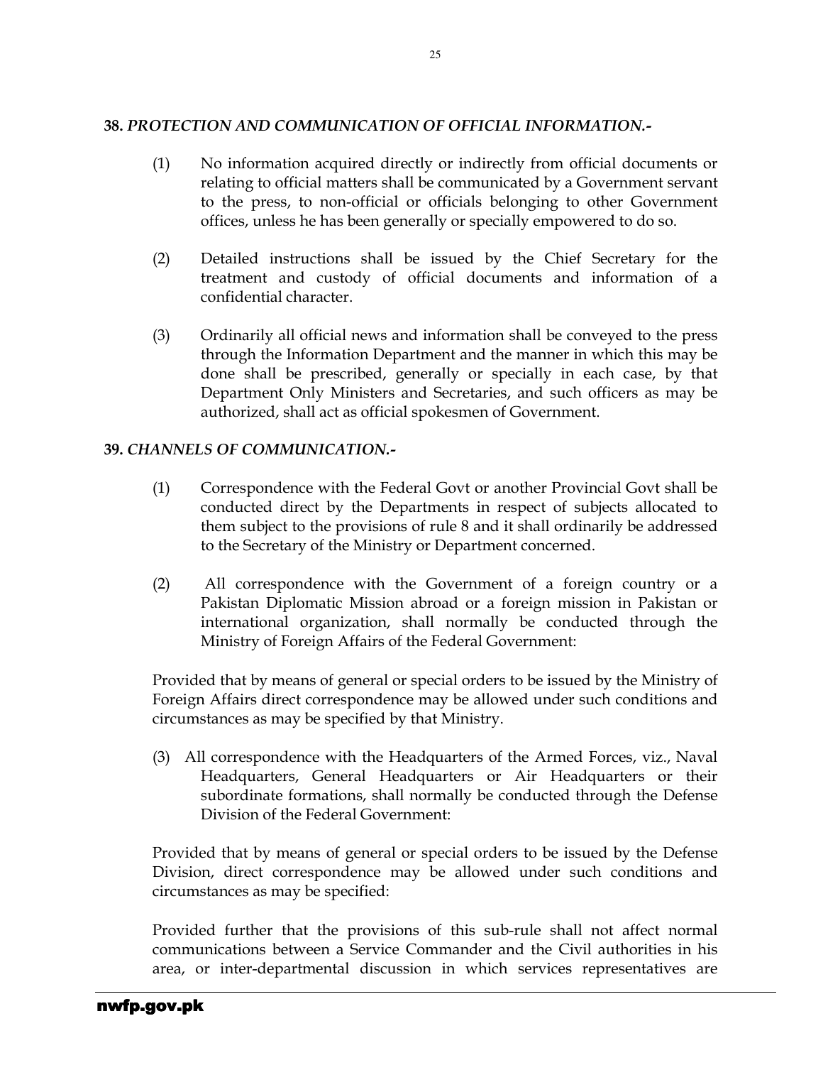**38.** ***PROTECTION AND COMMUNICATION OF OFFICIAL INFORMATION.-***

(1) No information acquired directly or indirectly from official documents or relating to official matters shall be communicated by a Government servant to the press, to non-official or officials belonging to other Government offices, unless he has been generally or specially empowered to do so.

(2) Detailed instructions shall be issued by the Chief Secretary for the treatment and custody of official documents and information of a confidential character.

(3) Ordinarily all official news and information shall be conveyed to the press through the Information Department and the manner in which this may be done shall be prescribed, generally or specially in each case, by that Department Only Ministers and Secretaries, and such officers as may be authorized, shall act as official spokesmen of Government.

**39.** ***CHANNELS OF COMMUNICATION.-***

(1) Correspondence with the Federal Govt or another Provincial Govt shall be conducted direct by the Departments in respect of subjects allocated to them subject to the provisions of rule 8 and it shall ordinarily be addressed to the Secretary of the Ministry or Department concerned.

(2) All correspondence with the Government of a foreign country or a Pakistan Diplomatic Mission abroad or a foreign mission in Pakistan or international organization, shall normally be conducted through the Ministry of Foreign Affairs of the Federal Government:

Provided that by means of general or special orders to be issued by the Ministry of Foreign Affairs direct correspondence may be allowed under such conditions and circumstances as may be specified by that Ministry.

(3) All correspondence with the Headquarters of the Armed Forces, viz., Naval Headquarters, General Headquarters or Air Headquarters or their subordinate formations, shall normally be conducted through the Defense Division of the Federal Government:

Provided that by means of general or special orders to be issued by the Defense Division, direct correspondence may be allowed under such conditions and circumstances as may be specified:

Provided further that the provisions of this sub-rule shall not affect normal communications between a Service Commander and the Civil authorities in his area, or inter-departmental discussion in which services representatives are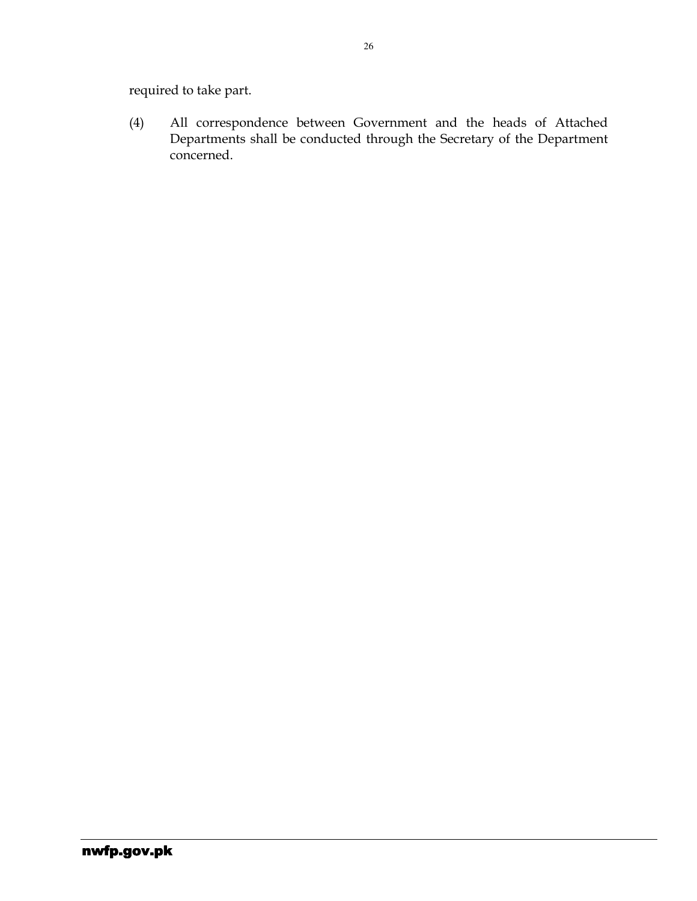required to take part.

(4) All correspondence between Government and the heads of Attached Departments shall be conducted through the Secretary of the Department concerned.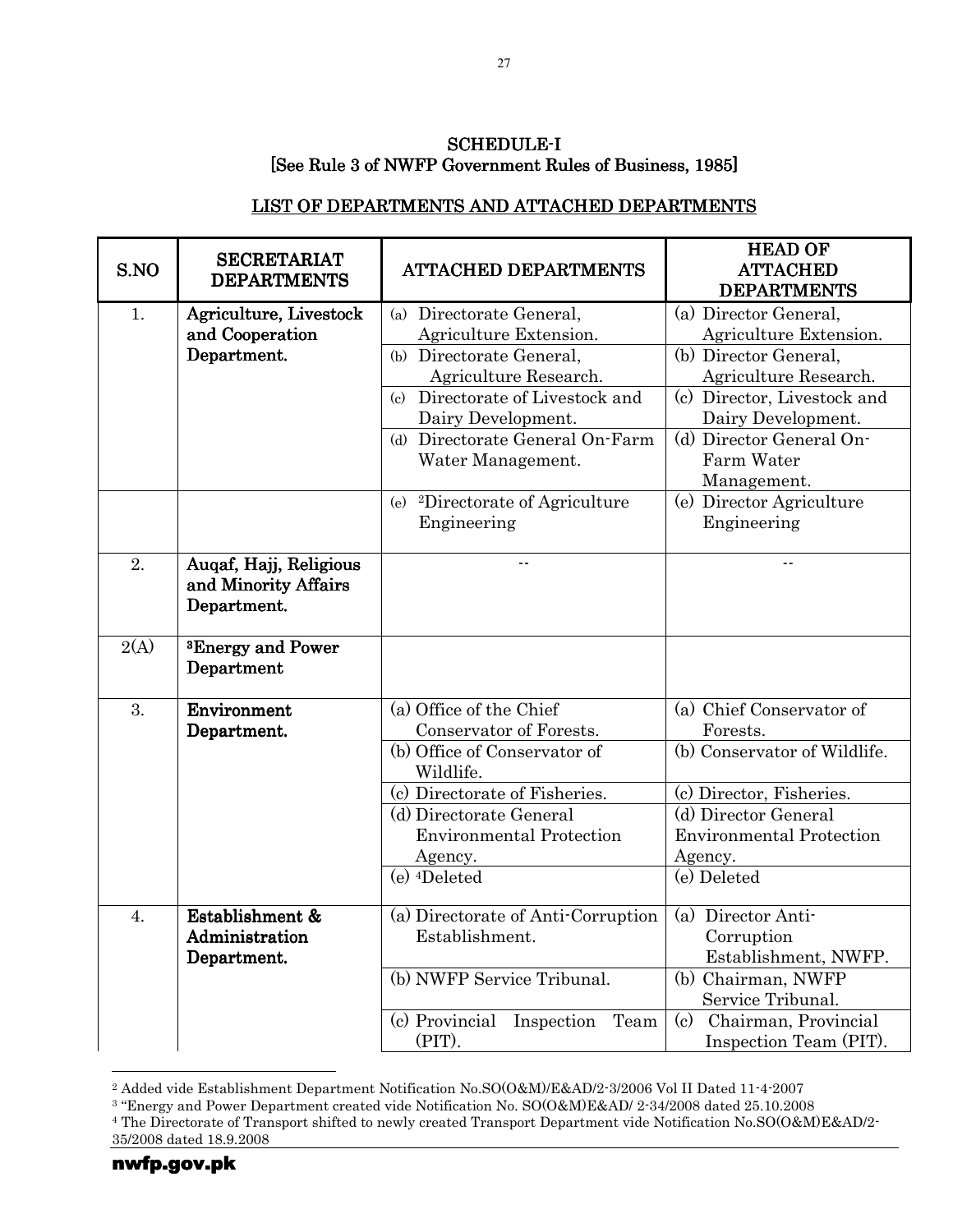## SCHEDULE-I
[See Rule 3 of NWFP Government Rules of Business, 1985]

### LIST OF DEPARTMENTS AND ATTACHED DEPARTMENTS

| S.NO | SECRETARIAT DEPARTMENTS | ATTACHED DEPARTMENTS | HEAD OF ATTACHED DEPARTMENTS |
|---|---|---|---|
| 1. | **Agriculture, Livestock and Cooperation Department.** | (a) Directorate General, Agriculture Extension. | (a) Director General, Agriculture Extension. |
| | | (b) Directorate General, Agriculture Research. | (b) Director General, Agriculture Research. |
| | | (c) Directorate of Livestock and Dairy Development. | (c) Director, Livestock and Dairy Development. |
| | | (d) Directorate General On-Farm Water Management. | (d) Director General On-Farm Water Management. |
| | | (e) [2]Directorate of Agriculture Engineering | (e) Director Agriculture Engineering |
| 2. | **Auqaf, Hajj, Religious and Minority Affairs Department.** | -- | -- |
| 2(A) | [3]**Energy and Power Department** | | |
| 3. | **Environment Department.** | (a) Office of the Chief Conservator of Forests. | (a) Chief Conservator of Forests. |
| | | (b) Office of Conservator of Wildlife. | (b) Conservator of Wildlife. |
| | | (c) Directorate of Fisheries. | (c) Director, Fisheries. |
| | | (d) Directorate General Environmental Protection Agency. | (d) Director General Environmental Protection Agency. |
| | | (e) [4]Deleted | (e) Deleted |
| 4. | **Establishment & Administration Department.** | (a) Directorate of Anti-Corruption Establishment. | (a) Director Anti-Corruption Establishment, NWFP. |
| | | (b) NWFP Service Tribunal. | (b) Chairman, NWFP Service Tribunal. |
| | | (c) Provincial Inspection Team (PIT). | (c) Chairman, Provincial Inspection Team (PIT). |

---

[2] Added vide Establishment Department Notification No.SO(O&M)/E&AD/2-3/2006 Vol II Dated 11-4-2007

[3] "Energy and Power Department created vide Notification No. SO(O&M)E&AD/ 2-34/2008 dated 25.10.2008

[4] The Directorate of Transport shifted to newly created Transport Department vide Notification No.SO(O&M)E&AD/2-35/2008 dated 18.9.2008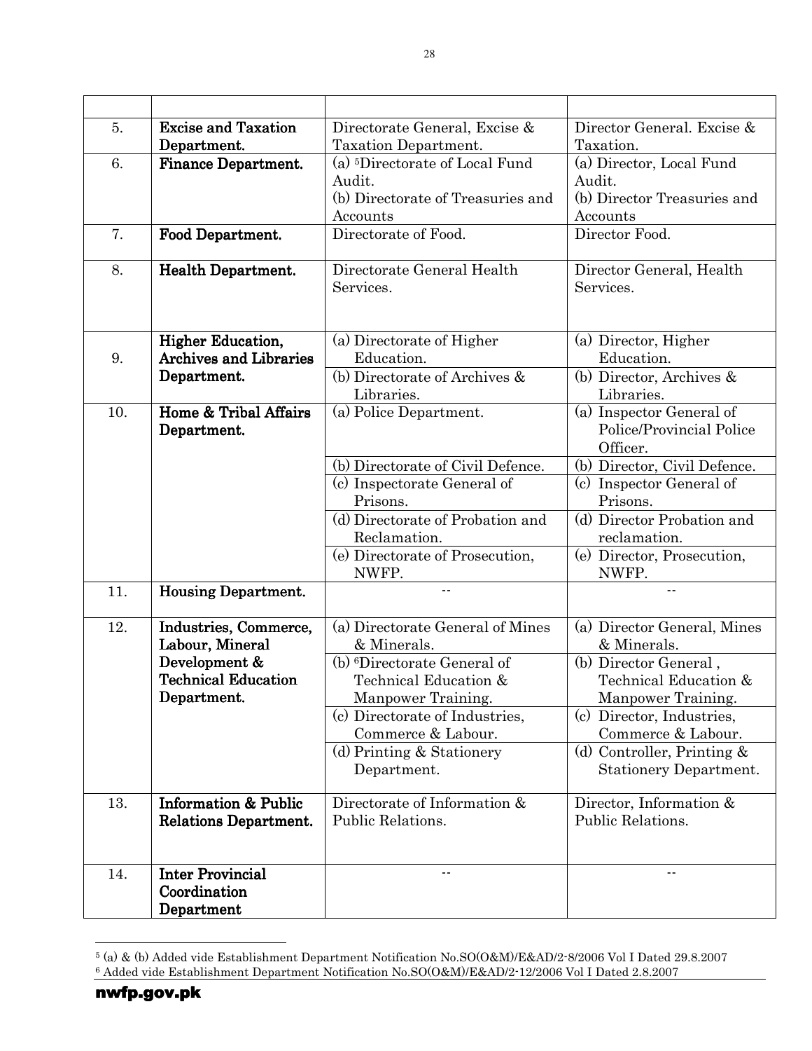| | | | |
|---|---|---|---|
| 5. | **Excise and Taxation Department.** | Directorate General, Excise & Taxation Department. | Director General. Excise & Taxation. |
| 6. | **Finance Department.** | (a) [5]Directorate of Local Fund Audit.<br>(b) Directorate of Treasuries and Accounts | (a) Director, Local Fund Audit.<br>(b) Director Treasuries and Accounts |
| 7. | **Food Department.** | Directorate of Food. | Director Food. |
| 8. | **Health Department.** | Directorate General Health Services. | Director General, Health Services. |
| 9. | **Higher Education, Archives and Libraries Department.** | (a) Directorate of Higher Education. | (a) Director, Higher Education. |
| | | (b) Directorate of Archives & Libraries. | (b) Director, Archives & Libraries. |
| 10. | **Home & Tribal Affairs Department.** | (a) Police Department. | (a) Inspector General of Police/Provincial Police Officer. |
| | | (b) Directorate of Civil Defence. | (b) Director, Civil Defence. |
| | | (c) Inspectorate General of Prisons. | (c) Inspector General of Prisons. |
| | | (d) Directorate of Probation and Reclamation. | (d) Director Probation and reclamation. |
| | | (e) Directorate of Prosecution, NWFP. | (e) Director, Prosecution, NWFP. |
| 11. | **Housing Department.** | -- | -- |
| 12. | **Industries, Commerce, Labour, Mineral Development & Technical Education Department.** | (a) Directorate General of Mines & Minerals. | (a) Director General, Mines & Minerals. |
| | | (b) [6]Directorate General of Technical Education & Manpower Training. | (b) Director General , Technical Education & Manpower Training. |
| | | (c) Directorate of Industries, Commerce & Labour. | (c) Director, Industries, Commerce & Labour. |
| | | (d) Printing & Stationery Department. | (d) Controller, Printing & Stationery Department. |
| 13. | **Information & Public Relations Department.** | Directorate of Information & Public Relations. | Director, Information & Public Relations. |
| 14. | **Inter Provincial Coordination Department** | -- | -- |

[5] (a) & (b) Added vide Establishment Department Notification No.SO(O&M)/E&AD/2-8/2006 Vol I Dated 29.8.2007
[6] Added vide Establishment Department Notification No.SO(O&M)/E&AD/2-12/2006 Vol I Dated 2.8.2007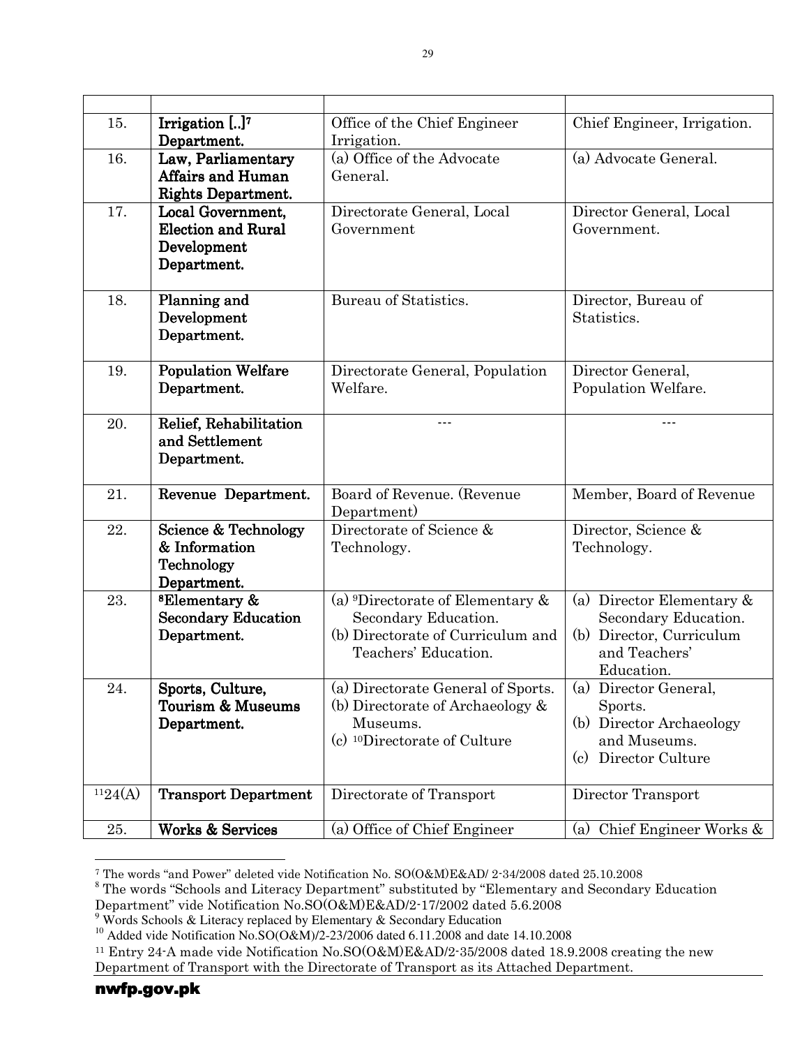| | | | |
|---|---|---|---|
| 15. | **Irrigation [..][7] Department.** | Office of the Chief Engineer Irrigation. | Chief Engineer, Irrigation. |
| 16. | **Law, Parliamentary Affairs and Human Rights Department.** | (a) Office of the Advocate General. | (a) Advocate General. |
| 17. | **Local Government, Election and Rural Development Department.** | Directorate General, Local Government | Director General, Local Government. |
| 18. | **Planning and Development Department.** | Bureau of Statistics. | Director, Bureau of Statistics. |
| 19. | **Population Welfare Department.** | Directorate General, Population Welfare. | Director General, Population Welfare. |
| 20. | **Relief, Rehabilitation and Settlement Department.** | --- | --- |
| 21. | **Revenue Department.** | Board of Revenue. (Revenue Department) | Member, Board of Revenue |
| 22. | **Science & Technology & Information Technology Department.** | Directorate of Science & Technology. | Director, Science & Technology. |
| 23. | **[8]Elementary & Secondary Education Department.** | (a) [9]Directorate of Elementary & Secondary Education.<br>(b) Directorate of Curriculum and Teachers' Education. | (a) Director Elementary & Secondary Education.<br>(b) Director, Curriculum and Teachers' Education. |
| 24. | **Sports, Culture, Tourism & Museums Department.** | (a) Directorate General of Sports.<br>(b) Directorate of Archaeology & Museums.<br>(c) [10]Directorate of Culture | (a) Director General, Sports.<br>(b) Director Archaeology and Museums.<br>(c) Director Culture |
| [11]24(A) | **Transport Department** | Directorate of Transport | Director Transport |
| 25. | **Works & Services** | (a) Office of Chief Engineer | (a) Chief Engineer Works & |

[7] The words "and Power" deleted vide Notification No. SO(O&M)E&AD/ 2-34/2008 dated 25.10.2008

[8] The words "Schools and Literacy Department" substituted by "Elementary and Secondary Education Department" vide Notification No.SO(O&M)E&AD/2-17/2002 dated 5.6.2008

[9] Words Schools & Literacy replaced by Elementary & Secondary Education

[10] Added vide Notification No.SO(O&M)/2-23/2006 dated 6.11.2008 and date 14.10.2008

[11] Entry 24-A made vide Notification No.SO(O&M)E&AD/2-35/2008 dated 18.9.2008 creating the new Department of Transport with the Directorate of Transport as its Attached Department.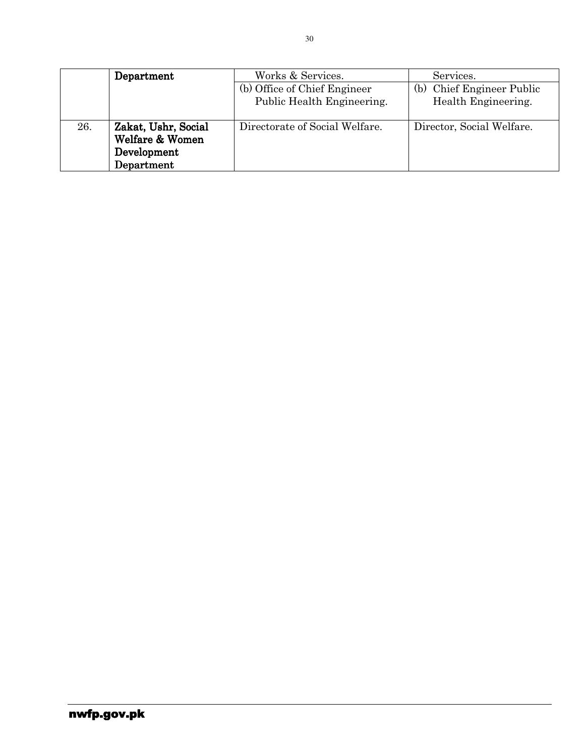| | | | |
|---|---|---|---|
| | **Department** | Works & Services. | Services. |
| | | (b) Office of Chief Engineer Public Health Engineering. | (b) Chief Engineer Public Health Engineering. |
| 26. | **Zakat, Ushr, Social Welfare & Women Development Department** | Directorate of Social Welfare. | Director, Social Welfare. |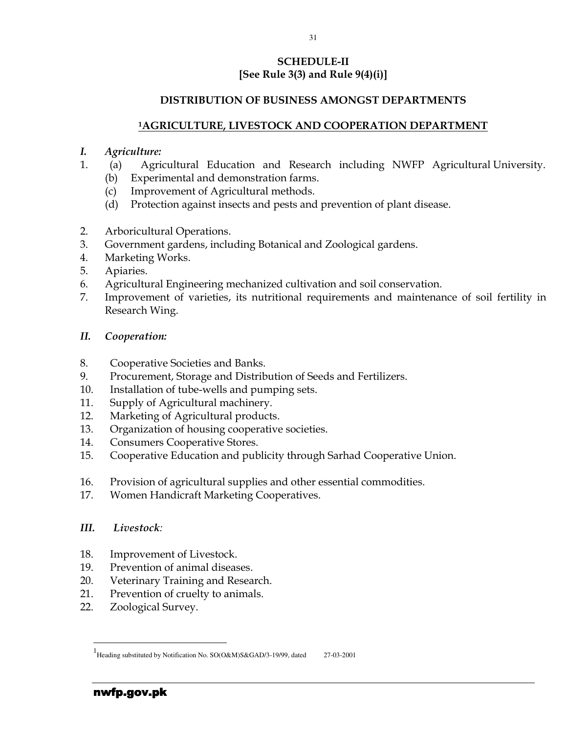## SCHEDULE-II
## [See Rule 3(3) and Rule 9(4)(i)]

## DISTRIBUTION OF BUSINESS AMONGST DEPARTMENTS

## [1]AGRICULTURE, LIVESTOCK AND COOPERATION DEPARTMENT

*I. Agriculture:*

1. (a) Agricultural Education and Research including NWFP Agricultural University.
   (b) Experimental and demonstration farms.
   (c) Improvement of Agricultural methods.
   (d) Protection against insects and pests and prevention of plant disease.

2. Arboricultural Operations.
3. Government gardens, including Botanical and Zoological gardens.
4. Marketing Works.
5. Apiaries.
6. Agricultural Engineering mechanized cultivation and soil conservation.
7. Improvement of varieties, its nutritional requirements and maintenance of soil fertility in Research Wing.

*II. Cooperation:*

8. Cooperative Societies and Banks.
9. Procurement, Storage and Distribution of Seeds and Fertilizers.
10. Installation of tube-wells and pumping sets.
11. Supply of Agricultural machinery.
12. Marketing of Agricultural products.
13. Organization of housing cooperative societies.
14. Consumers Cooperative Stores.
15. Cooperative Education and publicity through Sarhad Cooperative Union.

16. Provision of agricultural supplies and other essential commodities.
17. Women Handicraft Marketing Cooperatives.

*III. Livestock:*

18. Improvement of Livestock.
19. Prevention of animal diseases.
20. Veterinary Training and Research.
21. Prevention of cruelty to animals.
22. Zoological Survey.

---

[1] Heading substituted by Notification No. SO(O&M)S&GAD/3-19/99, dated 27-03-2001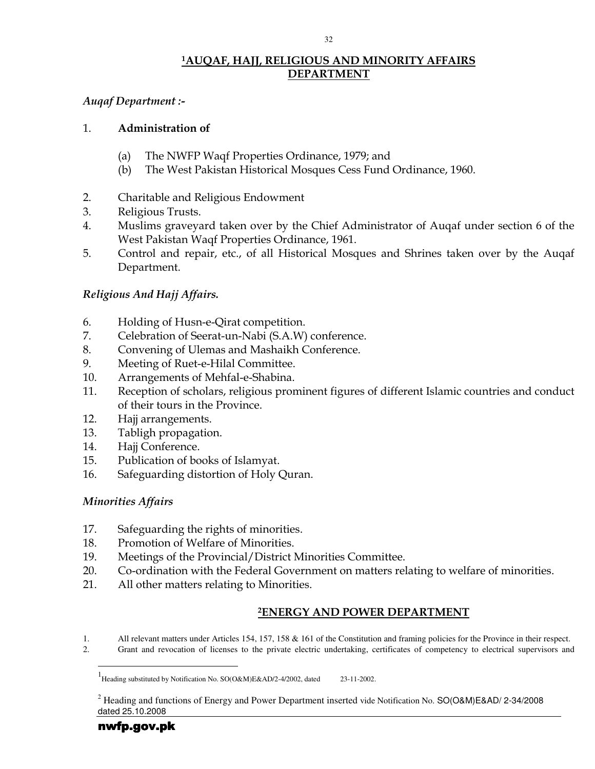## [1]AUQAF, HAJJ, RELIGIOUS AND MINORITY AFFAIRS DEPARTMENT

*Auqaf Department :-*

1. **Administration of**

   (a) The NWFP Waqf Properties Ordinance, 1979; and
   (b) The West Pakistan Historical Mosques Cess Fund Ordinance, 1960.

2. Charitable and Religious Endowment
3. Religious Trusts.
4. Muslims graveyard taken over by the Chief Administrator of Auqaf under section 6 of the West Pakistan Waqf Properties Ordinance, 1961.
5. Control and repair, etc., of all Historical Mosques and Shrines taken over by the Auqaf Department.

*Religious And Hajj Affairs.*

6. Holding of Husn-e-Qirat competition.
7. Celebration of Seerat-un-Nabi (S.A.W) conference.
8. Convening of Ulemas and Mashaikh Conference.
9. Meeting of Ruet-e-Hilal Committee.
10. Arrangements of Mehfal-e-Shabina.
11. Reception of scholars, religious prominent figures of different Islamic countries and conduct of their tours in the Province.
12. Hajj arrangements.
13. Tabligh propagation.
14. Hajj Conference.
15. Publication of books of Islamyat.
16. Safeguarding distortion of Holy Quran.

*Minorities Affairs*

17. Safeguarding the rights of minorities.
18. Promotion of Welfare of Minorities.
19. Meetings of the Provincial/District Minorities Committee.
20. Co-ordination with the Federal Government on matters relating to welfare of minorities.
21. All other matters relating to Minorities.

## [2]ENERGY AND POWER DEPARTMENT

1. All relevant matters under Articles 154, 157, 158 & 161 of the Constitution and framing policies for the Province in their respect.
2. Grant and revocation of licenses to the private electric undertaking, certificates of competency to electrical supervisors and

---

[1] Heading substituted by Notification No. SO(O&M)E&AD/2-4/2002, dated 23-11-2002.

[2] Heading and functions of Energy and Power Department inserted vide Notification No. SO(O&M)E&AD/ 2-34/2008 dated 25.10.2008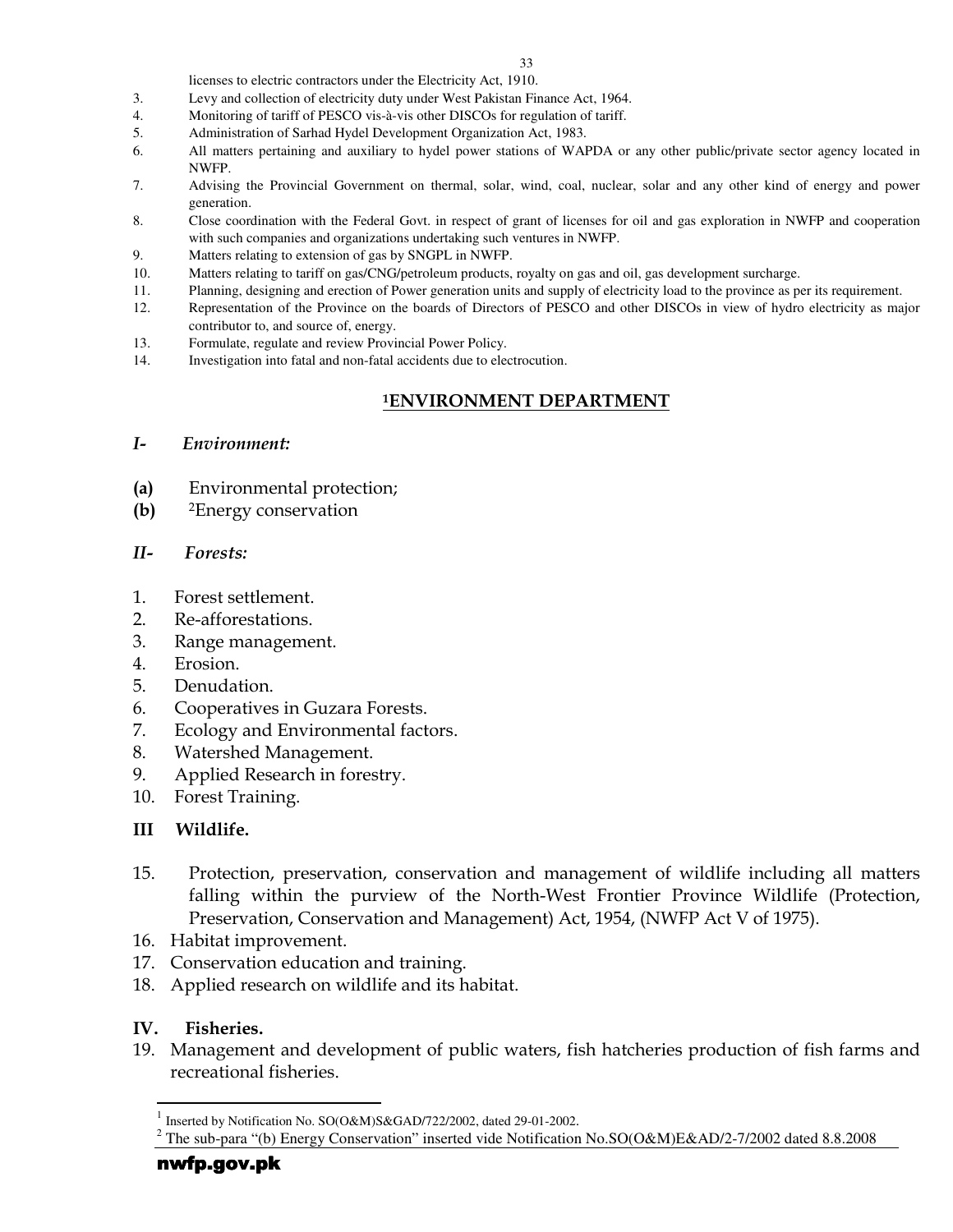licenses to electric contractors under the Electricity Act, 1910.

3. Levy and collection of electricity duty under West Pakistan Finance Act, 1964.
4. Monitoring of tariff of PESCO vis-à-vis other DISCOs for regulation of tariff.
5. Administration of Sarhad Hydel Development Organization Act, 1983.
6. All matters pertaining and auxiliary to hydel power stations of WAPDA or any other public/private sector agency located in NWFP.
7. Advising the Provincial Government on thermal, solar, wind, coal, nuclear, solar and any other kind of energy and power generation.
8. Close coordination with the Federal Govt. in respect of grant of licenses for oil and gas exploration in NWFP and cooperation with such companies and organizations undertaking such ventures in NWFP.
9. Matters relating to extension of gas by SNGPL in NWFP.
10. Matters relating to tariff on gas/CNG/petroleum products, royalty on gas and oil, gas development surcharge.
11. Planning, designing and erection of Power generation units and supply of electricity load to the province as per its requirement.
12. Representation of the Province on the boards of Directors of PESCO and other DISCOs in view of hydro electricity as major contributor to, and source of, energy.
13. Formulate, regulate and review Provincial Power Policy.
14. Investigation into fatal and non-fatal accidents due to electrocution.

## [1]ENVIRONMENT DEPARTMENT

### *I- Environment:*

**(a)** Environmental protection;
**(b)** [2]Energy conservation

### *II- Forests:*

1. Forest settlement.
2. Re-afforestations.
3. Range management.
4. Erosion.
5. Denudation.
6. Cooperatives in Guzara Forests.
7. Ecology and Environmental factors.
8. Watershed Management.
9. Applied Research in forestry.
10. Forest Training.

### III Wildlife.

15. Protection, preservation, conservation and management of wildlife including all matters falling within the purview of the North-West Frontier Province Wildlife (Protection, Preservation, Conservation and Management) Act, 1954, (NWFP Act V of 1975).
16. Habitat improvement.
17. Conservation education and training.
18. Applied research on wildlife and its habitat.

### IV. Fisheries.

19. Management and development of public waters, fish hatcheries production of fish farms and recreational fisheries.

---

[1] Inserted by Notification No. SO(O&M)S&GAD/722/2002, dated 29-01-2002.

[2] The sub-para "(b) Energy Conservation" inserted vide Notification No.SO(O&M)E&AD/2-7/2002 dated 8.8.2008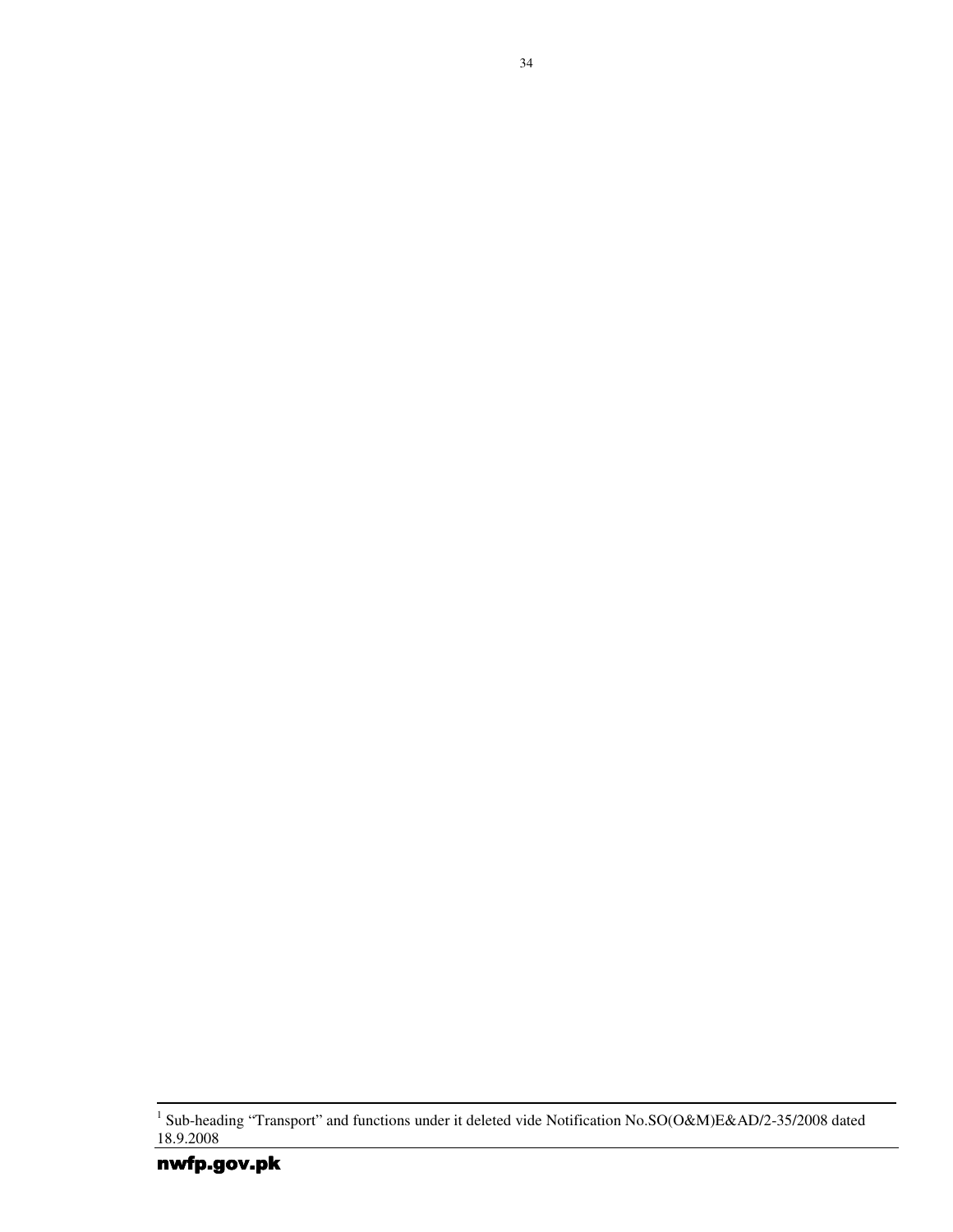[1] Sub-heading "Transport" and functions under it deleted vide Notification No.SO(O&M)E&AD/2-35/2008 dated 18.9.2008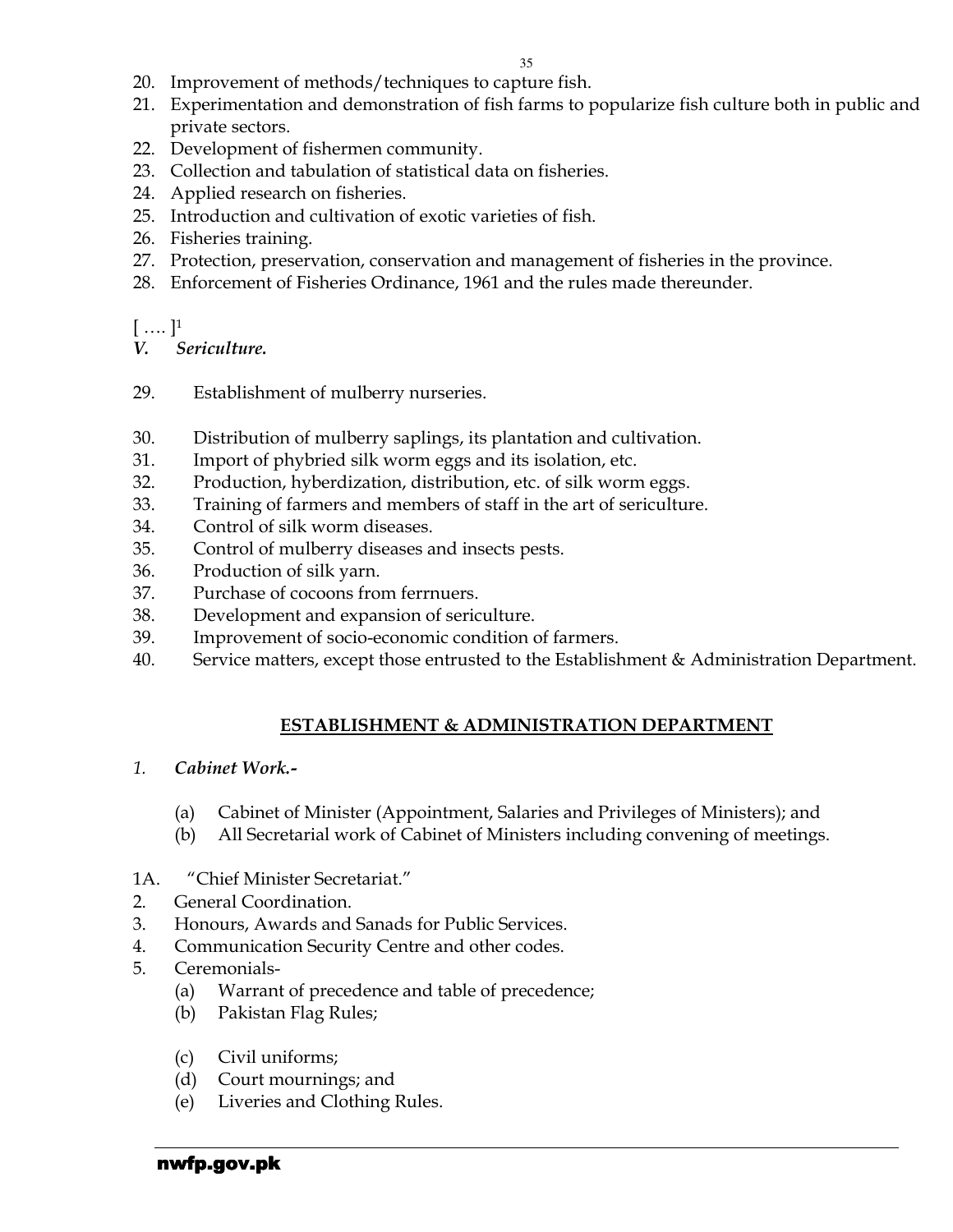20. Improvement of methods/techniques to capture fish.
21. Experimentation and demonstration of fish farms to popularize fish culture both in public and private sectors.
22. Development of fishermen community.
23. Collection and tabulation of statistical data on fisheries.
24. Applied research on fisheries.
25. Introduction and cultivation of exotic varieties of fish.
26. Fisheries training.
27. Protection, preservation, conservation and management of fisheries in the province.
28. Enforcement of Fisheries Ordinance, 1961 and the rules made thereunder.

[ …. ][1]

*V. Sericulture.*

29. Establishment of mulberry nurseries.
30. Distribution of mulberry saplings, its plantation and cultivation.
31. Import of phybried silk worm eggs and its isolation, etc.
32. Production, hyberdization, distribution, etc. of silk worm eggs.
33. Training of farmers and members of staff in the art of sericulture.
34. Control of silk worm diseases.
35. Control of mulberry diseases and insects pests.
36. Production of silk yarn.
37. Purchase of cocoons from ferrnuers.
38. Development and expansion of sericulture.
39. Improvement of socio-economic condition of farmers.
40. Service matters, except those entrusted to the Establishment & Administration Department.

## ESTABLISHMENT & ADMINISTRATION DEPARTMENT

*1. Cabinet Work.-*

(a) Cabinet of Minister (Appointment, Salaries and Privileges of Ministers); and
(b) All Secretarial work of Cabinet of Ministers including convening of meetings.

1A. "Chief Minister Secretariat."

2. General Coordination.
3. Honours, Awards and Sanads for Public Services.
4. Communication Security Centre and other codes.
5. Ceremonials-
   (a) Warrant of precedence and table of precedence;
   (b) Pakistan Flag Rules;
   (c) Civil uniforms;
   (d) Court mournings; and
   (e) Liveries and Clothing Rules.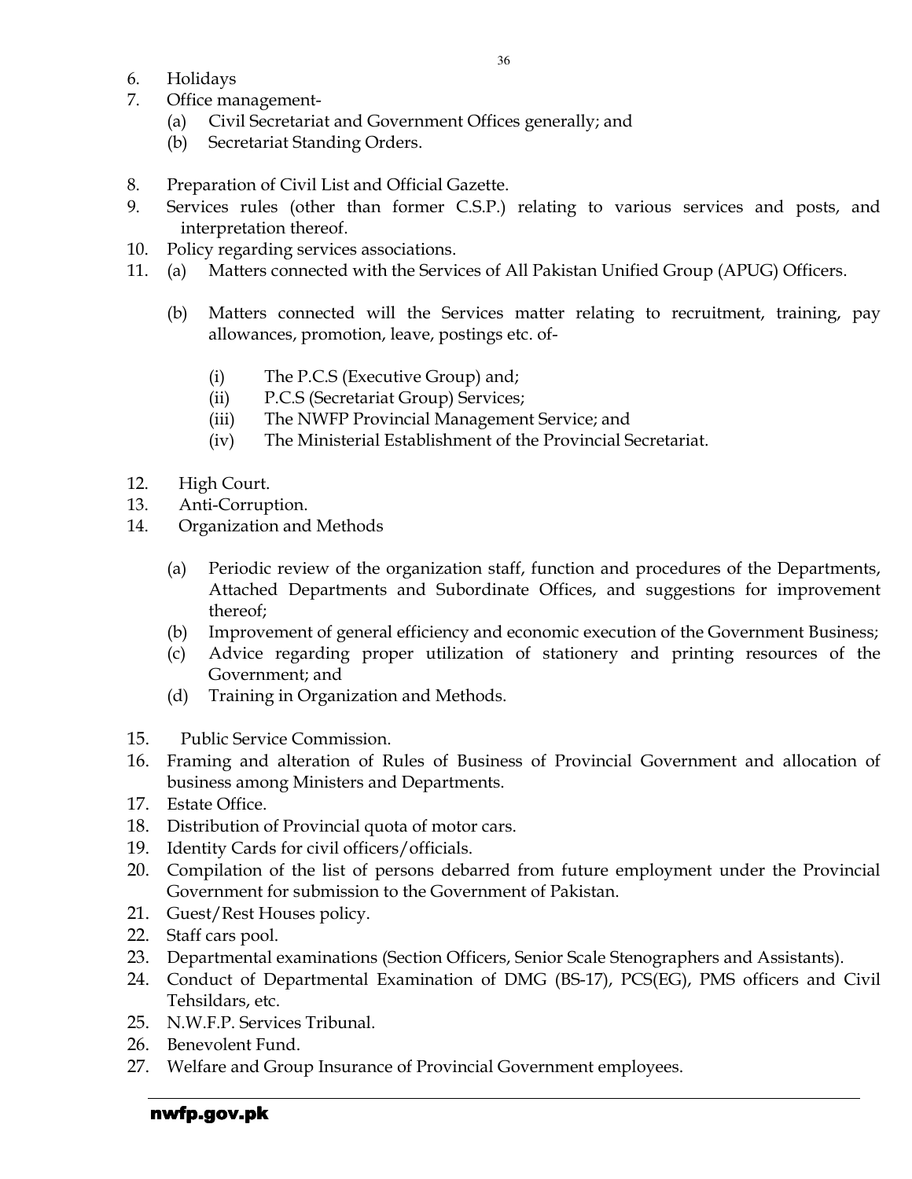6. Holidays
7. Office management-
    (a) Civil Secretariat and Government Offices generally; and
    (b) Secretariat Standing Orders.

8. Preparation of Civil List and Official Gazette.
9. Services rules (other than former C.S.P.) relating to various services and posts, and interpretation thereof.
10. Policy regarding services associations.
11. (a) Matters connected with the Services of All Pakistan Unified Group (APUG) Officers.

    (b) Matters connected will the Services matter relating to recruitment, training, pay allowances, promotion, leave, postings etc. of-

        (i) The P.C.S (Executive Group) and;
        (ii) P.C.S (Secretariat Group) Services;
        (iii) The NWFP Provincial Management Service; and
        (iv) The Ministerial Establishment of the Provincial Secretariat.

12. High Court.
13. Anti-Corruption.
14. Organization and Methods

    (a) Periodic review of the organization staff, function and procedures of the Departments, Attached Departments and Subordinate Offices, and suggestions for improvement thereof;
    (b) Improvement of general efficiency and economic execution of the Government Business;
    (c) Advice regarding proper utilization of stationery and printing resources of the Government; and
    (d) Training in Organization and Methods.

15. Public Service Commission.
16. Framing and alteration of Rules of Business of Provincial Government and allocation of business among Ministers and Departments.
17. Estate Office.
18. Distribution of Provincial quota of motor cars.
19. Identity Cards for civil officers/officials.
20. Compilation of the list of persons debarred from future employment under the Provincial Government for submission to the Government of Pakistan.
21. Guest/Rest Houses policy.
22. Staff cars pool.
23. Departmental examinations (Section Officers, Senior Scale Stenographers and Assistants).
24. Conduct of Departmental Examination of DMG (BS-17), PCS(EG), PMS officers and Civil Tehsildars, etc.
25. N.W.F.P. Services Tribunal.
26. Benevolent Fund.
27. Welfare and Group Insurance of Provincial Government employees.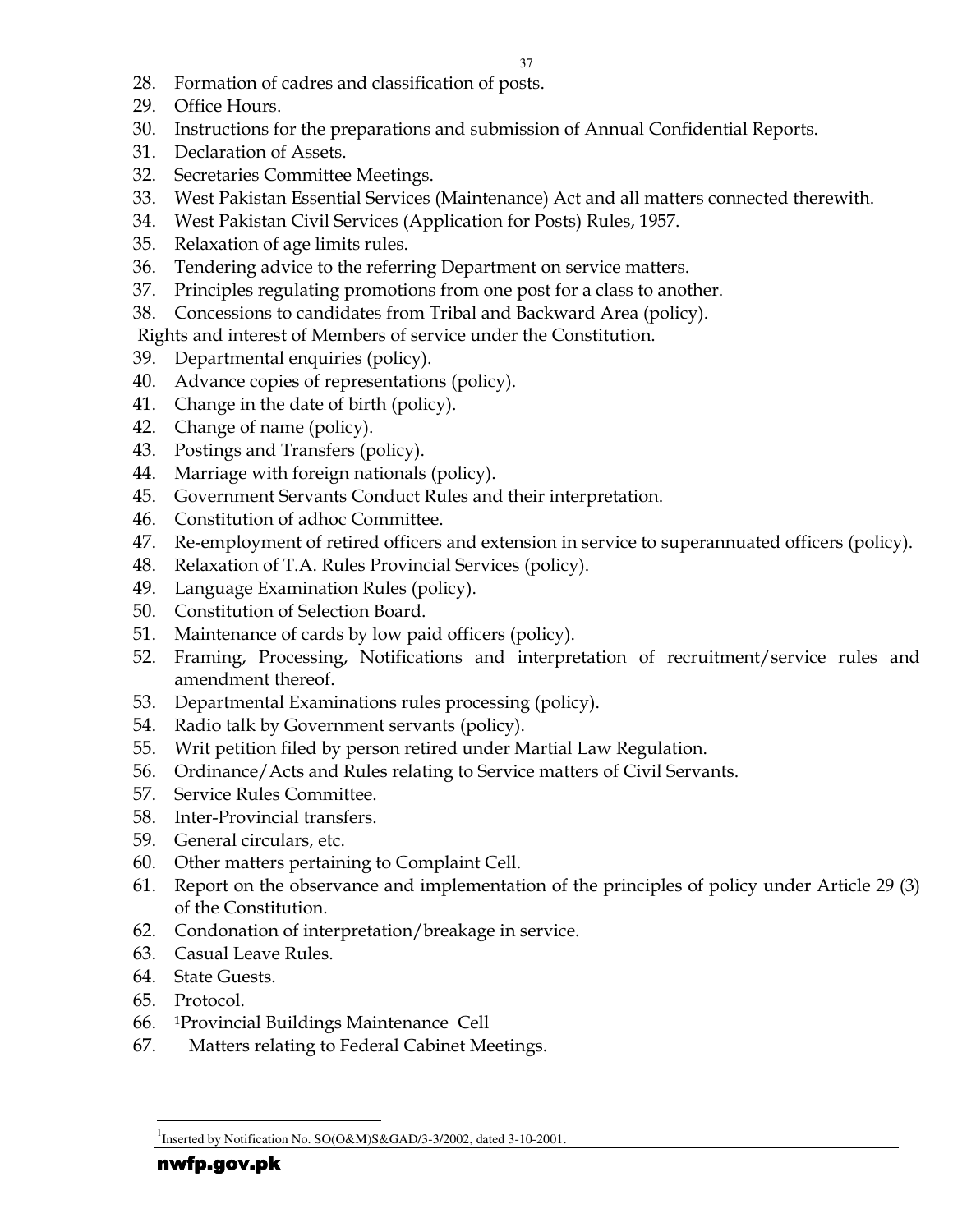28. Formation of cadres and classification of posts.
29. Office Hours.
30. Instructions for the preparations and submission of Annual Confidential Reports.
31. Declaration of Assets.
32. Secretaries Committee Meetings.
33. West Pakistan Essential Services (Maintenance) Act and all matters connected therewith.
34. West Pakistan Civil Services (Application for Posts) Rules, 1957.
35. Relaxation of age limits rules.
36. Tendering advice to the referring Department on service matters.
37. Principles regulating promotions from one post for a class to another.
38. Concessions to candidates from Tribal and Backward Area (policy).

Rights and interest of Members of service under the Constitution.

39. Departmental enquiries (policy).
40. Advance copies of representations (policy).
41. Change in the date of birth (policy).
42. Change of name (policy).
43. Postings and Transfers (policy).
44. Marriage with foreign nationals (policy).
45. Government Servants Conduct Rules and their interpretation.
46. Constitution of adhoc Committee.
47. Re-employment of retired officers and extension in service to superannuated officers (policy).
48. Relaxation of T.A. Rules Provincial Services (policy).
49. Language Examination Rules (policy).
50. Constitution of Selection Board.
51. Maintenance of cards by low paid officers (policy).
52. Framing, Processing, Notifications and interpretation of recruitment/service rules and amendment thereof.
53. Departmental Examinations rules processing (policy).
54. Radio talk by Government servants (policy).
55. Writ petition filed by person retired under Martial Law Regulation.
56. Ordinance/Acts and Rules relating to Service matters of Civil Servants.
57. Service Rules Committee.
58. Inter-Provincial transfers.
59. General circulars, etc.
60. Other matters pertaining to Complaint Cell.
61. Report on the observance and implementation of the principles of policy under Article 29 (3) of the Constitution.
62. Condonation of interpretation/breakage in service.
63. Casual Leave Rules.
64. State Guests.
65. Protocol.
66. [1]Provincial Buildings Maintenance Cell
67. Matters relating to Federal Cabinet Meetings.

---

[1]Inserted by Notification No. SO(O&M)S&GAD/3-3/2002, dated 3-10-2001.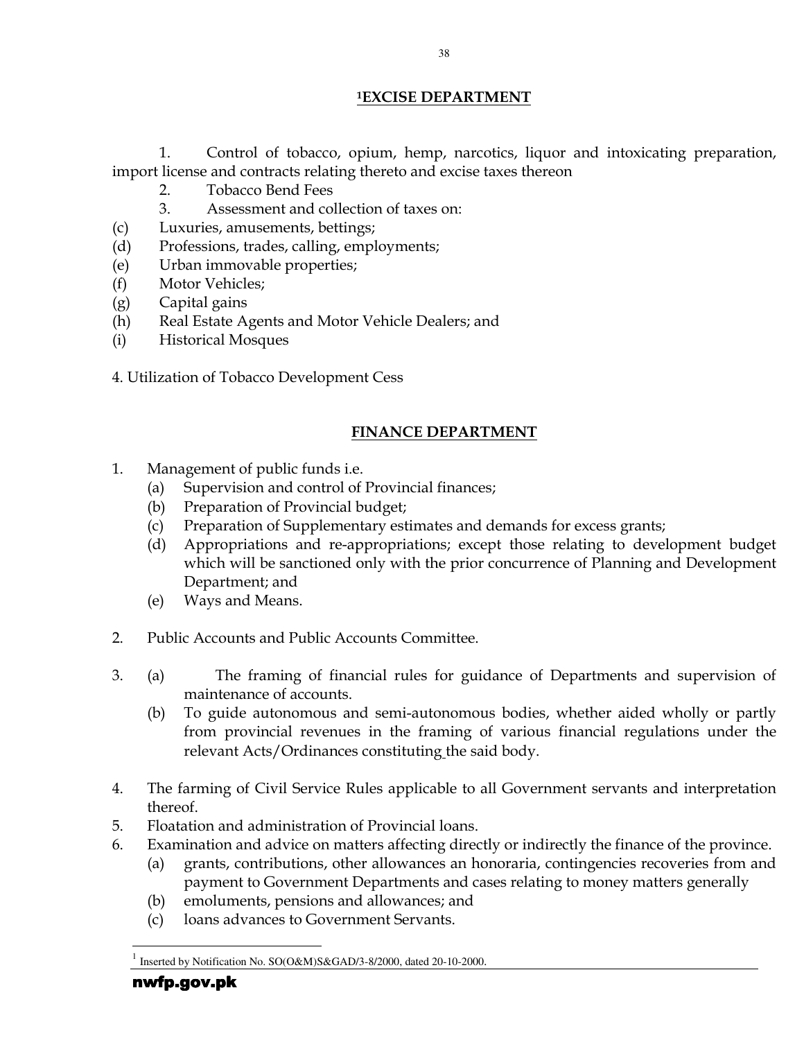## [1]EXCISE DEPARTMENT

1. Control of tobacco, opium, hemp, narcotics, liquor and intoxicating preparation, import license and contracts relating thereto and excise taxes thereon
2. Tobacco Bend Fees
3. Assessment and collection of taxes on:

(c) Luxuries, amusements, bettings;
(d) Professions, trades, calling, employments;
(e) Urban immovable properties;
(f) Motor Vehicles;
(g) Capital gains
(h) Real Estate Agents and Motor Vehicle Dealers; and
(i) Historical Mosques

4. Utilization of Tobacco Development Cess

## FINANCE DEPARTMENT

1. Management of public funds i.e.
   (a) Supervision and control of Provincial finances;
   (b) Preparation of Provincial budget;
   (c) Preparation of Supplementary estimates and demands for excess grants;
   (d) Appropriations and re-appropriations; except those relating to development budget which will be sanctioned only with the prior concurrence of Planning and Development Department; and
   (e) Ways and Means.

2. Public Accounts and Public Accounts Committee.

3. (a) The framing of financial rules for guidance of Departments and supervision of maintenance of accounts.
   (b) To guide autonomous and semi-autonomous bodies, whether aided wholly or partly from provincial revenues in the framing of various financial regulations under the relevant Acts/Ordinances constituting the said body.

4. The farming of Civil Service Rules applicable to all Government servants and interpretation thereof.
5. Floatation and administration of Provincial loans.
6. Examination and advice on matters affecting directly or indirectly the finance of the province.
   (a) grants, contributions, other allowances an honoraria, contingencies recoveries from and payment to Government Departments and cases relating to money matters generally
   (b) emoluments, pensions and allowances; and
   (c) loans advances to Government Servants.

[1] Inserted by Notification No. SO(O&M)S&GAD/3-8/2000, dated 20-10-2000.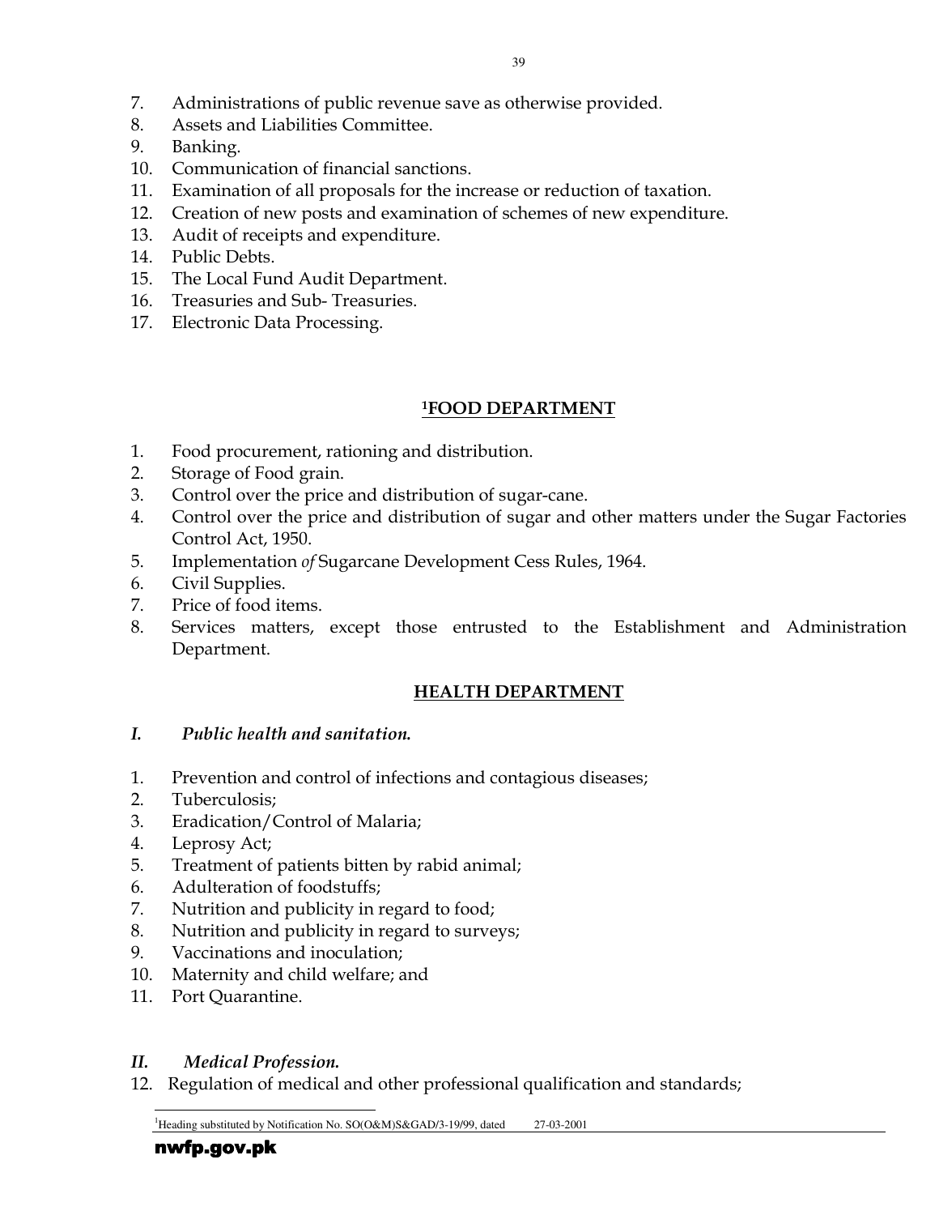7. Administrations of public revenue save as otherwise provided.
8. Assets and Liabilities Committee.
9. Banking.
10. Communication of financial sanctions.
11. Examination of all proposals for the increase or reduction of taxation.
12. Creation of new posts and examination of schemes of new expenditure.
13. Audit of receipts and expenditure.
14. Public Debts.
15. The Local Fund Audit Department.
16. Treasuries and Sub- Treasuries.
17. Electronic Data Processing.

## [1]FOOD DEPARTMENT

1. Food procurement, rationing and distribution.
2. Storage of Food grain.
3. Control over the price and distribution of sugar-cane.
4. Control over the price and distribution of sugar and other matters under the Sugar Factories Control Act, 1950.
5. Implementation *of* Sugarcane Development Cess Rules, 1964.
6. Civil Supplies.
7. Price of food items.
8. Services matters, except those entrusted to the Establishment and Administration Department.

## HEALTH DEPARTMENT

### *I. Public health and sanitation.*

1. Prevention and control of infections and contagious diseases;
2. Tuberculosis;
3. Eradication/Control of Malaria;
4. Leprosy Act;
5. Treatment of patients bitten by rabid animal;
6. Adulteration of foodstuffs;
7. Nutrition and publicity in regard to food;
8. Nutrition and publicity in regard to surveys;
9. Vaccinations and inoculation;
10. Maternity and child welfare; and
11. Port Quarantine.

### *II. Medical Profession.*

12. Regulation of medical and other professional qualification and standards;

[1]Heading substituted by Notification No. SO(O&M)S&GAD/3-19/99, dated 27-03-2001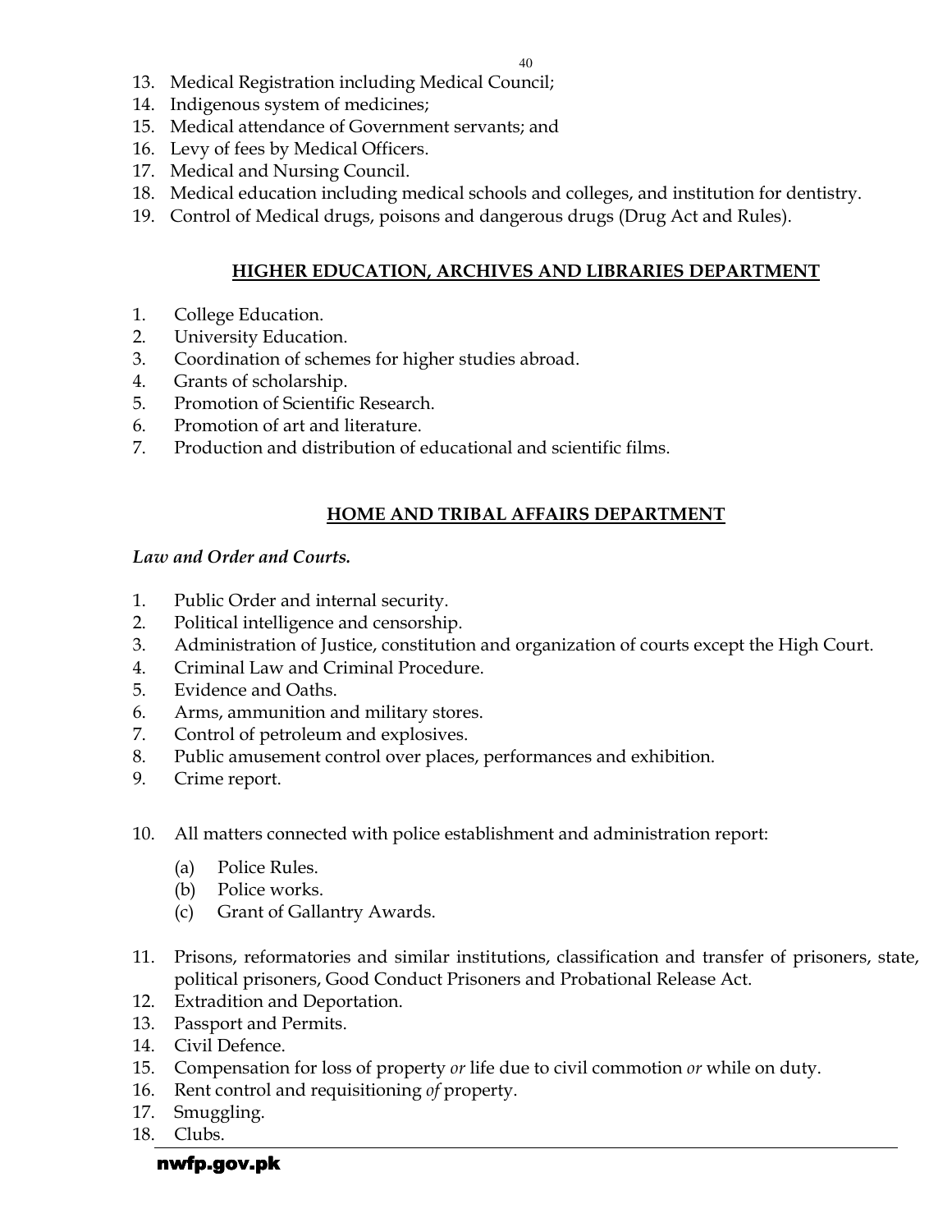13. Medical Registration including Medical Council;
14. Indigenous system of medicines;
15. Medical attendance of Government servants; and
16. Levy of fees by Medical Officers.
17. Medical and Nursing Council.
18. Medical education including medical schools and colleges, and institution for dentistry.
19. Control of Medical drugs, poisons and dangerous drugs (Drug Act and Rules).

## HIGHER EDUCATION, ARCHIVES AND LIBRARIES DEPARTMENT

1. College Education.
2. University Education.
3. Coordination of schemes for higher studies abroad.
4. Grants of scholarship.
5. Promotion of Scientific Research.
6. Promotion of art and literature.
7. Production and distribution of educational and scientific films.

## HOME AND TRIBAL AFFAIRS DEPARTMENT

***Law and Order and Courts.***

1. Public Order and internal security.
2. Political intelligence and censorship.
3. Administration of Justice, constitution and organization of courts except the High Court.
4. Criminal Law and Criminal Procedure.
5. Evidence and Oaths.
6. Arms, ammunition and military stores.
7. Control of petroleum and explosives.
8. Public amusement control over places, performances and exhibition.
9. Crime report.
10. All matters connected with police establishment and administration report:
    - (a) Police Rules.
    - (b) Police works.
    - (c) Grant of Gallantry Awards.
11. Prisons, reformatories and similar institutions, classification and transfer of prisoners, state, political prisoners, Good Conduct Prisoners and Probational Release Act.
12. Extradition and Deportation.
13. Passport and Permits.
14. Civil Defence.
15. Compensation for loss of property *or* life due to civil commotion *or* while on duty.
16. Rent control and requisitioning *of* property.
17. Smuggling.
18. Clubs.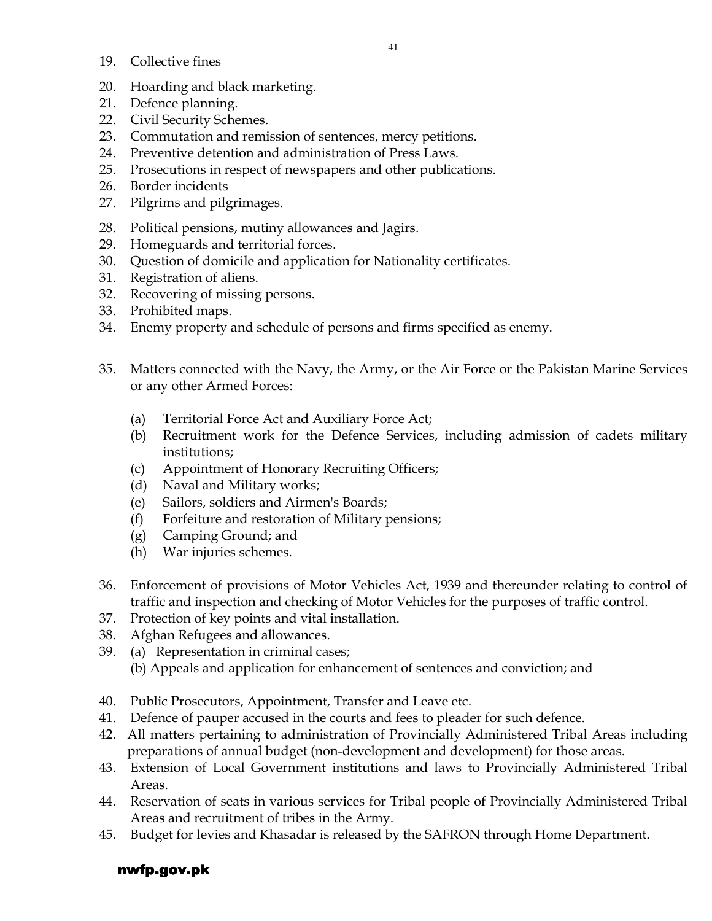19. Collective fines
20. Hoarding and black marketing.
21. Defence planning.
22. Civil Security Schemes.
23. Commutation and remission of sentences, mercy petitions.
24. Preventive detention and administration of Press Laws.
25. Prosecutions in respect of newspapers and other publications.
26. Border incidents
27. Pilgrims and pilgrimages.
28. Political pensions, mutiny allowances and Jagirs.
29. Homeguards and territorial forces.
30. Question of domicile and application for Nationality certificates.
31. Registration of aliens.
32. Recovering of missing persons.
33. Prohibited maps.
34. Enemy property and schedule of persons and firms specified as enemy.
35. Matters connected with the Navy, the Army, or the Air Force or the Pakistan Marine Services or any other Armed Forces:
    (a) Territorial Force Act and Auxiliary Force Act;
    (b) Recruitment work for the Defence Services, including admission of cadets military institutions;
    (c) Appointment of Honorary Recruiting Officers;
    (d) Naval and Military works;
    (e) Sailors, soldiers and Airmen's Boards;
    (f) Forfeiture and restoration of Military pensions;
    (g) Camping Ground; and
    (h) War injuries schemes.
36. Enforcement of provisions of Motor Vehicles Act, 1939 and thereunder relating to control of traffic and inspection and checking of Motor Vehicles for the purposes of traffic control.
37. Protection of key points and vital installation.
38. Afghan Refugees and allowances.
39. (a) Representation in criminal cases;
    (b) Appeals and application for enhancement of sentences and conviction; and
40. Public Prosecutors, Appointment, Transfer and Leave etc.
41. Defence of pauper accused in the courts and fees to pleader for such defence.
42. All matters pertaining to administration of Provincially Administered Tribal Areas including preparations of annual budget (non-development and development) for those areas.
43. Extension of Local Government institutions and laws to Provincially Administered Tribal Areas.
44. Reservation of seats in various services for Tribal people of Provincially Administered Tribal Areas and recruitment of tribes in the Army.
45. Budget for levies and Khasadar is released by the SAFRON through Home Department.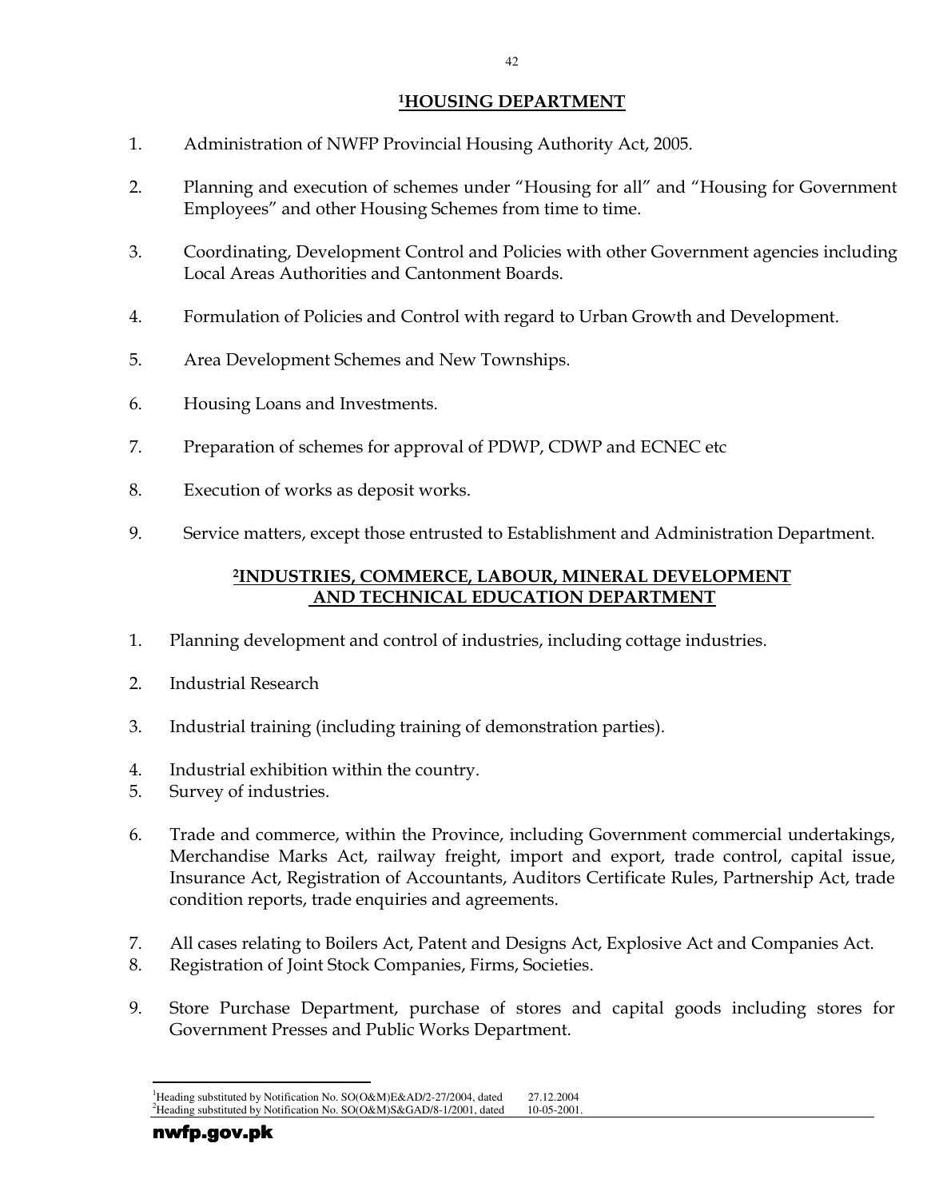## [1]HOUSING DEPARTMENT

1. Administration of NWFP Provincial Housing Authority Act, 2005.

2. Planning and execution of schemes under "Housing for all" and "Housing for Government Employees" and other Housing Schemes from time to time.

3. Coordinating, Development Control and Policies with other Government agencies including Local Areas Authorities and Cantonment Boards.

4. Formulation of Policies and Control with regard to Urban Growth and Development.

5. Area Development Schemes and New Townships.

6. Housing Loans and Investments.

7. Preparation of schemes for approval of PDWP, CDWP and ECNEC etc

8. Execution of works as deposit works.

9. Service matters, except those entrusted to Establishment and Administration Department.

## [2]INDUSTRIES, COMMERCE, LABOUR, MINERAL DEVELOPMENT AND TECHNICAL EDUCATION DEPARTMENT

1. Planning development and control of industries, including cottage industries.

2. Industrial Research

3. Industrial training (including training of demonstration parties).

4. Industrial exhibition within the country.
5. Survey of industries.

6. Trade and commerce, within the Province, including Government commercial undertakings, Merchandise Marks Act, railway freight, import and export, trade control, capital issue, Insurance Act, Registration of Accountants, Auditors Certificate Rules, Partnership Act, trade condition reports, trade enquiries and agreements.

7. All cases relating to Boilers Act, Patent and Designs Act, Explosive Act and Companies Act.
8. Registration of Joint Stock Companies, Firms, Societies.

9. Store Purchase Department, purchase of stores and capital goods including stores for Government Presses and Public Works Department.

---

[1]Heading substituted by Notification No. SO(O&M)E&AD/2-27/2004, dated 27.12.2004
[2]Heading substituted by Notification No. SO(O&M)S&GAD/8-1/2001, dated 10-05-2001.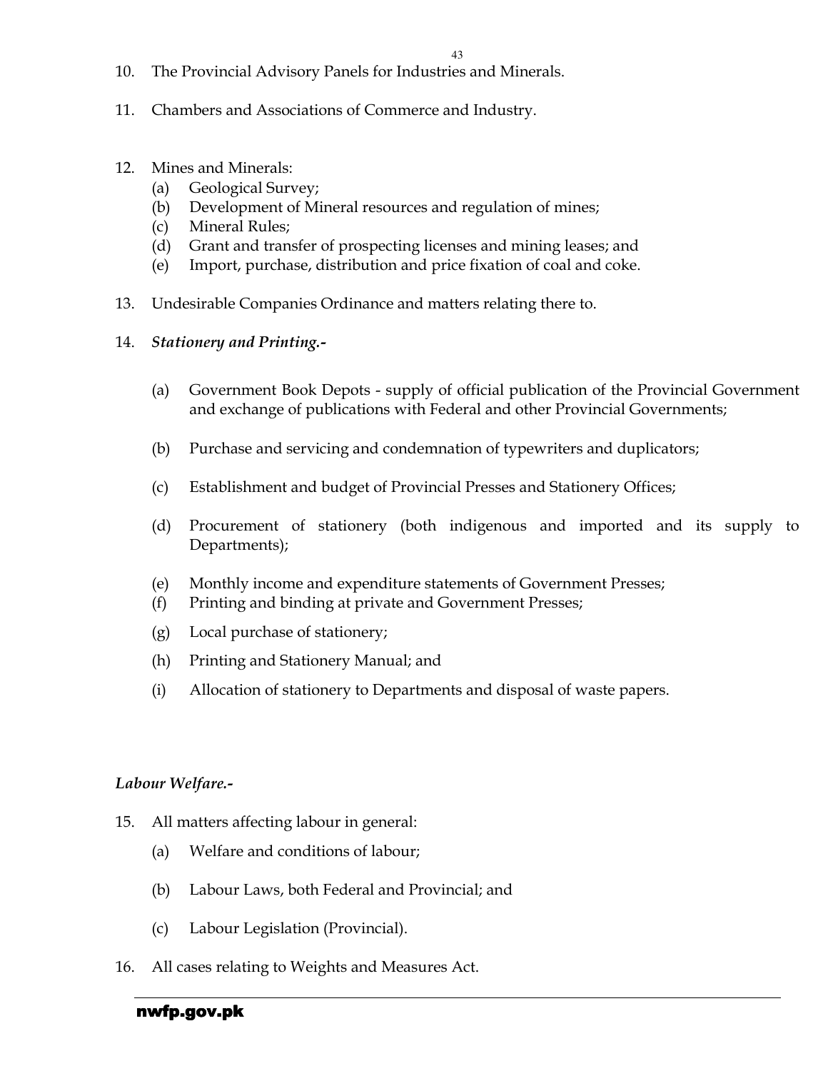10. The Provincial Advisory Panels for Industries and Minerals.

11. Chambers and Associations of Commerce and Industry.

12. Mines and Minerals:
    (a) Geological Survey;
    (b) Development of Mineral resources and regulation of mines;
    (c) Mineral Rules;
    (d) Grant and transfer of prospecting licenses and mining leases; and
    (e) Import, purchase, distribution and price fixation of coal and coke.

13. Undesirable Companies Ordinance and matters relating there to.

14. ***Stationery and Printing.-***

    (a) Government Book Depots - supply of official publication of the Provincial Government and exchange of publications with Federal and other Provincial Governments;

    (b) Purchase and servicing and condemnation of typewriters and duplicators;

    (c) Establishment and budget of Provincial Presses and Stationery Offices;

    (d) Procurement of stationery (both indigenous and imported and its supply to Departments);

    (e) Monthly income and expenditure statements of Government Presses;
    (f) Printing and binding at private and Government Presses;

    (g) Local purchase of stationery;

    (h) Printing and Stationery Manual; and

    (i) Allocation of stationery to Departments and disposal of waste papers.

***Labour Welfare.-***

15. All matters affecting labour in general:

    (a) Welfare and conditions of labour;

    (b) Labour Laws, both Federal and Provincial; and

    (c) Labour Legislation (Provincial).

16. All cases relating to Weights and Measures Act.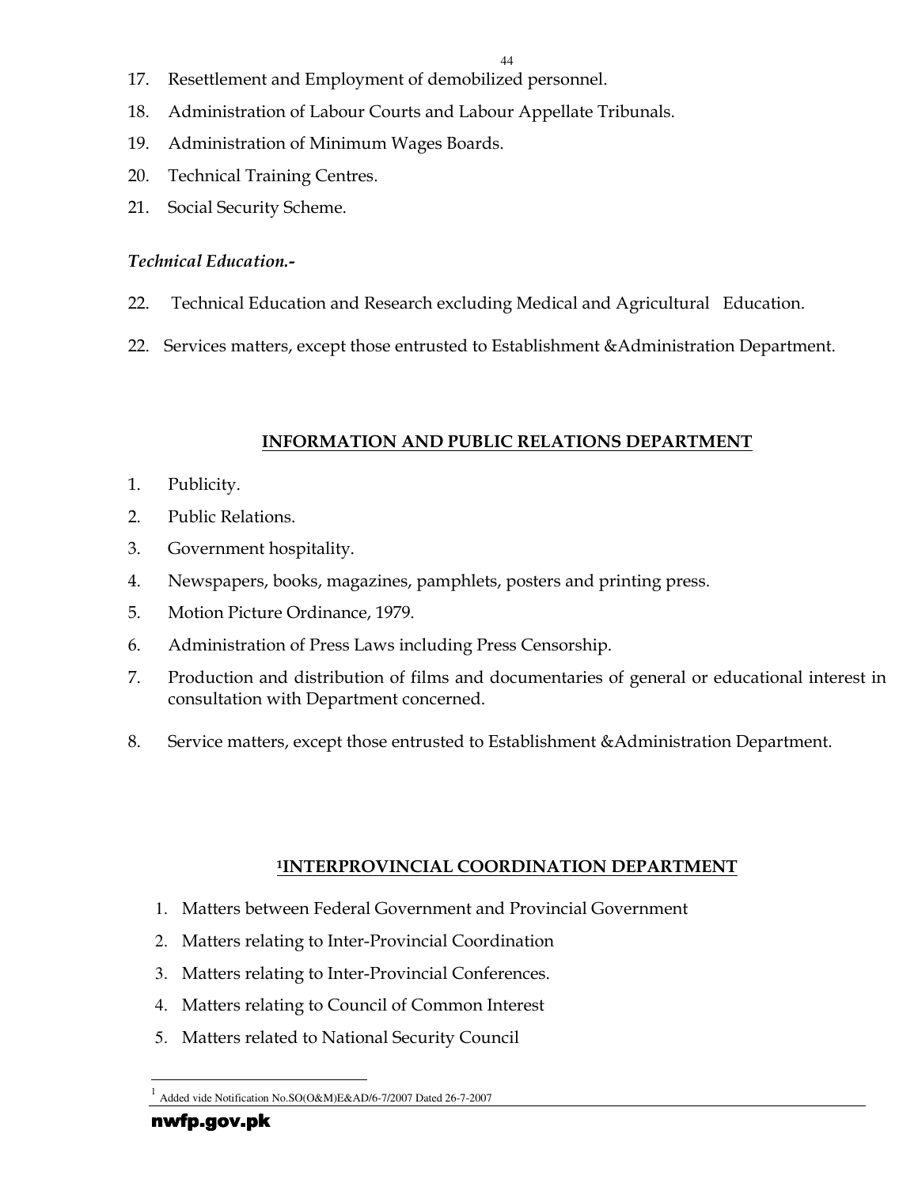17. Resettlement and Employment of demobilized personnel.
18. Administration of Labour Courts and Labour Appellate Tribunals.
19. Administration of Minimum Wages Boards.
20. Technical Training Centres.
21. Social Security Scheme.

*Technical Education.-*

22. Technical Education and Research excluding Medical and Agricultural Education.

22. Services matters, except those entrusted to Establishment &Administration Department.

## INFORMATION AND PUBLIC RELATIONS DEPARTMENT

1. Publicity.
2. Public Relations.
3. Government hospitality.
4. Newspapers, books, magazines, pamphlets, posters and printing press.
5. Motion Picture Ordinance, 1979.
6. Administration of Press Laws including Press Censorship.
7. Production and distribution of films and documentaries of general or educational interest in consultation with Department concerned.
8. Service matters, except those entrusted to Establishment &Administration Department.

## [1]INTERPROVINCIAL COORDINATION DEPARTMENT

1. Matters between Federal Government and Provincial Government
2. Matters relating to Inter-Provincial Coordination
3. Matters relating to Inter-Provincial Conferences.
4. Matters relating to Council of Common Interest
5. Matters related to National Security Council

[1] Added vide Notification No.SO(O&M)E&AD/6-7/2007 Dated 26-7-2007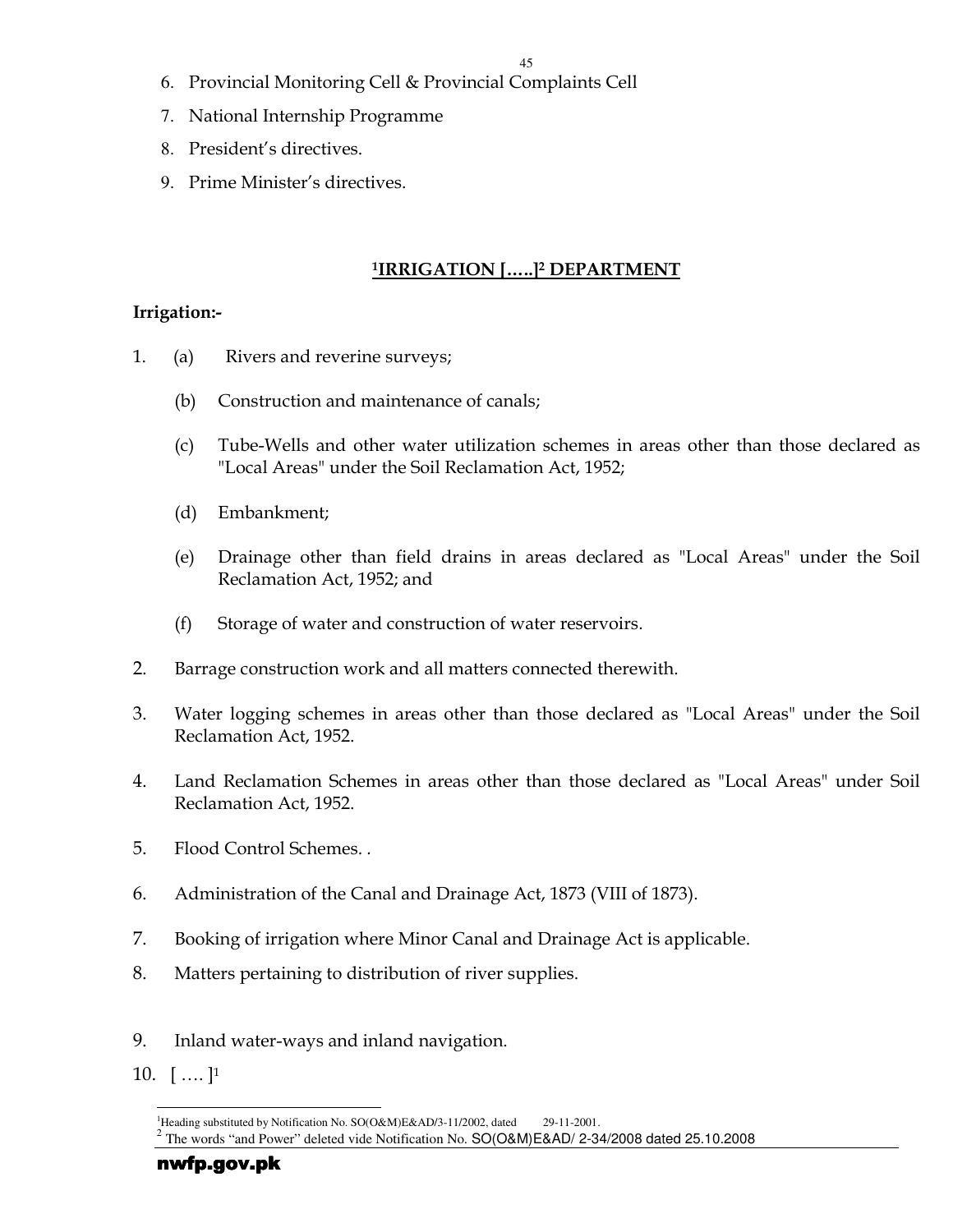6. Provincial Monitoring Cell & Provincial Complaints Cell
7. National Internship Programme
8. President's directives.
9. Prime Minister's directives.

## [1]IRRIGATION [.....][2] DEPARTMENT

**Irrigation:-**

1. (a) Rivers and reverine surveys;

   (b) Construction and maintenance of canals;

   (c) Tube-Wells and other water utilization schemes in areas other than those declared as "Local Areas" under the Soil Reclamation Act, 1952;

   (d) Embankment;

   (e) Drainage other than field drains in areas declared as "Local Areas" under the Soil Reclamation Act, 1952; and

   (f) Storage of water and construction of water reservoirs.

2. Barrage construction work and all matters connected therewith.

3. Water logging schemes in areas other than those declared as "Local Areas" under the Soil Reclamation Act, 1952.

4. Land Reclamation Schemes in areas other than those declared as "Local Areas" under Soil Reclamation Act, 1952.

5. Flood Control Schemes. .

6. Administration of the Canal and Drainage Act, 1873 (VIII of 1873).

7. Booking of irrigation where Minor Canal and Drainage Act is applicable.

8. Matters pertaining to distribution of river supplies.

9. Inland water-ways and inland navigation.

10. [ .... ][1]

---

[1]Heading substituted by Notification No. SO(O&M)E&AD/3-11/2002, dated 29-11-2001.

[2] The words "and Power" deleted vide Notification No. SO(O&M)E&AD/ 2-34/2008 dated 25.10.2008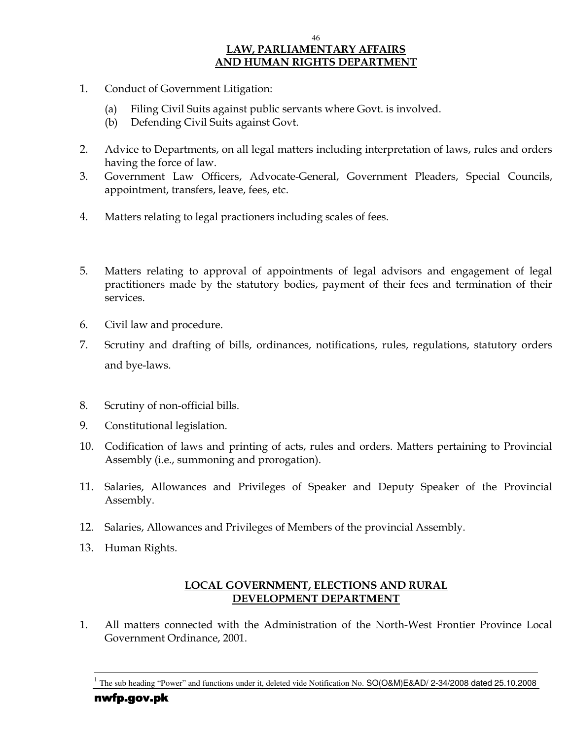## LAW, PARLIAMENTARY AFFAIRS AND HUMAN RIGHTS DEPARTMENT

1. Conduct of Government Litigation:

   (a) Filing Civil Suits against public servants where Govt. is involved.
   (b) Defending Civil Suits against Govt.

2. Advice to Departments, on all legal matters including interpretation of laws, rules and orders having the force of law.
3. Government Law Officers, Advocate-General, Government Pleaders, Special Councils, appointment, transfers, leave, fees, etc.
4. Matters relating to legal practioners including scales of fees.
5. Matters relating to approval of appointments of legal advisors and engagement of legal practitioners made by the statutory bodies, payment of their fees and termination of their services.
6. Civil law and procedure.
7. Scrutiny and drafting of bills, ordinances, notifications, rules, regulations, statutory orders and bye-laws.
8. Scrutiny of non-official bills.
9. Constitutional legislation.
10. Codification of laws and printing of acts, rules and orders. Matters pertaining to Provincial Assembly (i.e., summoning and prorogation).
11. Salaries, Allowances and Privileges of Speaker and Deputy Speaker of the Provincial Assembly.
12. Salaries, Allowances and Privileges of Members of the provincial Assembly.
13. Human Rights.

## LOCAL GOVERNMENT, ELECTIONS AND RURAL DEVELOPMENT DEPARTMENT

1. All matters connected with the Administration of the North-West Frontier Province Local Government Ordinance, 2001.

---

[1] The sub heading "Power" and functions under it, deleted vide Notification No. SO(O&M)E&AD/ 2-34/2008 dated 25.10.2008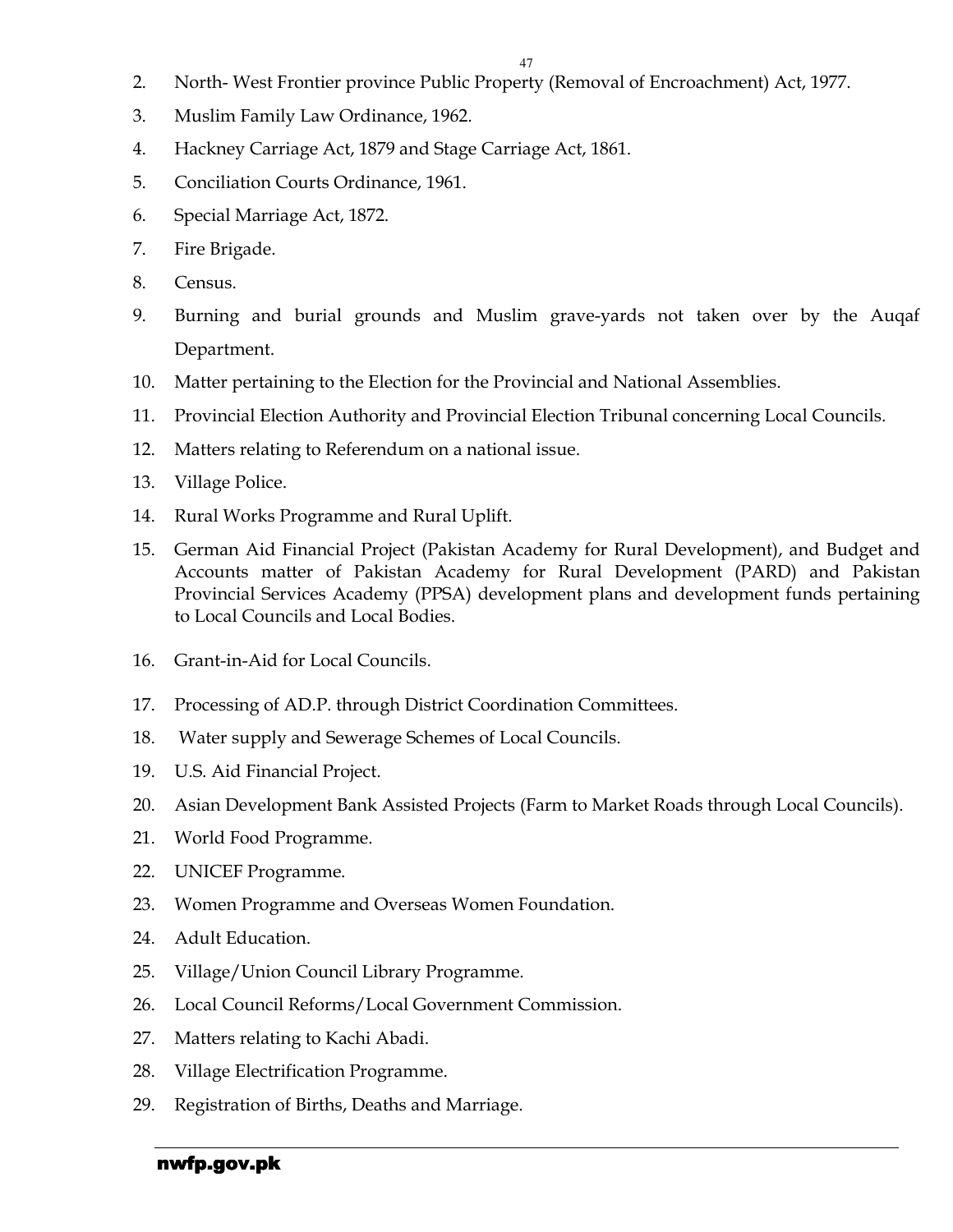2. North- West Frontier province Public Property (Removal of Encroachment) Act, 1977.
3. Muslim Family Law Ordinance, 1962.
4. Hackney Carriage Act, 1879 and Stage Carriage Act, 1861.
5. Conciliation Courts Ordinance, 1961.
6. Special Marriage Act, 1872.
7. Fire Brigade.
8. Census.
9. Burning and burial grounds and Muslim grave-yards not taken over by the Auqaf Department.
10. Matter pertaining to the Election for the Provincial and National Assemblies.
11. Provincial Election Authority and Provincial Election Tribunal concerning Local Councils.
12. Matters relating to Referendum on a national issue.
13. Village Police.
14. Rural Works Programme and Rural Uplift.
15. German Aid Financial Project (Pakistan Academy for Rural Development), and Budget and Accounts matter of Pakistan Academy for Rural Development (PARD) and Pakistan Provincial Services Academy (PPSA) development plans and development funds pertaining to Local Councils and Local Bodies.
16. Grant-in-Aid for Local Councils.
17. Processing of AD.P. through District Coordination Committees.
18. Water supply and Sewerage Schemes of Local Councils.
19. U.S. Aid Financial Project.
20. Asian Development Bank Assisted Projects (Farm to Market Roads through Local Councils).
21. World Food Programme.
22. UNICEF Programme.
23. Women Programme and Overseas Women Foundation.
24. Adult Education.
25. Village/Union Council Library Programme.
26. Local Council Reforms/Local Government Commission.
27. Matters relating to Kachi Abadi.
28. Village Electrification Programme.
29. Registration of Births, Deaths and Marriage.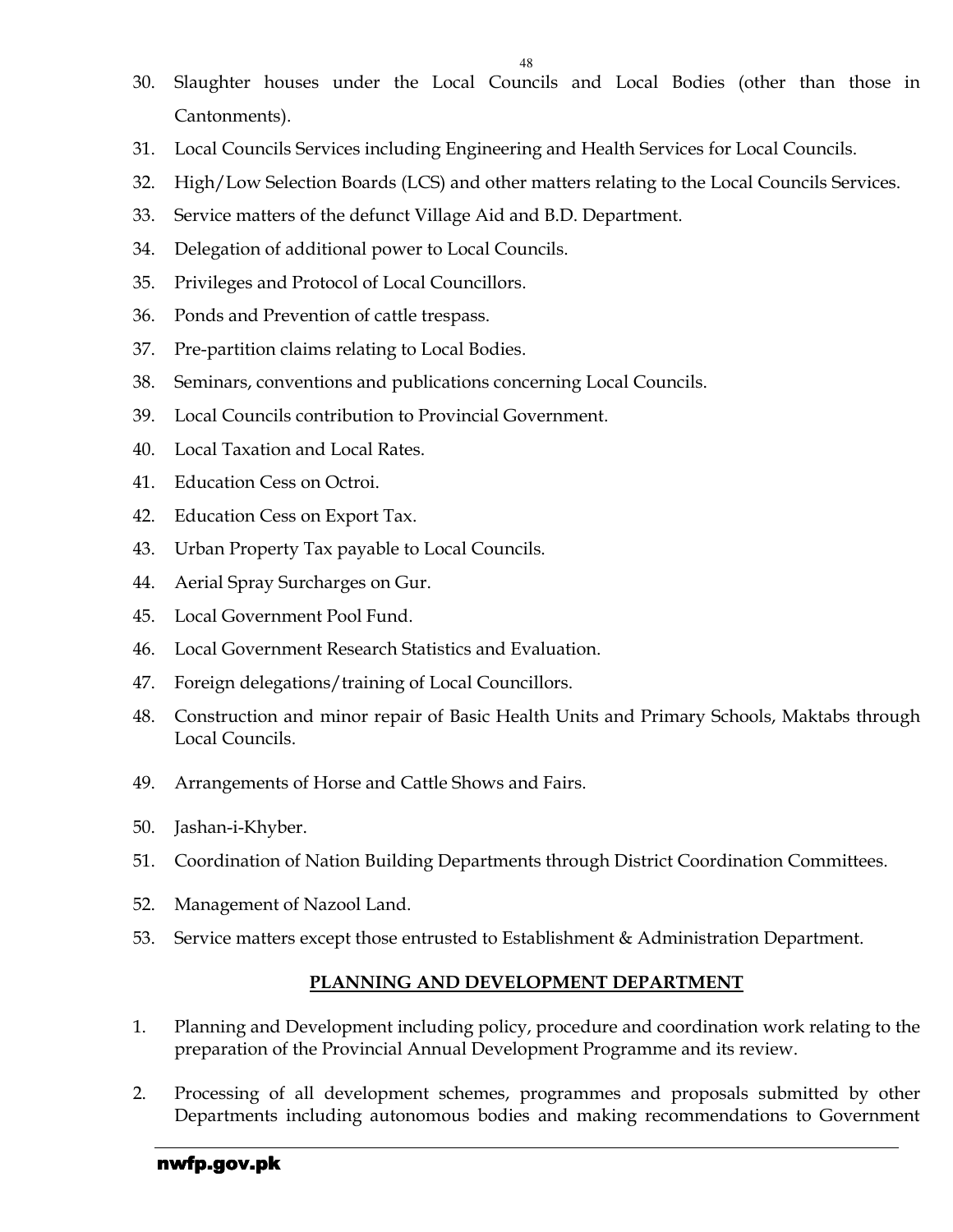30. Slaughter houses under the Local Councils and Local Bodies (other than those in Cantonments).
31. Local Councils Services including Engineering and Health Services for Local Councils.
32. High/Low Selection Boards (LCS) and other matters relating to the Local Councils Services.
33. Service matters of the defunct Village Aid and B.D. Department.
34. Delegation of additional power to Local Councils.
35. Privileges and Protocol of Local Councillors.
36. Ponds and Prevention of cattle trespass.
37. Pre-partition claims relating to Local Bodies.
38. Seminars, conventions and publications concerning Local Councils.
39. Local Councils contribution to Provincial Government.
40. Local Taxation and Local Rates.
41. Education Cess on Octroi.
42. Education Cess on Export Tax.
43. Urban Property Tax payable to Local Councils.
44. Aerial Spray Surcharges on Gur.
45. Local Government Pool Fund.
46. Local Government Research Statistics and Evaluation.
47. Foreign delegations/training of Local Councillors.
48. Construction and minor repair of Basic Health Units and Primary Schools, Maktabs through Local Councils.
49. Arrangements of Horse and Cattle Shows and Fairs.
50. Jashan-i-Khyber.
51. Coordination of Nation Building Departments through District Coordination Committees.
52. Management of Nazool Land.
53. Service matters except those entrusted to Establishment & Administration Department.

## PLANNING AND DEVELOPMENT DEPARTMENT

1. Planning and Development including policy, procedure and coordination work relating to the preparation of the Provincial Annual Development Programme and its review.
2. Processing of all development schemes, programmes and proposals submitted by other Departments including autonomous bodies and making recommendations to Government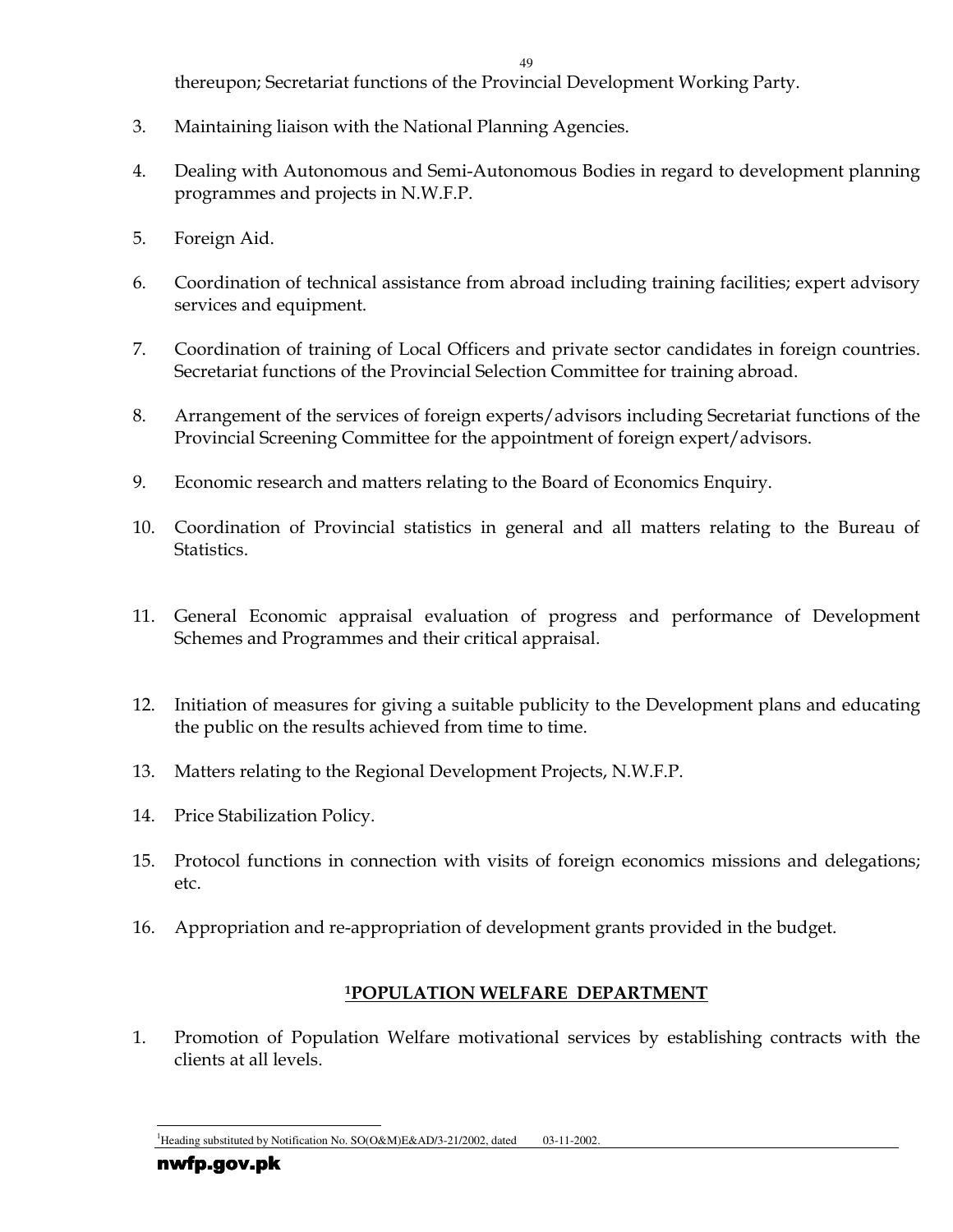thereupon; Secretariat functions of the Provincial Development Working Party.

3. Maintaining liaison with the National Planning Agencies.

4. Dealing with Autonomous and Semi-Autonomous Bodies in regard to development planning programmes and projects in N.W.F.P.

5. Foreign Aid.

6. Coordination of technical assistance from abroad including training facilities; expert advisory services and equipment.

7. Coordination of training of Local Officers and private sector candidates in foreign countries. Secretariat functions of the Provincial Selection Committee for training abroad.

8. Arrangement of the services of foreign experts/advisors including Secretariat functions of the Provincial Screening Committee for the appointment of foreign expert/advisors.

9. Economic research and matters relating to the Board of Economics Enquiry.

10. Coordination of Provincial statistics in general and all matters relating to the Bureau of Statistics.

11. General Economic appraisal evaluation of progress and performance of Development Schemes and Programmes and their critical appraisal.

12. Initiation of measures for giving a suitable publicity to the Development plans and educating the public on the results achieved from time to time.

13. Matters relating to the Regional Development Projects, N.W.F.P.

14. Price Stabilization Policy.

15. Protocol functions in connection with visits of foreign economics missions and delegations; etc.

16. Appropriation and re-appropriation of development grants provided in the budget.

## [1]POPULATION WELFARE DEPARTMENT

1. Promotion of Population Welfare motivational services by establishing contracts with the clients at all levels.

---

[1] Heading substituted by Notification No. SO(O&M)E&AD/3-21/2002, dated 03-11-2002.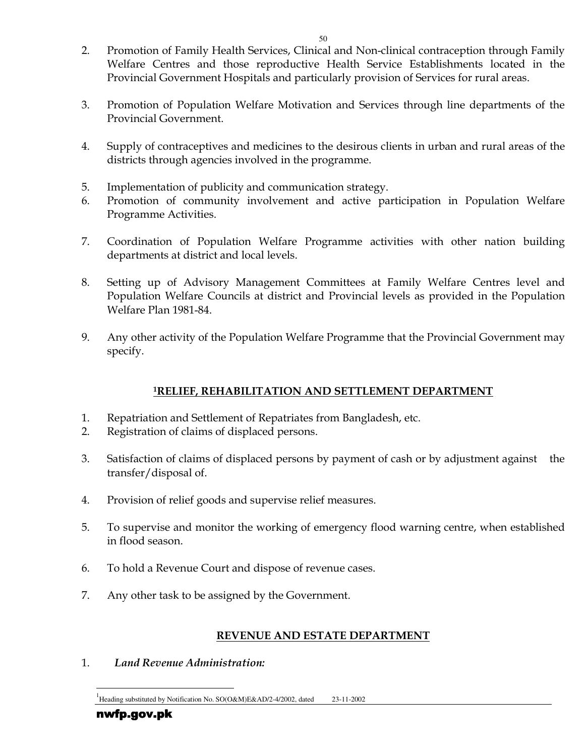2. Promotion of Family Health Services, Clinical and Non-clinical contraception through Family Welfare Centres and those reproductive Health Service Establishments located in the Provincial Government Hospitals and particularly provision of Services for rural areas.

3. Promotion of Population Welfare Motivation and Services through line departments of the Provincial Government.

4. Supply of contraceptives and medicines to the desirous clients in urban and rural areas of the districts through agencies involved in the programme.

5. Implementation of publicity and communication strategy.
6. Promotion of community involvement and active participation in Population Welfare Programme Activities.

7. Coordination of Population Welfare Programme activities with other nation building departments at district and local levels.

8. Setting up of Advisory Management Committees at Family Welfare Centres level and Population Welfare Councils at district and Provincial levels as provided in the Population Welfare Plan 1981-84.

9. Any other activity of the Population Welfare Programme that the Provincial Government may specify.

## [1]RELIEF, REHABILITATION AND SETTLEMENT DEPARTMENT

1. Repatriation and Settlement of Repatriates from Bangladesh, etc.
2. Registration of claims of displaced persons.

3. Satisfaction of claims of displaced persons by payment of cash or by adjustment against the transfer/disposal of.

4. Provision of relief goods and supervise relief measures.

5. To supervise and monitor the working of emergency flood warning centre, when established in flood season.

6. To hold a Revenue Court and dispose of revenue cases.

7. Any other task to be assigned by the Government.

## REVENUE AND ESTATE DEPARTMENT

1. ***Land Revenue Administration:***

[1]Heading substituted by Notification No. SO(O&M)E&AD/2-4/2002, dated 23-11-2002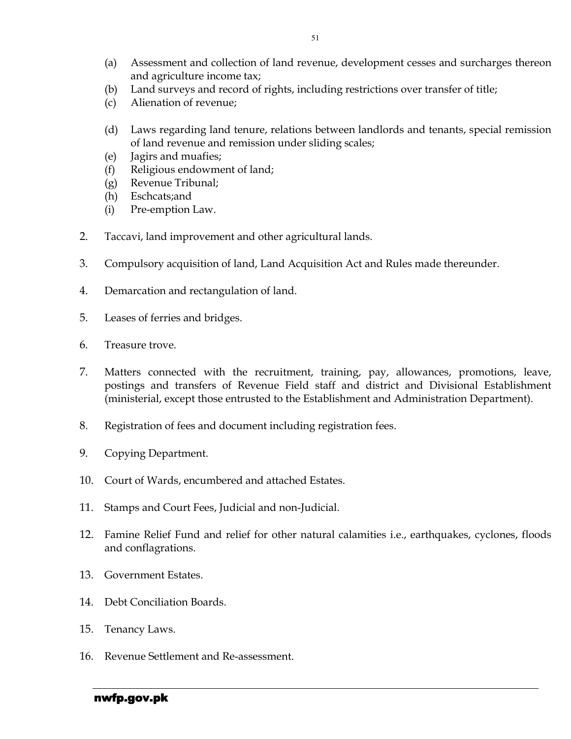(a) Assessment and collection of land revenue, development cesses and surcharges thereon and agriculture income tax;
(b) Land surveys and record of rights, including restrictions over transfer of title;
(c) Alienation of revenue;

(d) Laws regarding land tenure, relations between landlords and tenants, special remission of land revenue and remission under sliding scales;
(e) Jagirs and muafies;
(f) Religious endowment of land;
(g) Revenue Tribunal;
(h) Eschcats;and
(i) Pre-emption Law.

2. Taccavi, land improvement and other agricultural lands.

3. Compulsory acquisition of land, Land Acquisition Act and Rules made thereunder.

4. Demarcation and rectangulation of land.

5. Leases of ferries and bridges.

6. Treasure trove.

7. Matters connected with the recruitment, training, pay, allowances, promotions, leave, postings and transfers of Revenue Field staff and district and Divisional Establishment (ministerial, except those entrusted to the Establishment and Administration Department).

8. Registration of fees and document including registration fees.

9. Copying Department.

10. Court of Wards, encumbered and attached Estates.

11. Stamps and Court Fees, Judicial and non-Judicial.

12. Famine Relief Fund and relief for other natural calamities i.e., earthquakes, cyclones, floods and conflagrations.

13. Government Estates.

14. Debt Conciliation Boards.

15. Tenancy Laws.

16. Revenue Settlement and Re-assessment.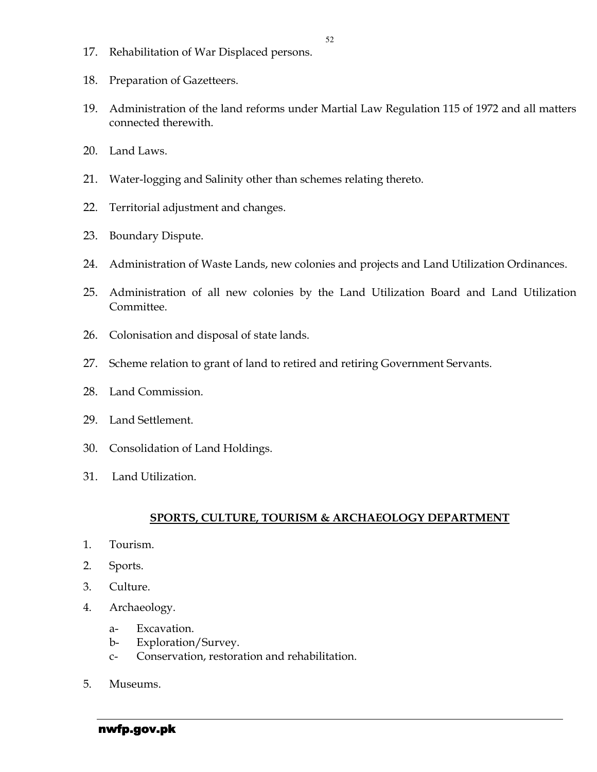17. Rehabilitation of War Displaced persons.

18. Preparation of Gazetteers.

19. Administration of the land reforms under Martial Law Regulation 115 of 1972 and all matters connected therewith.

20. Land Laws.

21. Water-logging and Salinity other than schemes relating thereto.

22. Territorial adjustment and changes.

23. Boundary Dispute.

24. Administration of Waste Lands, new colonies and projects and Land Utilization Ordinances.

25. Administration of all new colonies by the Land Utilization Board and Land Utilization Committee.

26. Colonisation and disposal of state lands.

27. Scheme relation to grant of land to retired and retiring Government Servants.

28. Land Commission.

29. Land Settlement.

30. Consolidation of Land Holdings.

31. Land Utilization.

## SPORTS, CULTURE, TOURISM & ARCHAEOLOGY DEPARTMENT

1. Tourism.
2. Sports.
3. Culture.
4. Archaeology.
   - a- Excavation.
   - b- Exploration/Survey.
   - c- Conservation, restoration and rehabilitation.

5. Museums.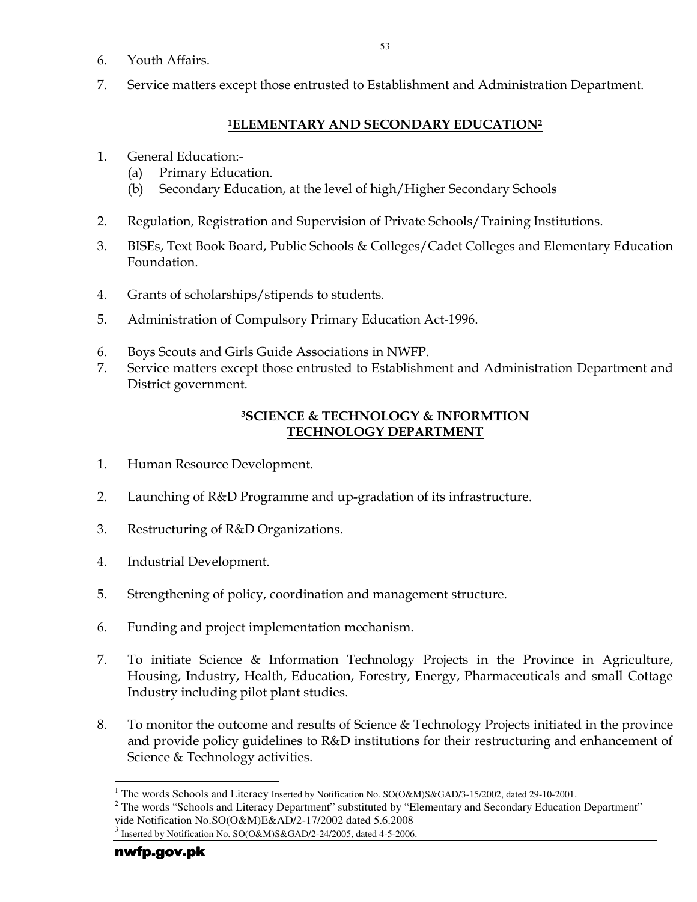6. Youth Affairs.

7. Service matters except those entrusted to Establishment and Administration Department.

## [1]ELEMENTARY AND SECONDARY EDUCATION[2]

1. General Education:-
   (a) Primary Education.
   (b) Secondary Education, at the level of high/Higher Secondary Schools

2. Regulation, Registration and Supervision of Private Schools/Training Institutions.

3. BISEs, Text Book Board, Public Schools & Colleges/Cadet Colleges and Elementary Education Foundation.

4. Grants of scholarships/stipends to students.

5. Administration of Compulsory Primary Education Act-1996.

6. Boys Scouts and Girls Guide Associations in NWFP.

7. Service matters except those entrusted to Establishment and Administration Department and District government.

## [3]SCIENCE & TECHNOLOGY & INFORMTION TECHNOLOGY DEPARTMENT

1. Human Resource Development.

2. Launching of R&D Programme and up-gradation of its infrastructure.

3. Restructuring of R&D Organizations.

4. Industrial Development.

5. Strengthening of policy, coordination and management structure.

6. Funding and project implementation mechanism.

7. To initiate Science & Information Technology Projects in the Province in Agriculture, Housing, Industry, Health, Education, Forestry, Energy, Pharmaceuticals and small Cottage Industry including pilot plant studies.

8. To monitor the outcome and results of Science & Technology Projects initiated in the province and provide policy guidelines to R&D institutions for their restructuring and enhancement of Science & Technology activities.

---

[1] The words Schools and Literacy Inserted by Notification No. SO(O&M)S&GAD/3-15/2002, dated 29-10-2001.

[2] The words "Schools and Literacy Department" substituted by "Elementary and Secondary Education Department" vide Notification No.SO(O&M)E&AD/2-17/2002 dated 5.6.2008

[3] Inserted by Notification No. SO(O&M)S&GAD/2-24/2005, dated 4-5-2006.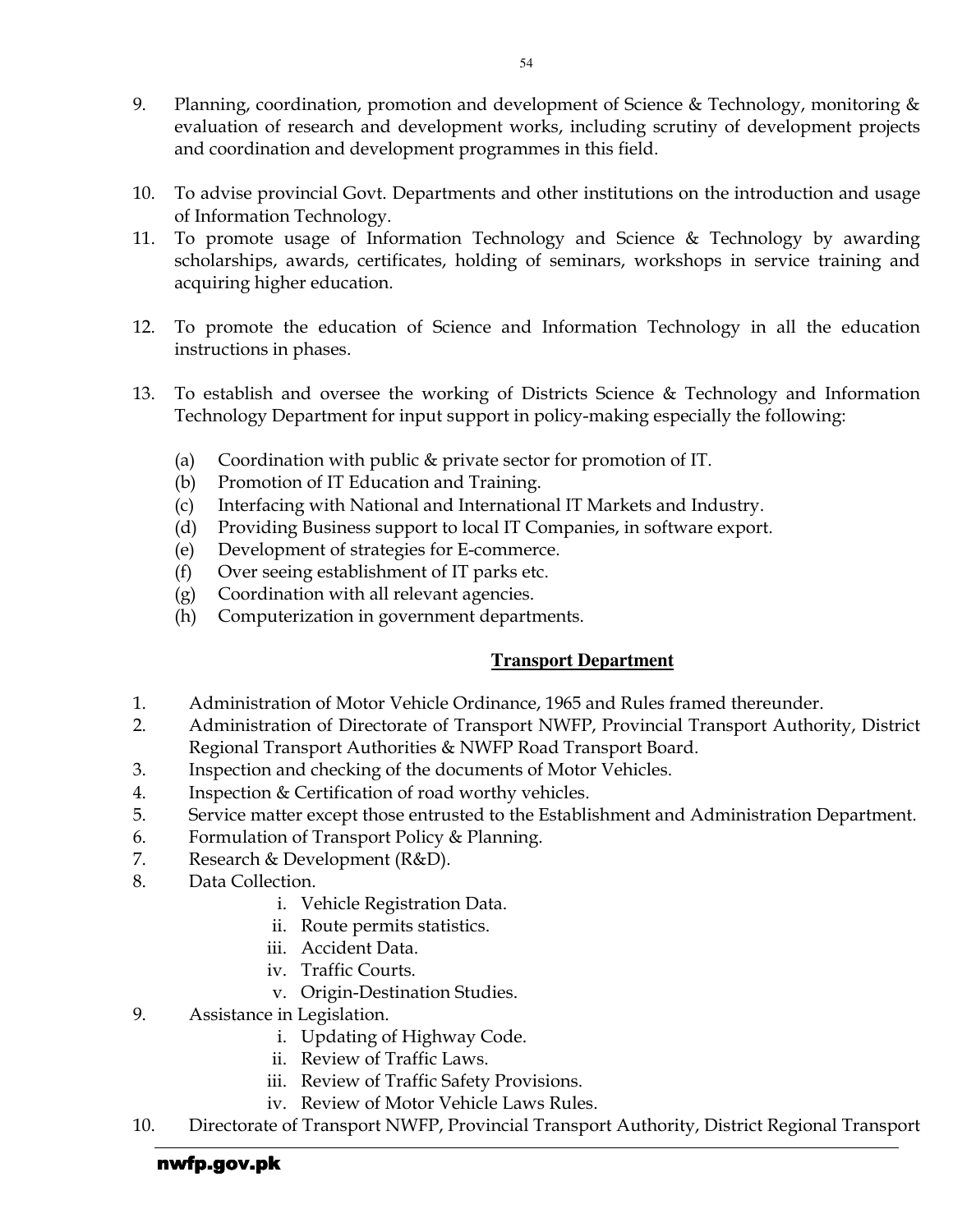9. Planning, coordination, promotion and development of Science & Technology, monitoring & evaluation of research and development works, including scrutiny of development projects and coordination and development programmes in this field.

10. To advise provincial Govt. Departments and other institutions on the introduction and usage of Information Technology.
11. To promote usage of Information Technology and Science & Technology by awarding scholarships, awards, certificates, holding of seminars, workshops in service training and acquiring higher education.

12. To promote the education of Science and Information Technology in all the education instructions in phases.

13. To establish and oversee the working of Districts Science & Technology and Information Technology Department for input support in policy-making especially the following:

    (a) Coordination with public & private sector for promotion of IT.
    (b) Promotion of IT Education and Training.
    (c) Interfacing with National and International IT Markets and Industry.
    (d) Providing Business support to local IT Companies, in software export.
    (e) Development of strategies for E-commerce.
    (f) Over seeing establishment of IT parks etc.
    (g) Coordination with all relevant agencies.
    (h) Computerization in government departments.

## Transport Department

1. Administration of Motor Vehicle Ordinance, 1965 and Rules framed thereunder.
2. Administration of Directorate of Transport NWFP, Provincial Transport Authority, District Regional Transport Authorities & NWFP Road Transport Board.
3. Inspection and checking of the documents of Motor Vehicles.
4. Inspection & Certification of road worthy vehicles.
5. Service matter except those entrusted to the Establishment and Administration Department.
6. Formulation of Transport Policy & Planning.
7. Research & Development (R&D).
8. Data Collection.
    i. Vehicle Registration Data.
    ii. Route permits statistics.
    iii. Accident Data.
    iv. Traffic Courts.
    v. Origin-Destination Studies.
9. Assistance in Legislation.
    i. Updating of Highway Code.
    ii. Review of Traffic Laws.
    iii. Review of Traffic Safety Provisions.
    iv. Review of Motor Vehicle Laws Rules.
10. Directorate of Transport NWFP, Provincial Transport Authority, District Regional Transport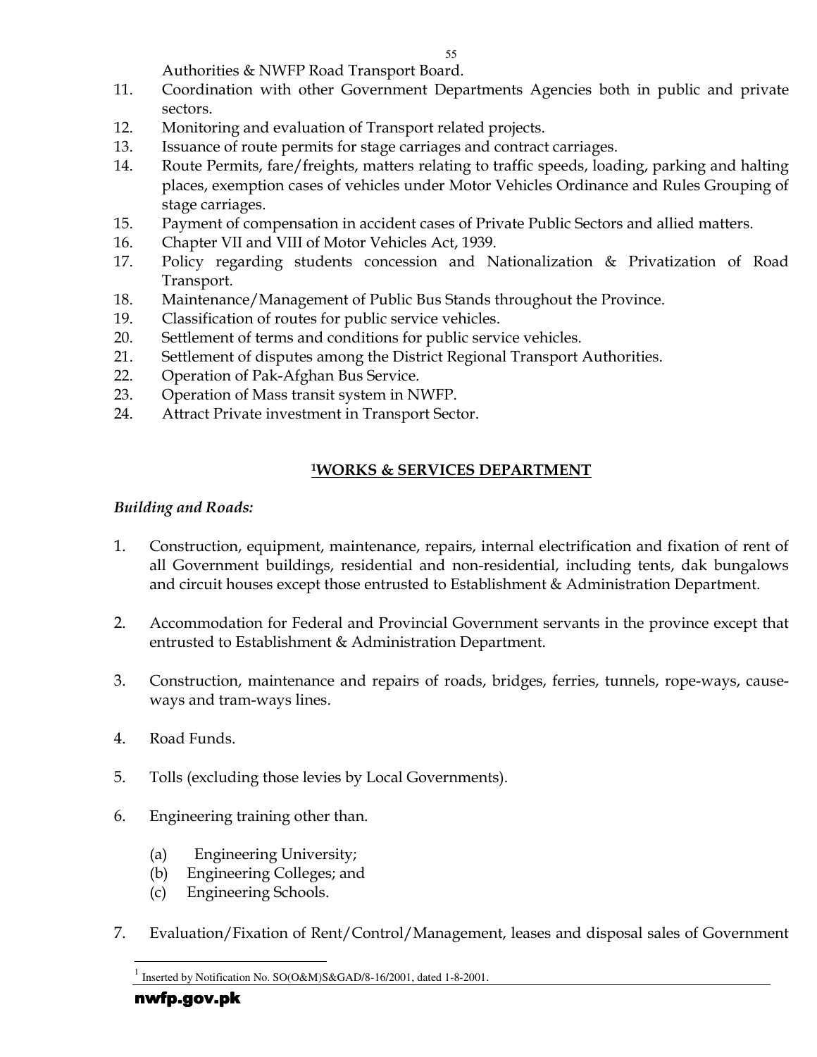Authorities & NWFP Road Transport Board.

11. Coordination with other Government Departments Agencies both in public and private sectors.
12. Monitoring and evaluation of Transport related projects.
13. Issuance of route permits for stage carriages and contract carriages.
14. Route Permits, fare/freights, matters relating to traffic speeds, loading, parking and halting places, exemption cases of vehicles under Motor Vehicles Ordinance and Rules Grouping of stage carriages.
15. Payment of compensation in accident cases of Private Public Sectors and allied matters.
16. Chapter VII and VIII of Motor Vehicles Act, 1939.
17. Policy regarding students concession and Nationalization & Privatization of Road Transport.
18. Maintenance/Management of Public Bus Stands throughout the Province.
19. Classification of routes for public service vehicles.
20. Settlement of terms and conditions for public service vehicles.
21. Settlement of disputes among the District Regional Transport Authorities.
22. Operation of Pak-Afghan Bus Service.
23. Operation of Mass transit system in NWFP.
24. Attract Private investment in Transport Sector.

## [1]WORKS & SERVICES DEPARTMENT

*Building and Roads:*

1. Construction, equipment, maintenance, repairs, internal electrification and fixation of rent of all Government buildings, residential and non-residential, including tents, dak bungalows and circuit houses except those entrusted to Establishment & Administration Department.

2. Accommodation for Federal and Provincial Government servants in the province except that entrusted to Establishment & Administration Department.

3. Construction, maintenance and repairs of roads, bridges, ferries, tunnels, rope-ways, cause-ways and tram-ways lines.

4. Road Funds.

5. Tolls (excluding those levies by Local Governments).

6. Engineering training other than.

   (a) Engineering University;
   (b) Engineering Colleges; and
   (c) Engineering Schools.

7. Evaluation/Fixation of Rent/Control/Management, leases and disposal sales of Government

[1] Inserted by Notification No. SO(O&M)S&GAD/8-16/2001, dated 1-8-2001.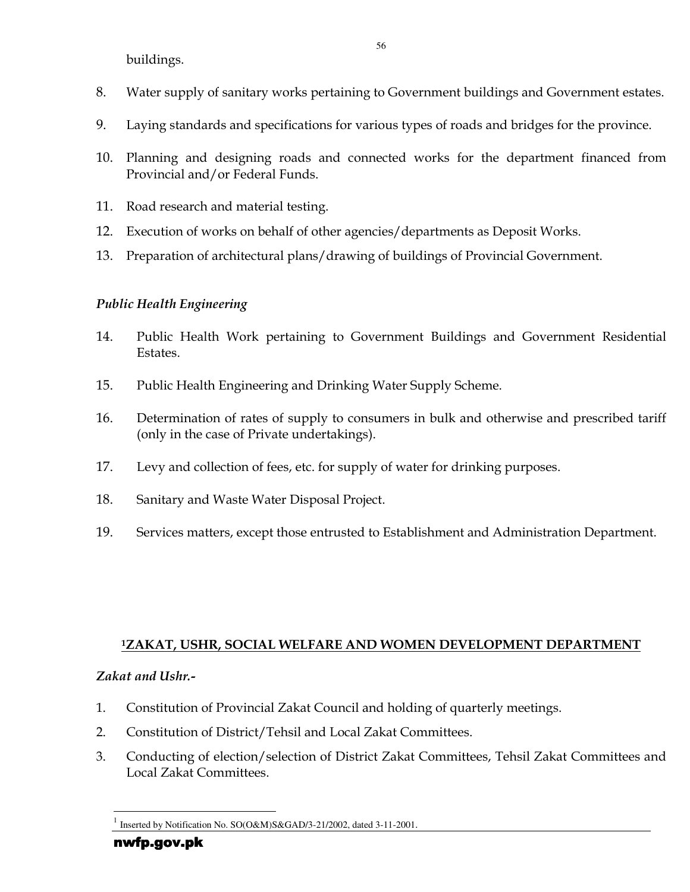buildings.

8. Water supply of sanitary works pertaining to Government buildings and Government estates.

9. Laying standards and specifications for various types of roads and bridges for the province.

10. Planning and designing roads and connected works for the department financed from Provincial and/or Federal Funds.

11. Road research and material testing.

12. Execution of works on behalf of other agencies/departments as Deposit Works.

13. Preparation of architectural plans/drawing of buildings of Provincial Government.

*Public Health Engineering*

14. Public Health Work pertaining to Government Buildings and Government Residential Estates.

15. Public Health Engineering and Drinking Water Supply Scheme.

16. Determination of rates of supply to consumers in bulk and otherwise and prescribed tariff (only in the case of Private undertakings).

17. Levy and collection of fees, etc. for supply of water for drinking purposes.

18. Sanitary and Waste Water Disposal Project.

19. Services matters, except those entrusted to Establishment and Administration Department.

## [1]ZAKAT, USHR, SOCIAL WELFARE AND WOMEN DEVELOPMENT DEPARTMENT

*Zakat and Ushr.-*

1. Constitution of Provincial Zakat Council and holding of quarterly meetings.
2. Constitution of District/Tehsil and Local Zakat Committees.
3. Conducting of election/selection of District Zakat Committees, Tehsil Zakat Committees and Local Zakat Committees.

[1] Inserted by Notification No. SO(O&M)S&GAD/3-21/2002, dated 3-11-2001.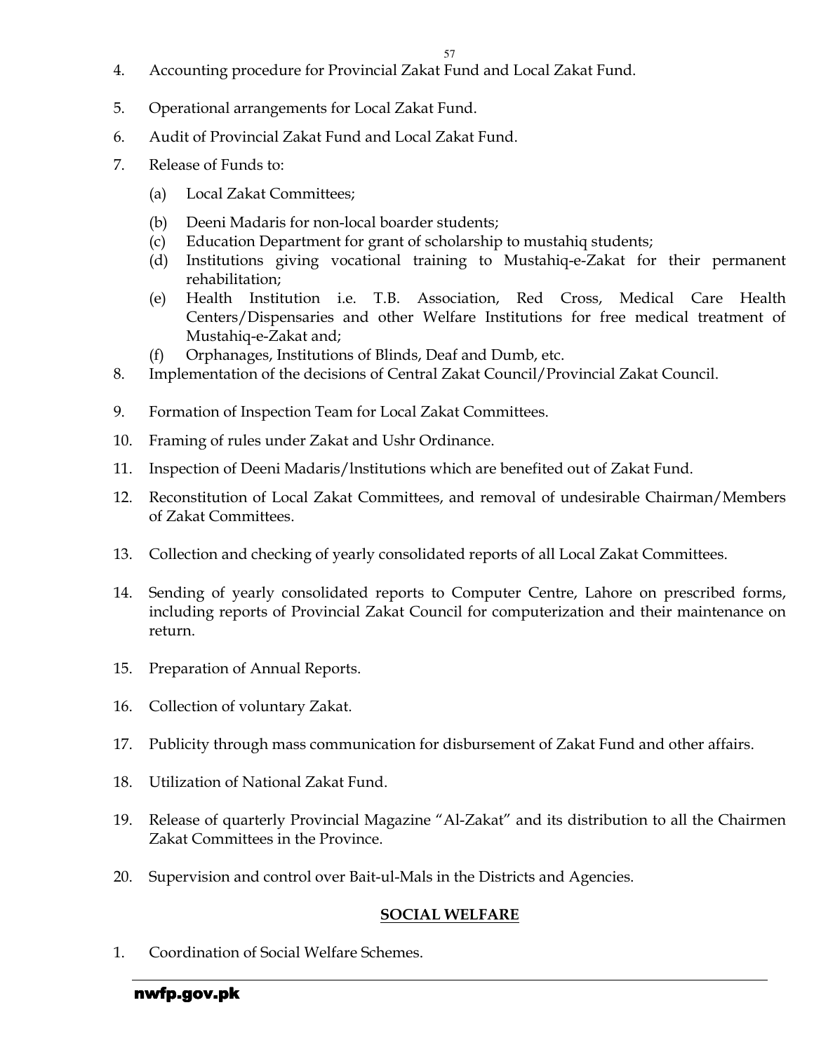4. Accounting procedure for Provincial Zakat Fund and Local Zakat Fund.

5. Operational arrangements for Local Zakat Fund.

6. Audit of Provincial Zakat Fund and Local Zakat Fund.

7. Release of Funds to:

   (a) Local Zakat Committees;

   (b) Deeni Madaris for non-local boarder students;
   (c) Education Department for grant of scholarship to mustahiq students;
   (d) Institutions giving vocational training to Mustahiq-e-Zakat for their permanent rehabilitation;
   (e) Health Institution i.e. T.B. Association, Red Cross, Medical Care Health Centers/Dispensaries and other Welfare Institutions for free medical treatment of Mustahiq-e-Zakat and;
   (f) Orphanages, Institutions of Blinds, Deaf and Dumb, etc.
8. Implementation of the decisions of Central Zakat Council/Provincial Zakat Council.

9. Formation of Inspection Team for Local Zakat Committees.

10. Framing of rules under Zakat and Ushr Ordinance.

11. Inspection of Deeni Madaris/lnstitutions which are benefited out of Zakat Fund.

12. Reconstitution of Local Zakat Committees, and removal of undesirable Chairman/Members of Zakat Committees.

13. Collection and checking of yearly consolidated reports of all Local Zakat Committees.

14. Sending of yearly consolidated reports to Computer Centre, Lahore on prescribed forms, including reports of Provincial Zakat Council for computerization and their maintenance on return.

15. Preparation of Annual Reports.

16. Collection of voluntary Zakat.

17. Publicity through mass communication for disbursement of Zakat Fund and other affairs.

18. Utilization of National Zakat Fund.

19. Release of quarterly Provincial Magazine "Al-Zakat" and its distribution to all the Chairmen Zakat Committees in the Province.

20. Supervision and control over Bait-ul-Mals in the Districts and Agencies.

## SOCIAL WELFARE

1. Coordination of Social Welfare Schemes.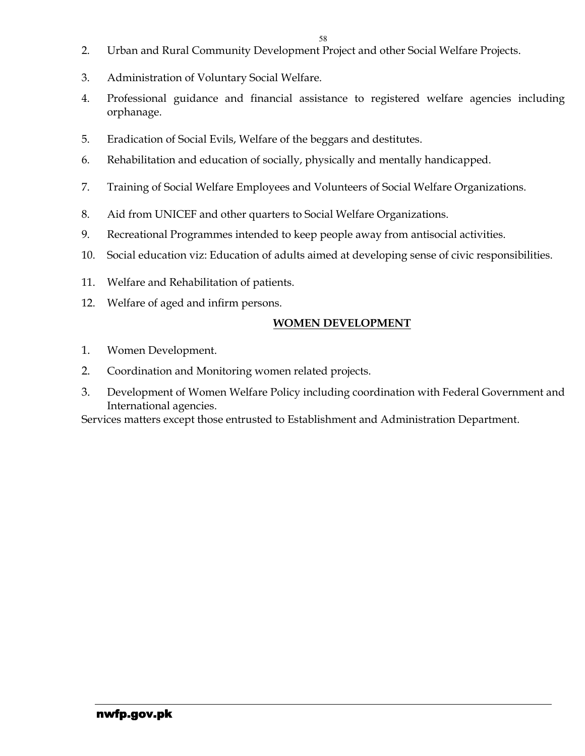2. Urban and Rural Community Development Project and other Social Welfare Projects.
3. Administration of Voluntary Social Welfare.
4. Professional guidance and financial assistance to registered welfare agencies including orphanage.
5. Eradication of Social Evils, Welfare of the beggars and destitutes.
6. Rehabilitation and education of socially, physically and mentally handicapped.
7. Training of Social Welfare Employees and Volunteers of Social Welfare Organizations.
8. Aid from UNICEF and other quarters to Social Welfare Organizations.
9. Recreational Programmes intended to keep people away from antisocial activities.
10. Social education viz: Education of adults aimed at developing sense of civic responsibilities.
11. Welfare and Rehabilitation of patients.
12. Welfare of aged and infirm persons.

## WOMEN DEVELOPMENT

1. Women Development.
2. Coordination and Monitoring women related projects.
3. Development of Women Welfare Policy including coordination with Federal Government and International agencies.

Services matters except those entrusted to Establishment and Administration Department.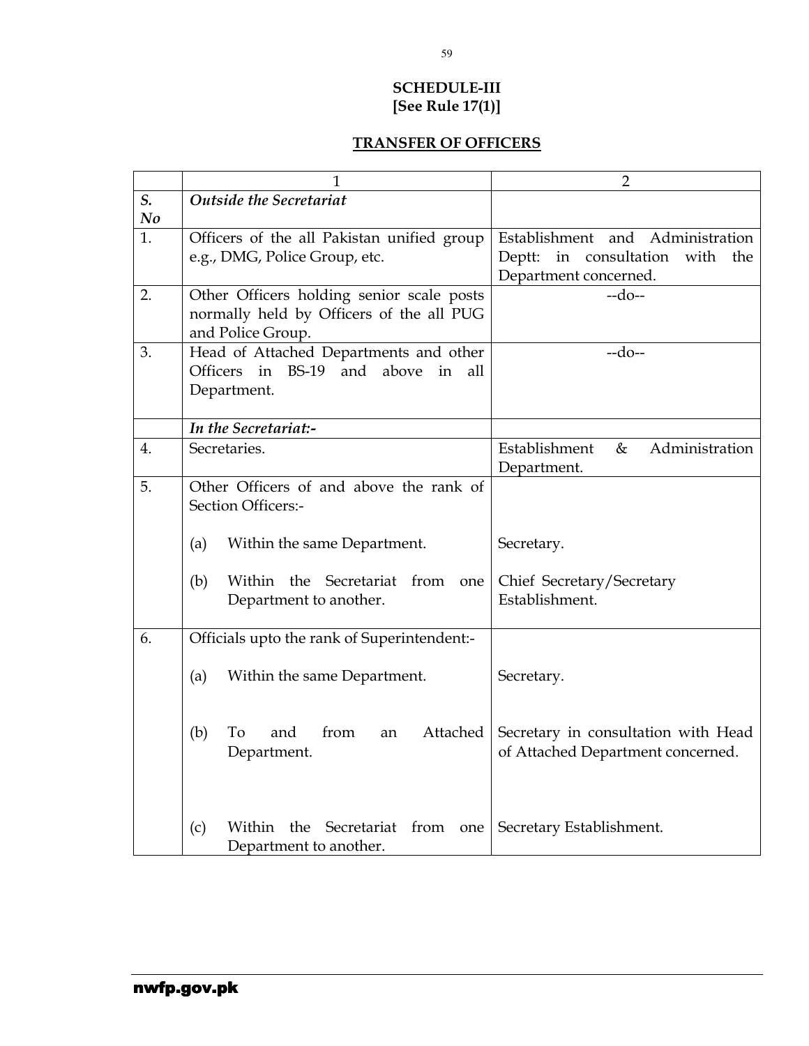**SCHEDULE-III**
**[See Rule 17(1)]**

**TRANSFER OF OFFICERS**

| | 1 | 2 |
|---|---|---|
| ***S. No*** | ***Outside the Secretariat*** | |
| 1. | Officers of the all Pakistan unified group e.g., DMG, Police Group, etc. | Establishment and Administration Deptt: in consultation with the Department concerned. |
| 2. | Other Officers holding senior scale posts normally held by Officers of the all PUG and Police Group. | --do-- |
| 3. | Head of Attached Departments and other Officers in BS-19 and above in all Department. | --do-- |
| | ***In the Secretariat:-*** | |
| 4. | Secretaries. | Establishment & Administration Department. |
| 5. | Other Officers of and above the rank of Section Officers:- | |
| | (a) Within the same Department. | Secretary. |
| | (b) Within the Secretariat from one Department to another. | Chief Secretary/Secretary Establishment. |
| 6. | Officials upto the rank of Superintendent:- | |
| | (a) Within the same Department. | Secretary. |
| | (b) To and from an Attached Department. | Secretary in consultation with Head of Attached Department concerned. |
| | (c) Within the Secretariat from one Department to another. | Secretary Establishment. |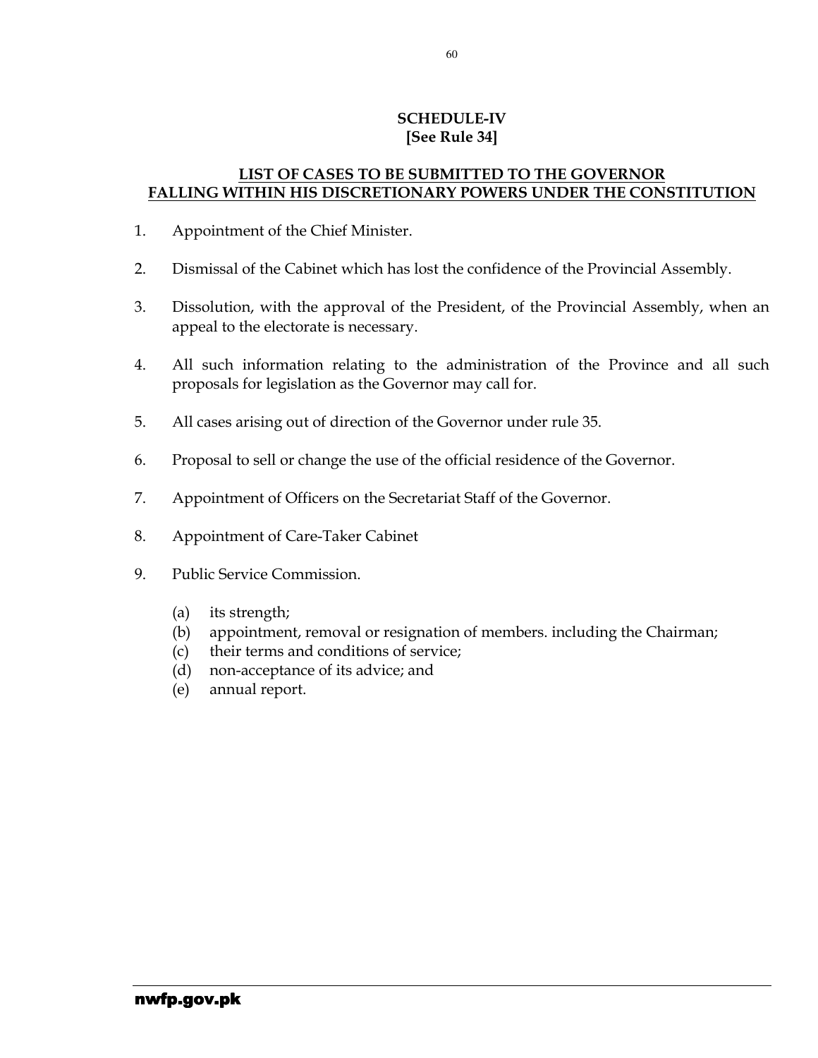## SCHEDULE-IV
**[See Rule 34]**

**LIST OF CASES TO BE SUBMITTED TO THE GOVERNOR FALLING WITHIN HIS DISCRETIONARY POWERS UNDER THE CONSTITUTION**

1. Appointment of the Chief Minister.

2. Dismissal of the Cabinet which has lost the confidence of the Provincial Assembly.

3. Dissolution, with the approval of the President, of the Provincial Assembly, when an appeal to the electorate is necessary.

4. All such information relating to the administration of the Province and all such proposals for legislation as the Governor may call for.

5. All cases arising out of direction of the Governor under rule 35.

6. Proposal to sell or change the use of the official residence of the Governor.

7. Appointment of Officers on the Secretariat Staff of the Governor.

8. Appointment of Care-Taker Cabinet

9. Public Service Commission.

   (a) its strength;
   (b) appointment, removal or resignation of members. including the Chairman;
   (c) their terms and conditions of service;
   (d) non-acceptance of its advice; and
   (e) annual report.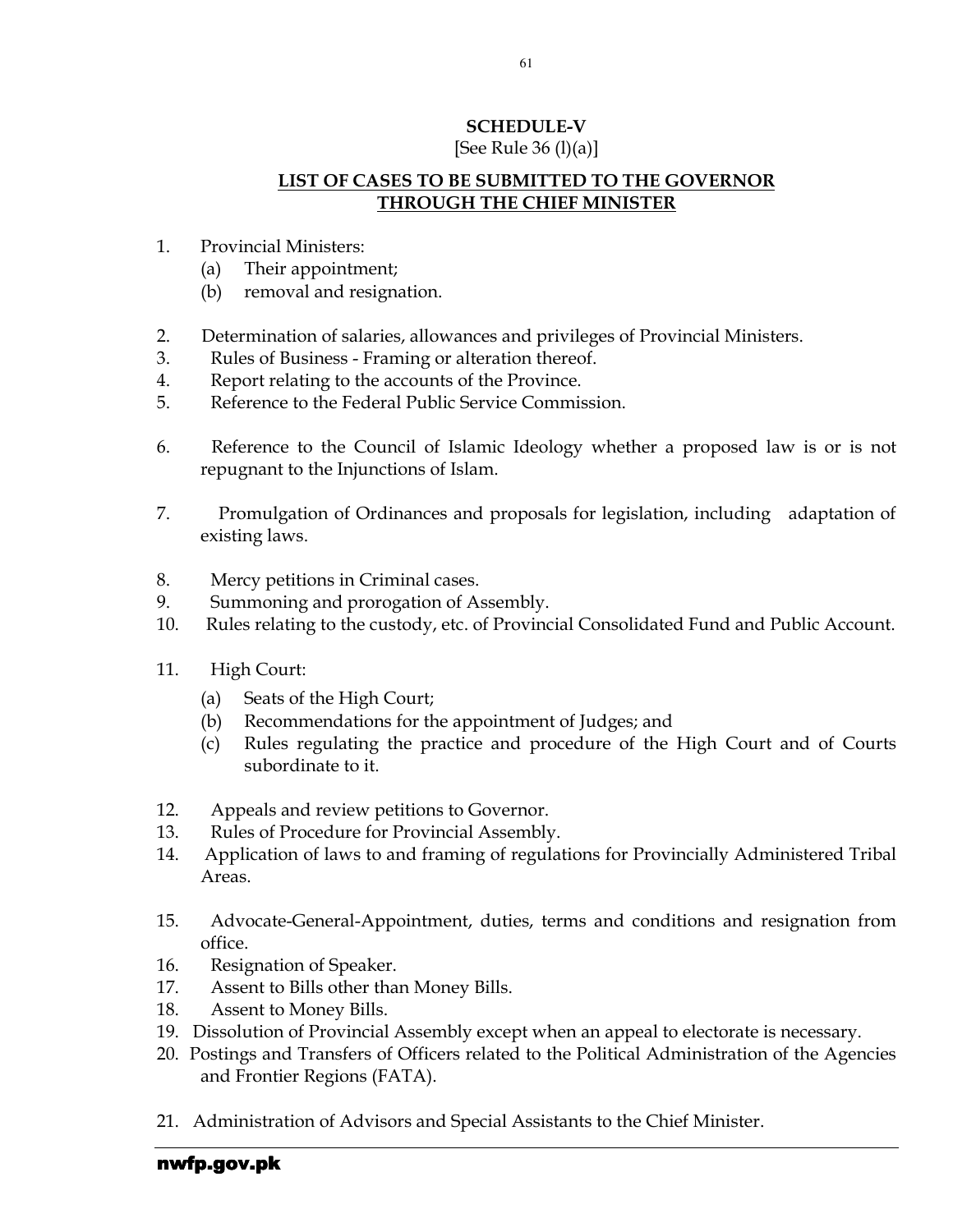## SCHEDULE-V

[See Rule 36 (l)(a)]

### LIST OF CASES TO BE SUBMITTED TO THE GOVERNOR THROUGH THE CHIEF MINISTER

1. Provincial Ministers:
   - (a) Their appointment;
   - (b) removal and resignation.

2. Determination of salaries, allowances and privileges of Provincial Ministers.
3. Rules of Business - Framing or alteration thereof.
4. Report relating to the accounts of the Province.
5. Reference to the Federal Public Service Commission.

6. Reference to the Council of Islamic Ideology whether a proposed law is or is not repugnant to the Injunctions of Islam.

7. Promulgation of Ordinances and proposals for legislation, including adaptation of existing laws.

8. Mercy petitions in Criminal cases.
9. Summoning and prorogation of Assembly.
10. Rules relating to the custody, etc. of Provincial Consolidated Fund and Public Account.

11. High Court:
    - (a) Seats of the High Court;
    - (b) Recommendations for the appointment of Judges; and
    - (c) Rules regulating the practice and procedure of the High Court and of Courts subordinate to it.

12. Appeals and review petitions to Governor.
13. Rules of Procedure for Provincial Assembly.
14. Application of laws to and framing of regulations for Provincially Administered Tribal Areas.

15. Advocate-General-Appointment, duties, terms and conditions and resignation from office.
16. Resignation of Speaker.
17. Assent to Bills other than Money Bills.
18. Assent to Money Bills.
19. Dissolution of Provincial Assembly except when an appeal to electorate is necessary.
20. Postings and Transfers of Officers related to the Political Administration of the Agencies and Frontier Regions (FATA).

21. Administration of Advisors and Special Assistants to the Chief Minister.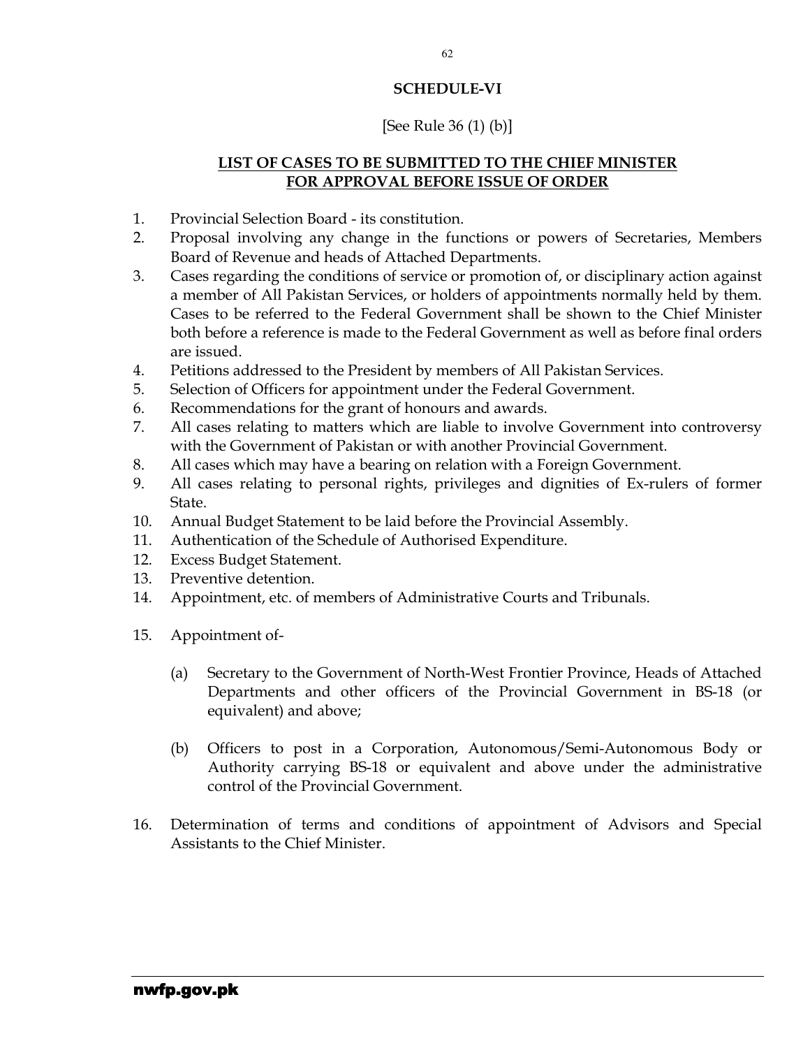## SCHEDULE-VI

[See Rule 36 (1) (b)]

### LIST OF CASES TO BE SUBMITTED TO THE CHIEF MINISTER FOR APPROVAL BEFORE ISSUE OF ORDER

1. Provincial Selection Board - its constitution.
2. Proposal involving any change in the functions or powers of Secretaries, Members Board of Revenue and heads of Attached Departments.
3. Cases regarding the conditions of service or promotion of, or disciplinary action against a member of All Pakistan Services, or holders of appointments normally held by them. Cases to be referred to the Federal Government shall be shown to the Chief Minister both before a reference is made to the Federal Government as well as before final orders are issued.
4. Petitions addressed to the President by members of All Pakistan Services.
5. Selection of Officers for appointment under the Federal Government.
6. Recommendations for the grant of honours and awards.
7. All cases relating to matters which are liable to involve Government into controversy with the Government of Pakistan or with another Provincial Government.
8. All cases which may have a bearing on relation with a Foreign Government.
9. All cases relating to personal rights, privileges and dignities of Ex-rulers of former State.
10. Annual Budget Statement to be laid before the Provincial Assembly.
11. Authentication of the Schedule of Authorised Expenditure.
12. Excess Budget Statement.
13. Preventive detention.
14. Appointment, etc. of members of Administrative Courts and Tribunals.
15. Appointment of-

    (a) Secretary to the Government of North-West Frontier Province, Heads of Attached Departments and other officers of the Provincial Government in BS-18 (or equivalent) and above;

    (b) Officers to post in a Corporation, Autonomous/Semi-Autonomous Body or Authority carrying BS-18 or equivalent and above under the administrative control of the Provincial Government.

16. Determination of terms and conditions of appointment of Advisors and Special Assistants to the Chief Minister.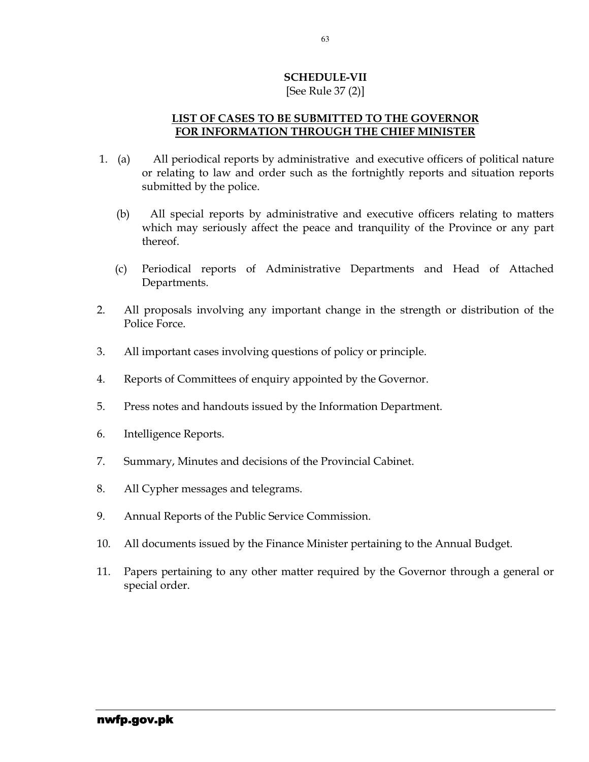## SCHEDULE-VII

[See Rule 37 (2)]

### LIST OF CASES TO BE SUBMITTED TO THE GOVERNOR FOR INFORMATION THROUGH THE CHIEF MINISTER

1. (a) All periodical reports by administrative and executive officers of political nature or relating to law and order such as the fortnightly reports and situation reports submitted by the police.

   (b) All special reports by administrative and executive officers relating to matters which may seriously affect the peace and tranquility of the Province or any part thereof.

   (c) Periodical reports of Administrative Departments and Head of Attached Departments.

2. All proposals involving any important change in the strength or distribution of the Police Force.

3. All important cases involving questions of policy or principle.

4. Reports of Committees of enquiry appointed by the Governor.

5. Press notes and handouts issued by the Information Department.

6. Intelligence Reports.

7. Summary, Minutes and decisions of the Provincial Cabinet.

8. All Cypher messages and telegrams.

9. Annual Reports of the Public Service Commission.

10. All documents issued by the Finance Minister pertaining to the Annual Budget.

11. Papers pertaining to any other matter required by the Governor through a general or special order.